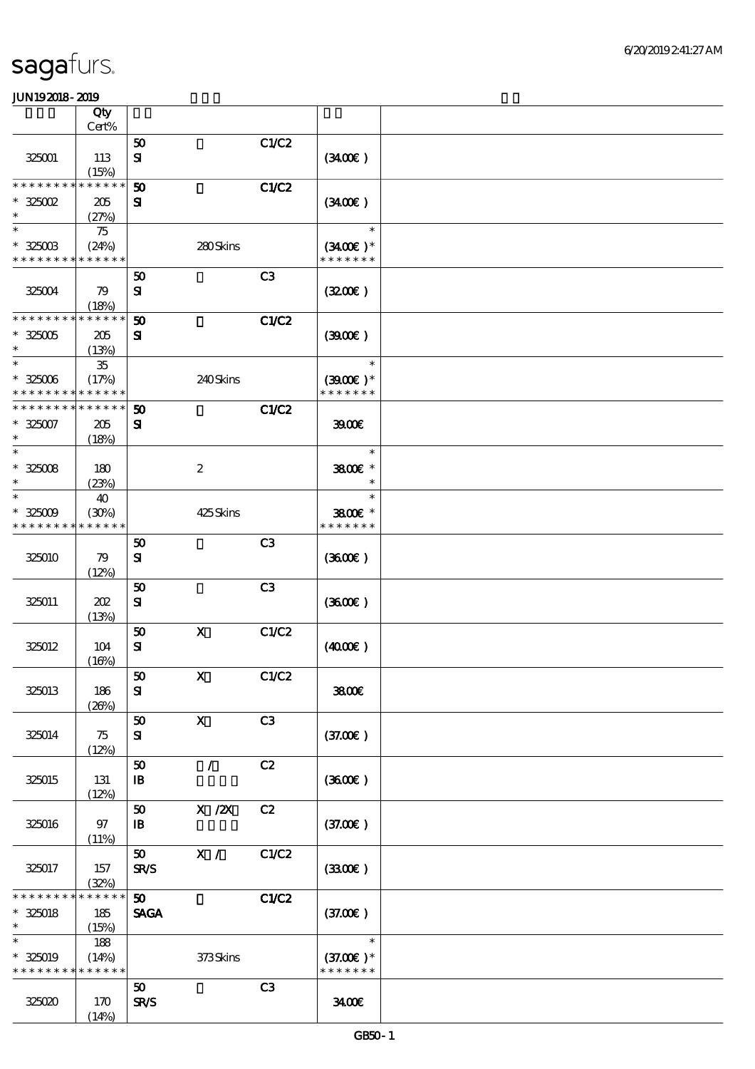sagafurs.

JUN192018-2019

| | Qty Cert% | | | | | |
|---|---|---|---|---|---|---|
| 325001 | 113 (15%) | 50 SI | | C1/C2 | (34.00€ ) | |
| * * * * * * * * * * * * * * 325002 * | 205 (27%) | 50 SI | | C1/C2 | (34.00€ ) | |
| * * 325003 * * * * * * * * * * * * * | 75 (24%) | | 280 Skins | | * (34.00€ )* * * * * * * * | |
| 325004 | 79 (18%) | 50 SI | | C3 | (32.00€ ) | |
| * * * * * * * * * * * * * * 325005 * | 205 (13%) | 50 SI | | C1/C2 | (39.00€ ) | |
| * * 325006 * * * * * * * * * * * * * | 35 (17%) | | 240 Skins | | * (39.00€ )* * * * * * * * | |
| * * * * * * * * * * * * * * 325007 * | 205 (18%) | 50 SI | | C1/C2 | 39.00€ | |
| * * 325008 * | 180 (23%) | | 2 | | * 38.00€ * * | |
| * * 325009 * * * * * * * * * * * * * | 40 (30%) | | 425 Skins | | * 38.00€ * * * * * * * * | |
| 325010 | 79 (12%) | 50 SI | | C3 | (36.00€ ) | |
| 325011 | 202 (13%) | 50 SI | | C3 | (36.00€ ) | |
| 325012 | 104 (16%) | 50 SI | X | C1/C2 | (40.00€ ) | |
| 325013 | 186 (26%) | 50 SI | X | C1/C2 | 38.00€ | |
| 325014 | 75 (12%) | 50 SI | X | C3 | (37.00€ ) | |
| 325015 | 131 (12%) | 50 IB | / | C2 | (36.00€ ) | |
| 325016 | 97 (11%) | 50 IB | X /2X | C2 | (37.00€ ) | |
| 325017 | 157 (32%) | 50 SR/S | X / | C1/C2 | (33.00€ ) | |
| * * * * * * * * * * * * * * 325018 * | 185 (15%) | 50 SAGA | | C1/C2 | (37.00€ ) | |
| * * 325019 * * * * * * * * * * * * * | 188 (14%) | | 373 Skins | | * (37.00€ )* * * * * * * * | |
| 325020 | 170 (14%) | 50 SR/S | | C3 | 34.00€ | |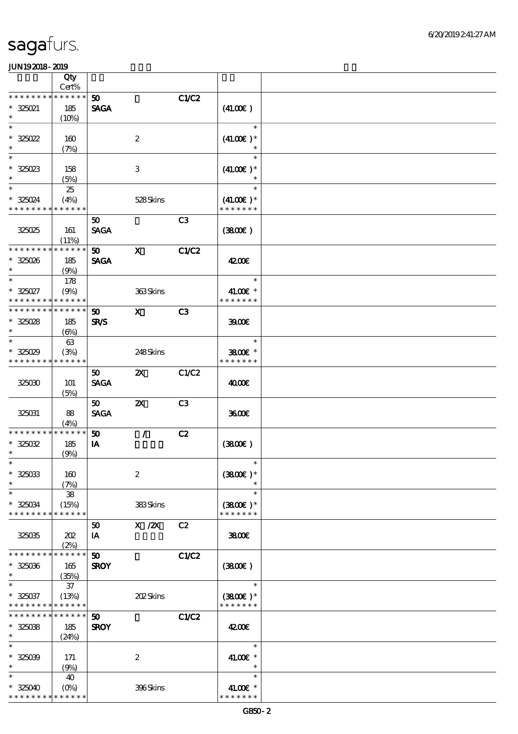| | Qty Cert% | | | | | |
|---|---|---|---|---|---|---|
| * * * * * * * * * * * * * * | | 50 | | C1/C2 | | |
| * 325021 | 185 | SAGA | | | (41.00€) | |
| * | (10%) | | | | | |
| * | | | | | * | |
| * 325022 | 160 | | 2 | | (41.00€) * | |
| * | (7%) | | | | * | |
| * | | | | | * | |
| * 325023 | 158 | | 3 | | (41.00€) * | |
| * | (5%) | | | | * | |
| * | 25 | | | | * | |
| * 325024 | (4%) | | 528 Skins | | (41.00€) * | |
| * * * * * * * * * * * * * * | | | | | * * * * * * * | |
| | | 50 | | C3 | | |
| 325025 | 161 | SAGA | | | (38.00€) | |
| | (11%) | | | | | |
| * * * * * * * * * * * * * * | | 50 | X | C1/C2 | | |
| * 325026 | 185 | SAGA | | | 42.00€ | |
| * | (9%) | | | | | |
| * | 178 | | | | * | |
| * 325027 | (9%) | | 363 Skins | | 41.00€ * | |
| * * * * * * * * * * * * * * | | | | | * * * * * * * | |
| * * * * * * * * * * * * * * | | 50 | X | C3 | | |
| * 325028 | 185 | SR/S | | | 39.00€ | |
| * | (6%) | | | | | |
| * | 63 | | | | * | |
| * 325029 | (3%) | | 248 Skins | | 38.00€ * | |
| * * * * * * * * * * * * * * | | | | | * * * * * * * | |
| | | 50 | 2X | C1/C2 | | |
| 325030 | 101 | SAGA | | | 40.00€ | |
| | (5%) | | | | | |
| | | 50 | 2X | C3 | | |
| 325031 | 88 | SAGA | | | 36.00€ | |
| | (4%) | | | | | |
| * * * * * * * * * * * * * * | | 50 | / | C2 | | |
| * 325032 | 185 | IA | | | (38.00€) | |
| * | (9%) | | | | | |
| * | | | | | * | |
| * 325033 | 160 | | 2 | | (38.00€) * | |
| * | (7%) | | | | * | |
| * | 38 | | | | * | |
| * 325034 | (15%) | | 383 Skins | | (38.00€) * | |
| * * * * * * * * * * * * * * | | | | | * * * * * * * | |
| | | 50 | X /2X | C2 | | |
| 325035 | 202 | IA | | | 38.00€ | |
| | (2%) | | | | | |
| * * * * * * * * * * * * * * | | 50 | | C1/C2 | | |
| * 325036 | 165 | SROY | | | (38.00€) | |
| * | (35%) | | | | | |
| * | 37 | | | | * | |
| * 325037 | (13%) | | 202 Skins | | (38.00€) * | |
| * * * * * * * * * * * * * * | | | | | * * * * * * * | |
| * * * * * * * * * * * * * * | | 50 | | C1/C2 | | |
| * 325038 | 185 | SROY | | | 42.00€ | |
| * | (24%) | | | | | |
| * | | | | | * | |
| * 325039 | 171 | | 2 | | 41.00€ * | |
| * | (9%) | | | | * | |
| * | 40 | | | | * | |
| * 325040 | (0%) | | 396 Skins | | 41.00€ * | |
| * * * * * * * * * * * * * * | | | | | * * * * * * * | |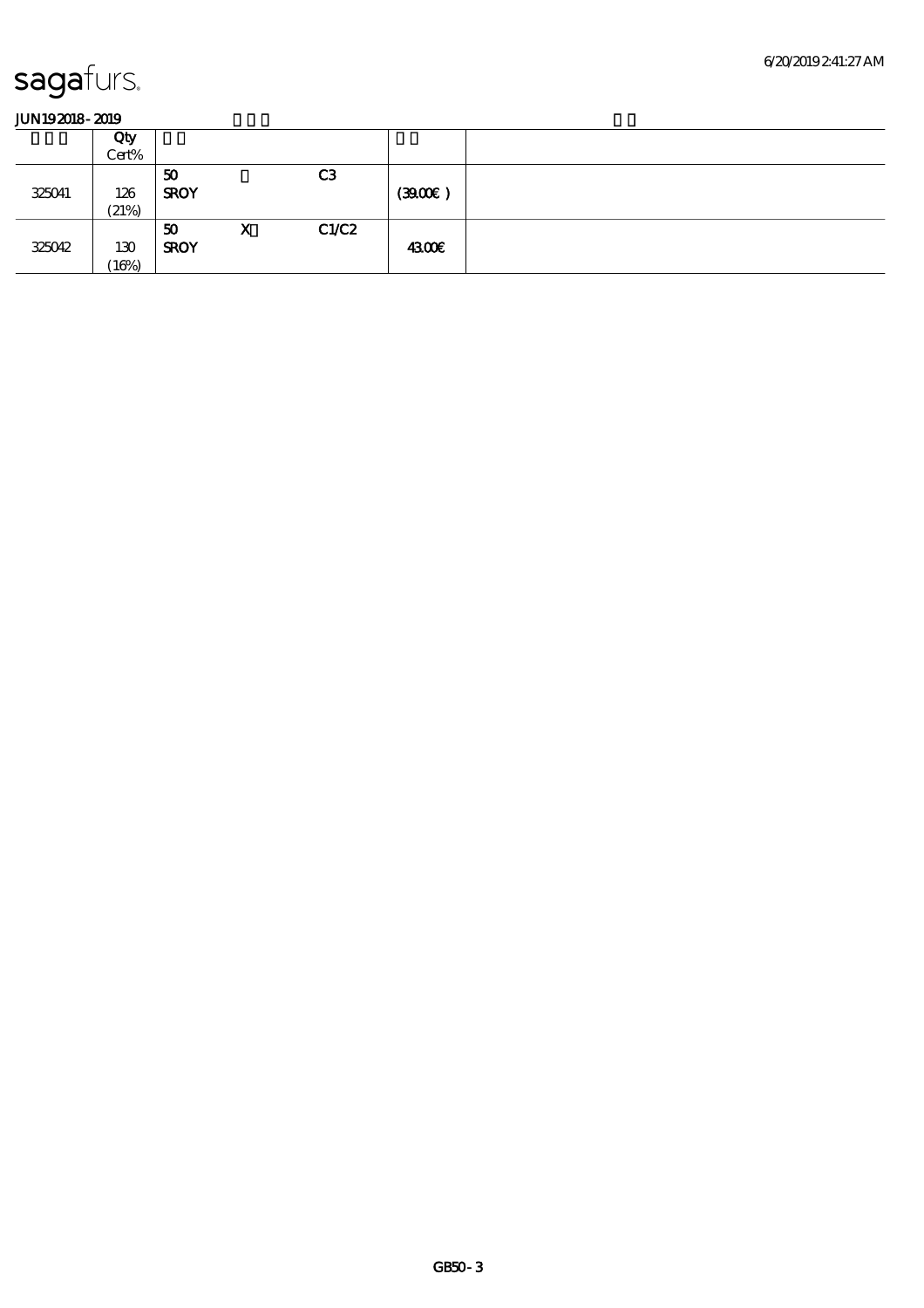sagafurs.

JUN19 2018 - 2019

| | Qty Cert% | | | | | |
|---|---|---|---|---|---|---|
| 325041 | 126 (21%) | 50 SROY | | C3 | (39.00€ ) | |
| 325042 | 130 (16%) | 50 SROY | X | C1/C2 | 43.00€ | |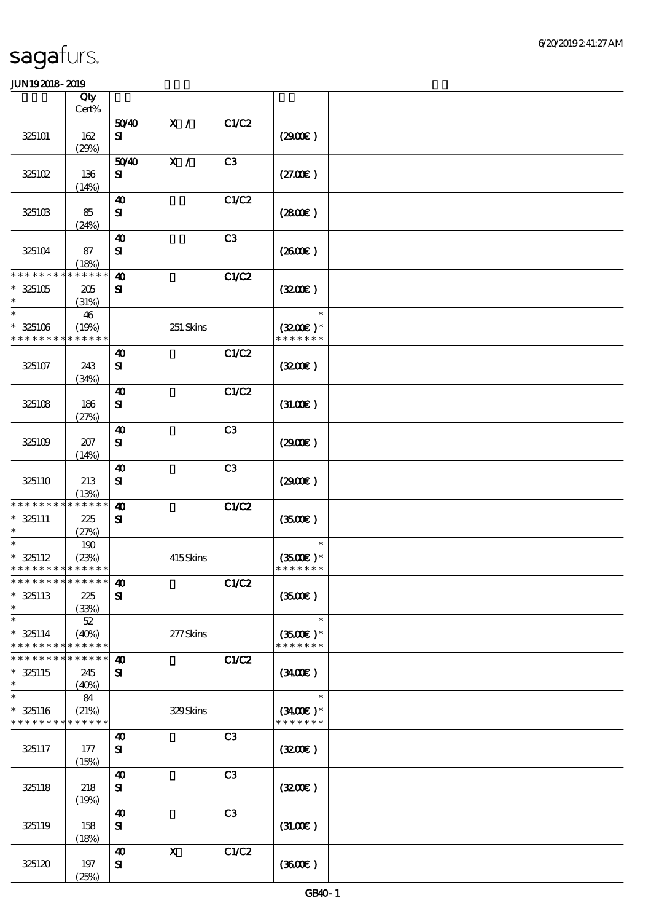# sagafurs.

JUN19 2018 - 2019

| | Qty Cert% | | | | | |
|---|---|---|---|---|---|---|
| 325101 | 162 (29%) | 50/40 SI | X / | C1/C2 | (29.00€) | |
| 325102 | 136 (14%) | 50/40 SI | X / | C3 | (27.00€) | |
| 325103 | 85 (24%) | 40 SI | | C1/C2 | (28.00€) | |
| 325104 | 87 (18%) | 40 SI | | C3 | (26.00€) | |
| * * * * * * * * * * * * * * 325105 * | 205 (31%) | 40 SI | | C1/C2 | (32.00€) | |
| * * 325106 * * * * * * * * * * * * * * | 46 (19%) | | 251 Skins | | * (32.00€) * * * * * * * * | |
| 325107 | 243 (34%) | 40 SI | | C1/C2 | (32.00€) | |
| 325108 | 186 (27%) | 40 SI | | C1/C2 | (31.00€) | |
| 325109 | 207 (14%) | 40 SI | | C3 | (29.00€) | |
| 325110 | 213 (13%) | 40 SI | | C3 | (29.00€) | |
| * * * * * * * * * * * * * * 325111 * | 225 (27%) | 40 SI | | C1/C2 | (35.00€) | |
| * * 325112 * * * * * * * * * * * * * * | 190 (23%) | | 415 Skins | | * (35.00€) * * * * * * * * | |
| * * * * * * * * * * * * * * 325113 * | 225 (33%) | 40 SI | | C1/C2 | (35.00€) | |
| * * 325114 * * * * * * * * * * * * * * | 52 (40%) | | 277 Skins | | * (35.00€) * * * * * * * * | |
| * * * * * * * * * * * * * * 325115 * | 245 (40%) | 40 SI | | C1/C2 | (34.00€) | |
| * * 325116 * * * * * * * * * * * * * * | 84 (21%) | | 329 Skins | | * (34.00€) * * * * * * * * | |
| 325117 | 177 (15%) | 40 SI | | C3 | (32.00€) | |
| 325118 | 218 (19%) | 40 SI | | C3 | (32.00€) | |
| 325119 | 158 (18%) | 40 SI | | C3 | (31.00€) | |
| 325120 | 197 (25%) | 40 SI | X | C1/C2 | (36.00€) | |

GB40 - 1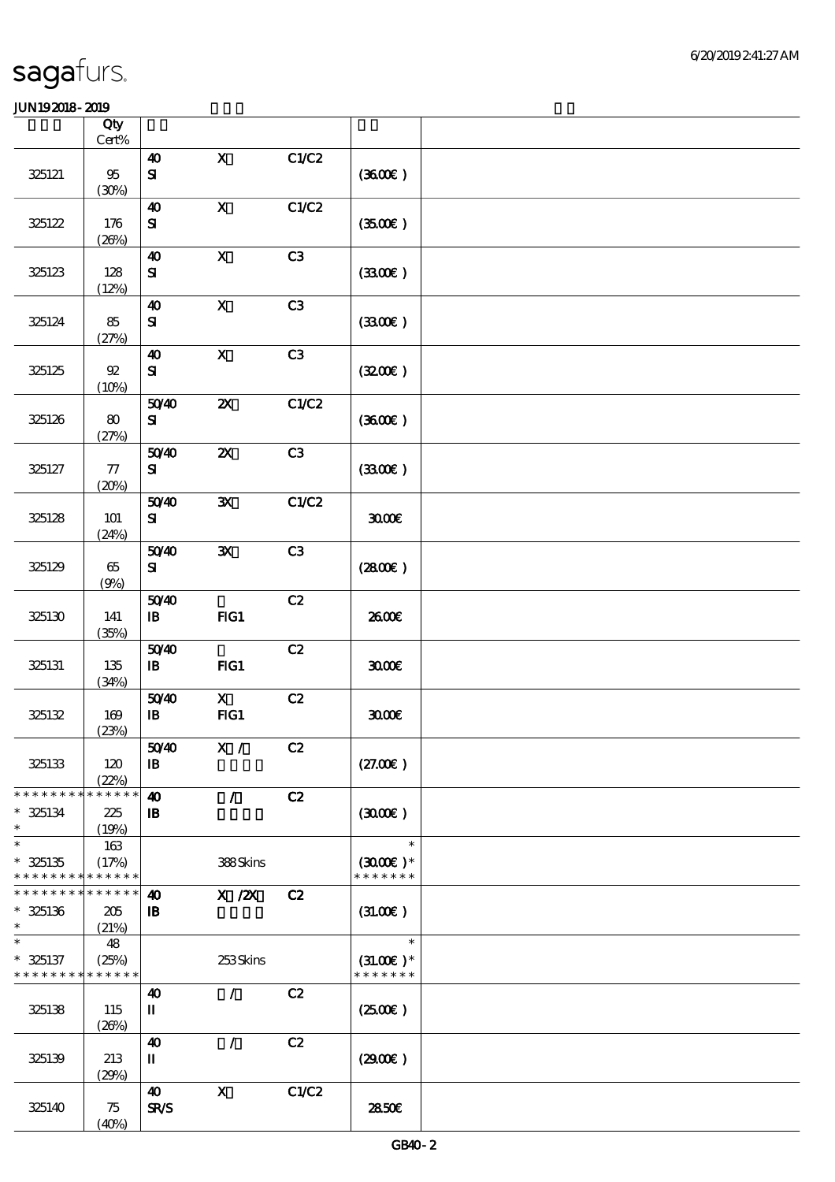JUN192018-2019

| | Qty Cert% | | | | | |
|---|---|---|---|---|---|---|
| 325121 | 95 (30%) | 40 SI | X | C1/C2 | (36.00€) | |
| 325122 | 176 (26%) | 40 SI | X | C1/C2 | (35.00€) | |
| 325123 | 128 (12%) | 40 SI | X | C3 | (33.00€) | |
| 325124 | 85 (27%) | 40 SI | X | C3 | (33.00€) | |
| 325125 | 92 (10%) | 40 SI | X | C3 | (32.00€) | |
| 325126 | 80 (27%) | 50/40 SI | 2X | C1/C2 | (36.00€) | |
| 325127 | 77 (20%) | 50/40 SI | 2X | C3 | (33.00€) | |
| 325128 | 101 (24%) | 50/40 SI | 3X | C1/C2 | 30.00€ | |
| 325129 | 65 (9%) | 50/40 SI | 3X | C3 | (28.00€) | |
| 325130 | 141 (35%) | 50/40 IB | FIG1 | C2 | 26.00€ | |
| 325131 | 135 (34%) | 50/40 IB | FIG1 | C2 | 30.00€ | |
| 325132 | 169 (23%) | 50/40 IB | X FIG1 | C2 | 30.00€ | |
| 325133 | 120 (22%) | 50/40 IB | X / | C2 | (27.00€) | |
| * * * * * * * * * * * * * * 325134 * | 225 (19%) | 40 IB | / | C2 | (30.00€) | |
| * * 325135 * * * * * * * * * * * * * * | 163 (17%) | | 388 Skins | | * (30.00€) * * * * * * * * | |
| * * * * * * * * * * * * * * 325136 * | 205 (21%) | 40 IB | X /2X | C2 | (31.00€) | |
| * * 325137 * * * * * * * * * * * * * * | 48 (25%) | | 253 Skins | | * (31.00€) * * * * * * * * | |
| 325138 | 115 (26%) | 40 II | / | C2 | (25.00€) | |
| 325139 | 213 (29%) | 40 II | / | C2 | (29.00€) | |
| 325140 | 75 (40%) | 40 SR/S | X | C1/C2 | 28.50€ | |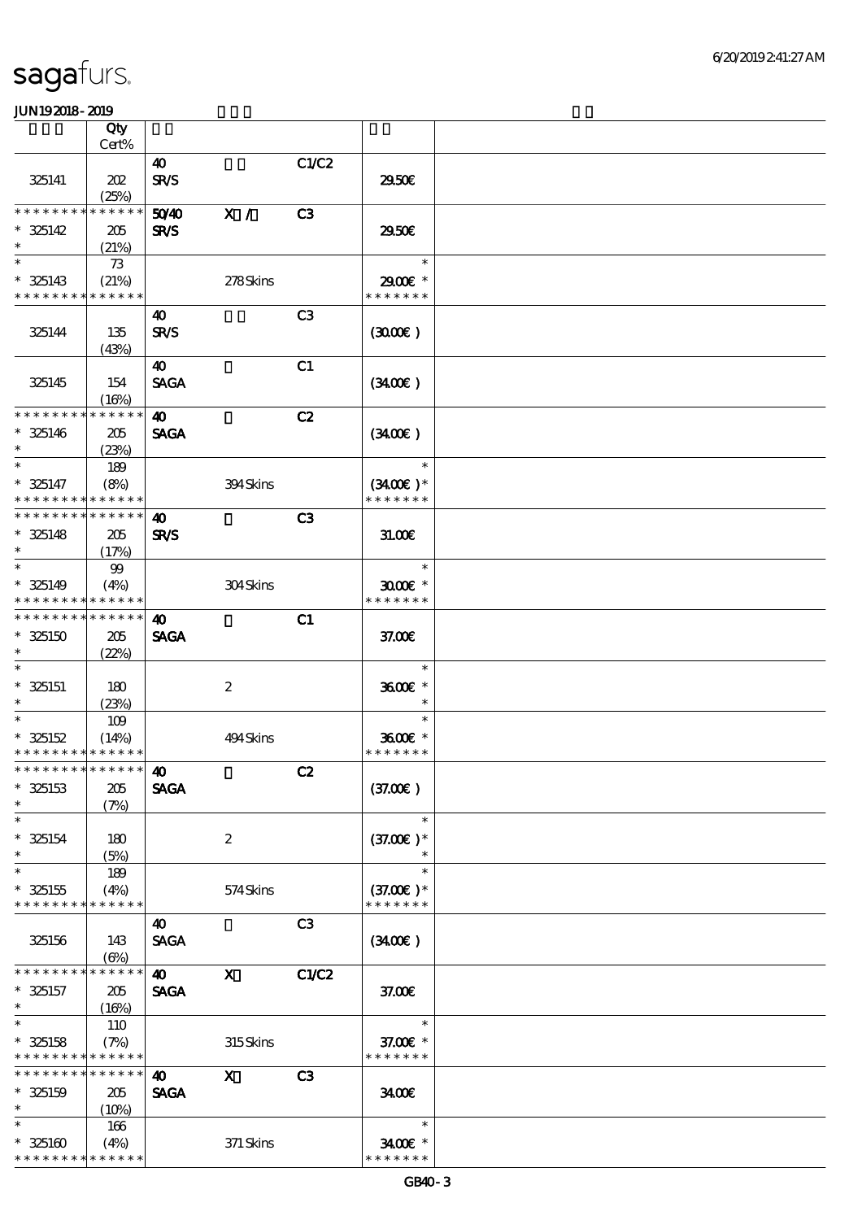JUN19 2018 - 2019

| | Qty Cert% | | | | | |
|---|---|---|---|---|---|---|
| 325141 | 202 (25%) | 40 SR/S | | C1/C2 | 29.50€ | |
| * * * * * * * * * * * * * * 325142 * | 205 (21%) | 50/40 SR/S | X / | C3 | 29.50€ | |
| * * 325143 * * * * * * * * * * * * * | 73 (21%) | | 278 Skins | | * 29.00€ * * * * * * * * | |
| 325144 | 135 (43%) | 40 SR/S | | C3 | (30.00€ ) | |
| 325145 | 154 (16%) | 40 SAGA | | C1 | (34.00€ ) | |
| * * * * * * * * * * * * * * 325146 * | 205 (23%) | 40 SAGA | | C2 | (34.00€ ) | |
| * * 325147 * * * * * * * * * * * * * | 189 (8%) | | 394 Skins | | * (34.00€ ) * * * * * * * * | |
| * * * * * * * * * * * * * * 325148 * | 205 (17%) | 40 SR/S | | C3 | 31.00€ | |
| * * 325149 * * * * * * * * * * * * * | 99 (4%) | | 304 Skins | | * 30.00€ * * * * * * * * | |
| * * * * * * * * * * * * * * 325150 * | 205 (22%) | 40 SAGA | | C1 | 37.00€ | |
| * * 325151 * | 180 (23%) | | 2 | | * 36.00€ * * | |
| * * 325152 * * * * * * * * * * * * * | 109 (14%) | | 494 Skins | | * 36.00€ * * * * * * * * | |
| * * * * * * * * * * * * * * 325153 * | 205 (7%) | 40 SAGA | | C2 | (37.00€ ) | |
| * * 325154 * | 180 (5%) | | 2 | | * (37.00€ ) * * | |
| * * 325155 * * * * * * * * * * * * * | 189 (4%) | | 574 Skins | | * (37.00€ ) * * * * * * * * | |
| 325156 | 143 (6%) | 40 SAGA | | C3 | (34.00€ ) | |
| * * * * * * * * * * * * * * 325157 * | 205 (16%) | 40 SAGA | X | C1/C2 | 37.00€ | |
| * * 325158 * * * * * * * * * * * * * | 110 (7%) | | 315 Skins | | * 37.00€ * * * * * * * * | |
| * * * * * * * * * * * * * * 325159 * | 205 (10%) | 40 SAGA | X | C3 | 34.00€ | |
| * * 325160 * * * * * * * * * * * * * | 166 (4%) | | 371 Skins | | * 34.00€ * * * * * * * * | |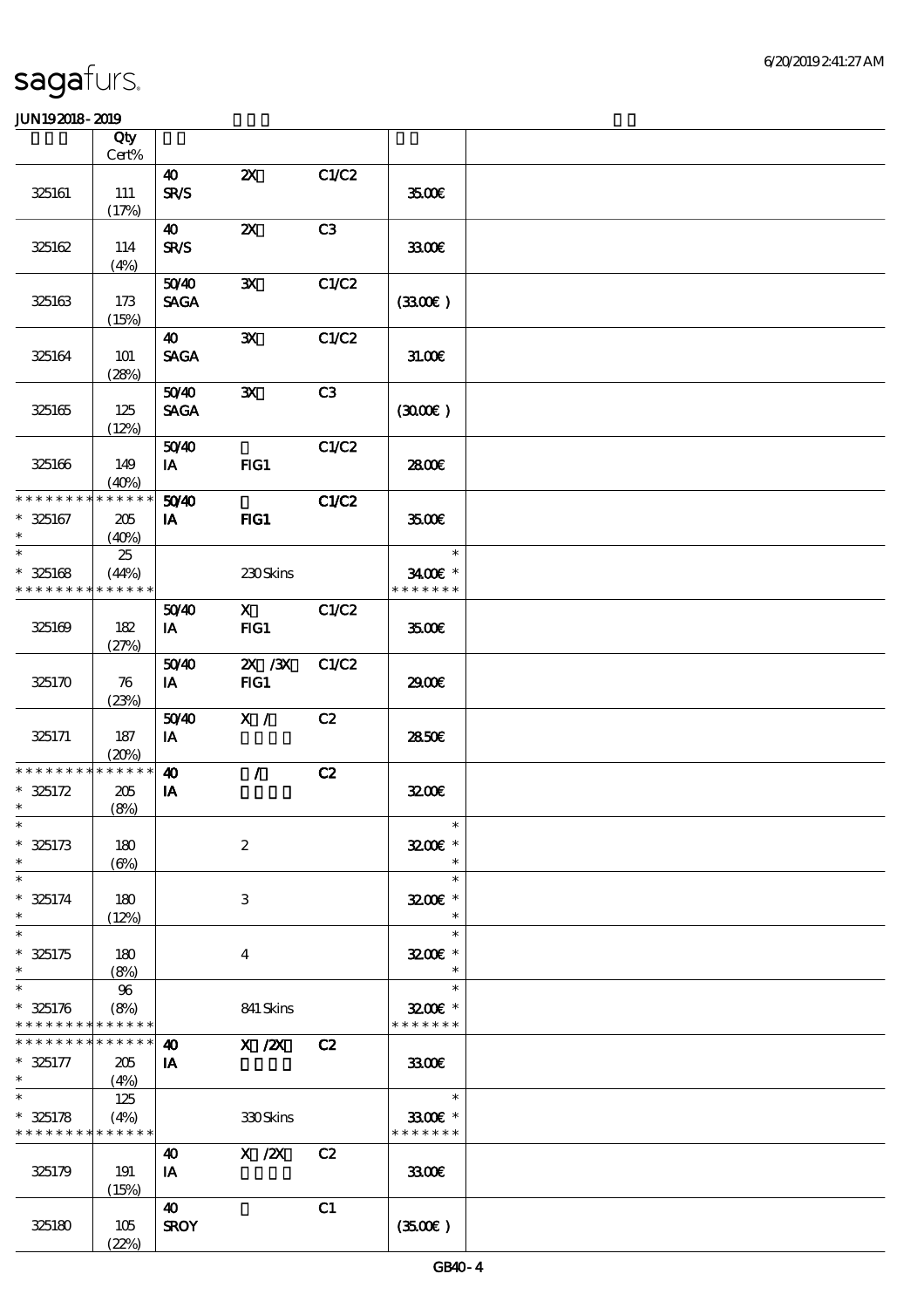| | Qty Cert% | | | | | |
|---|---|---|---|---|---|---|
| 325161 | 111 (17%) | 40 SR/S | 2X | C1/C2 | 35.00€ | |
| 325162 | 114 (4%) | 40 SR/S | 2X | C3 | 33.00€ | |
| 325163 | 173 (15%) | 50/40 SAGA | 3X | C1/C2 | (33.00€ ) | |
| 325164 | 101 (28%) | 40 SAGA | 3X | C1/C2 | 31.00€ | |
| 325165 | 125 (12%) | 50/40 SAGA | 3X | C3 | (30.00€ ) | |
| 325166 | 149 (40%) | 50/40 IA | FIG1 | C1/C2 | 28.00€ | |
| * * * * * * * * * * * * * * 325167 | 205 (40%) | 50/40 IA | FIG1 | C1/C2 | 35.00€ | |
| * 325168 * * * * * * * * * * * * * * | 25 (44%) | | 230 Skins | | * 34.00€ * * * * * * * * | |
| 325169 | 182 (27%) | 50/40 IA | X FIG1 | C1/C2 | 35.00€ | |
| 325170 | 76 (23%) | 50/40 IA | 2X /3X FIG1 | C1/C2 | 29.00€ | |
| 325171 | 187 (20%) | 50/40 IA | X / | C2 | 28.50€ | |
| * * * * * * * * * * * * * * 325172 | 205 (8%) | 40 IA | / | C2 | 32.00€ | |
| * 325173 | 180 (6%) | | 2 | | 32.00€ * | |
| * 325174 | 180 (12%) | | 3 | | 32.00€ * | |
| * 325175 | 180 (8%) | | 4 | | 32.00€ * | |
| * 325176 * * * * * * * * * * * * * * | 96 (8%) | | 841 Skins | | * 32.00€ * * * * * * * * | |
| * * * * * * * * * * * * * * 325177 | 205 (4%) | 40 IA | X /2X | C2 | 33.00€ | |
| * 325178 * * * * * * * * * * * * * * | 125 (4%) | | 330 Skins | | * 33.00€ * * * * * * * * | |
| 325179 | 191 (15%) | 40 IA | X /2X | C2 | 33.00€ | |
| 325180 | 105 (22%) | 40 SROY | | C1 | (35.00€ ) | |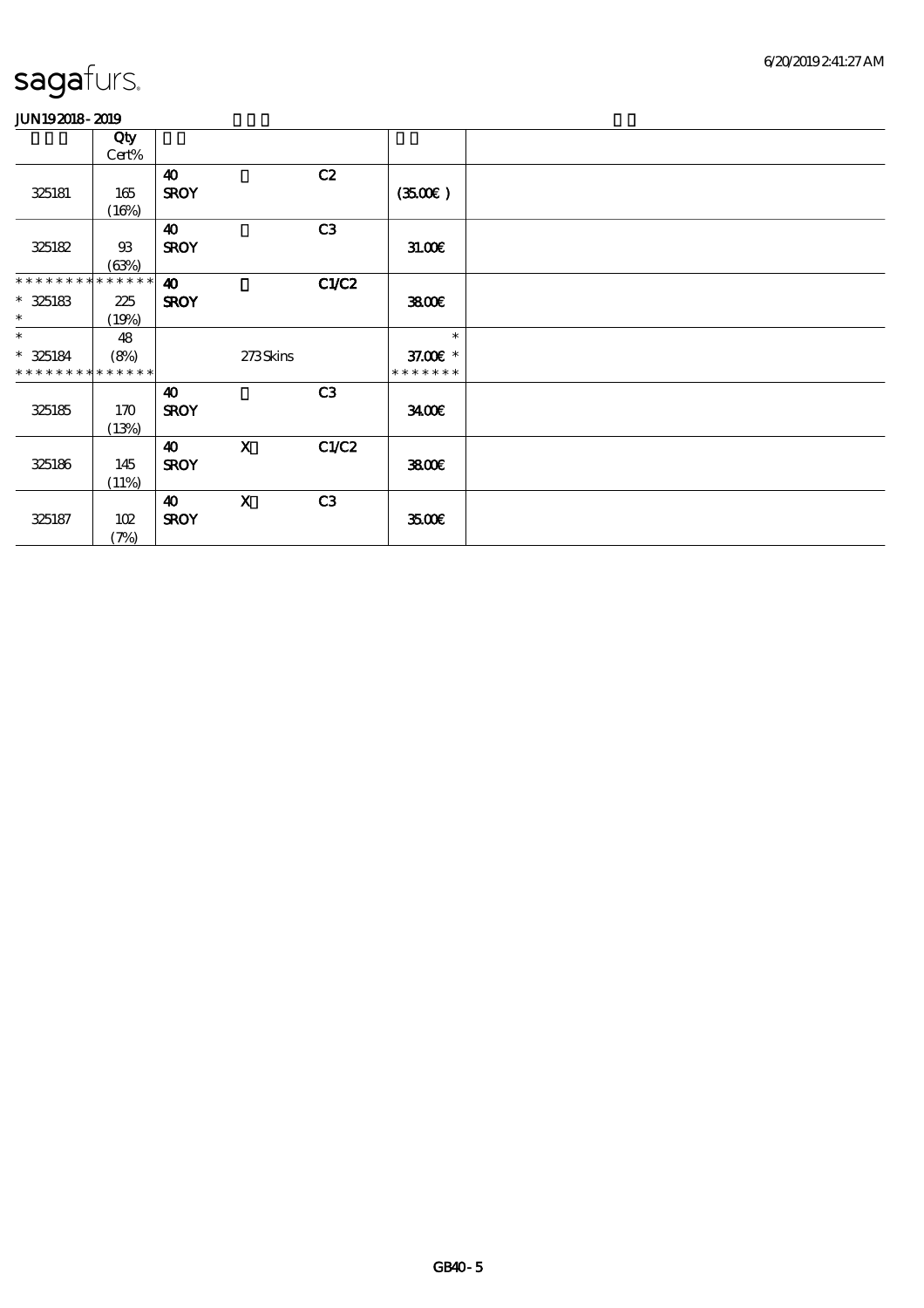sagafurs.

JUN19 2018 - 2019

| | Qty Cert% | | | | |
|---|---|---|---|---|---|
| 325181 | 165 (16%) | 40 SROY | | C2 | (35.00€) |
| 325182 | 93 (63%) | 40 SROY | | C3 | 31.00€ |
| ************** * 325183 * | 225 (19%) | 40 SROY | | C1/C2 | 38.00€ |
| * * 325184 ************** | 48 (8%) | | 273 Skins | | * 37.00€ * ******* |
| 325185 | 170 (13%) | 40 SROY | | C3 | 34.00€ |
| 325186 | 145 (11%) | 40 SROY | X | C1/C2 | 38.00€ |
| 325187 | 102 (7%) | 40 SROY | X | C3 | 35.00€ |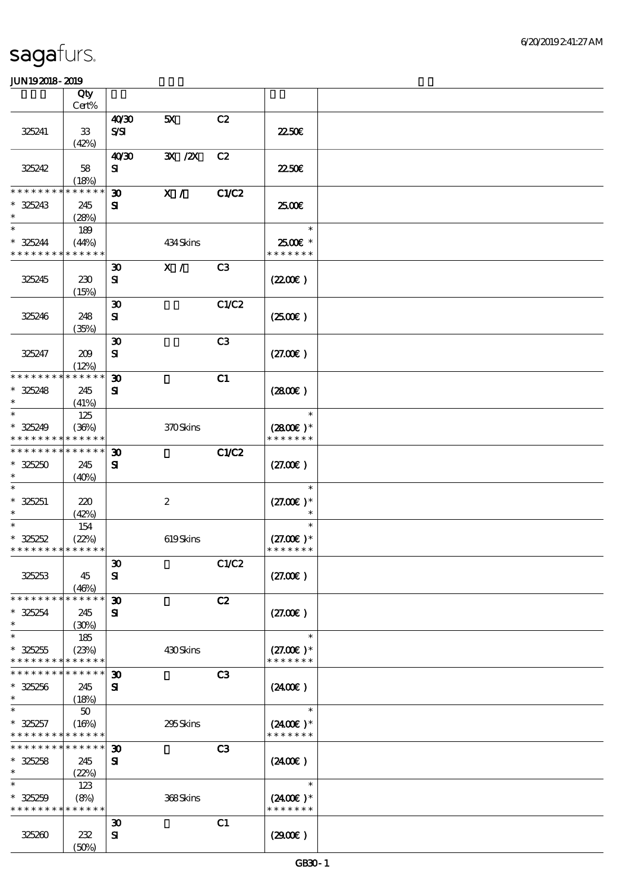sagafurs.

JUN192018-2019

| | Qty Cert% | | | | | |
|---|---|---|---|---|---|---|
| 325241 | 33 (42%) | 40/30 S/SI | 5X | C2 | 22.50€ | |
| 325242 | 58 (18%) | 40/30 SI | 3X /2X | C2 | 22.50€ | |
| * * * * * * * * * * * * * * 325243 * | 245 (28%) | 30 SI | X / | C1/C2 | 25.00€ | |
| * * 325244 * * * * * * * * * * * * * * | 189 (44%) | | 434 Skins | | * 25.00€ * * * * * * * * | |
| 325245 | 230 (15%) | 30 SI | X / | C3 | (22.00€ ) | |
| 325246 | 248 (35%) | 30 SI | | C1/C2 | (25.00€ ) | |
| 325247 | 209 (12%) | 30 SI | | C3 | (27.00€ ) | |
| * * * * * * * * * * * * * * 325248 * | 245 (41%) | 30 SI | | C1 | (28.00€ ) | |
| * * 325249 * * * * * * * * * * * * * * | 125 (36%) | | 370 Skins | | * (28.00€ )* * * * * * * * | |
| * * * * * * * * * * * * * * 325250 * | 245 (40%) | 30 SI | | C1/C2 | (27.00€ ) | |
| * * 325251 * | 220 (42%) | | 2 | | * (27.00€ )* * | |
| * * 325252 * * * * * * * * * * * * * * | 154 (22%) | | 619 Skins | | * (27.00€ )* * * * * * * * | |
| 325253 | 45 (46%) | 30 SI | | C1/C2 | (27.00€ ) | |
| * * * * * * * * * * * * * * 325254 * | 245 (30%) | 30 SI | | C2 | (27.00€ ) | |
| * * 325255 * * * * * * * * * * * * * * | 185 (23%) | | 430 Skins | | * (27.00€ )* * * * * * * * | |
| * * * * * * * * * * * * * * 325256 * | 245 (18%) | 30 SI | | C3 | (24.00€ ) | |
| * * 325257 * * * * * * * * * * * * * * | 50 (16%) | | 295 Skins | | * (24.00€ )* * * * * * * * | |
| * * * * * * * * * * * * * * 325258 * | 245 (22%) | 30 SI | | C3 | (24.00€ ) | |
| * * 325259 * * * * * * * * * * * * * * | 123 (8%) | | 368 Skins | | * (24.00€ )* * * * * * * * | |
| 325260 | 232 (50%) | 30 SI | | C1 | (29.00€ ) | |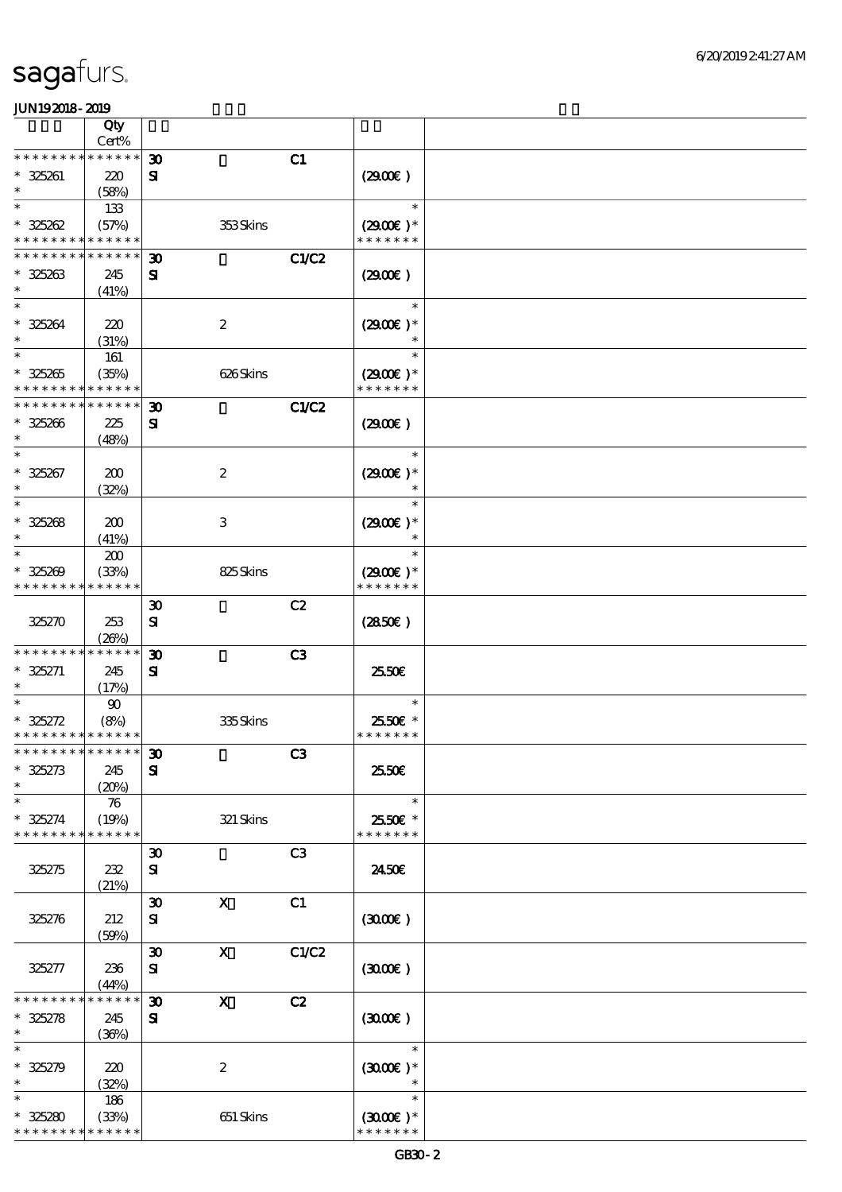| | Qty<br>Cert% | | | | | |
|---|---|---|---|---|---|---|
| * * * * * * * * * * * * * *<br>* 325261<br>* | 220<br>(58%) | 30<br>SI | | C1 | (29.00€ ) | |
| *<br>* 325262<br>* * * * * * * * * * * * * * | 133<br>(57%) | | 353 Skins | | *<br>(29.00€ )*<br>* * * * * * * | |
| * * * * * * * * * * * * * *<br>* 325263<br>* | 245<br>(41%) | 30<br>SI | | C1/C2 | (29.00€ ) | |
| *<br>* 325264<br>* | 220<br>(31%) | | 2 | | *<br>(29.00€ )*<br>* | |
| *<br>* 325265<br>* * * * * * * * * * * * * * | 161<br>(35%) | | 626 Skins | | *<br>(29.00€ )*<br>* * * * * * * | |
| * * * * * * * * * * * * * *<br>* 325266<br>* | 225<br>(48%) | 30<br>SI | | C1/C2 | (29.00€ ) | |
| *<br>* 325267<br>* | 200<br>(32%) | | 2 | | *<br>(29.00€ )*<br>* | |
| *<br>* 325268<br>* | 200<br>(41%) | | 3 | | *<br>(29.00€ )*<br>* | |
| *<br>* 325269<br>* * * * * * * * * * * * * * | 200<br>(33%) | | 825 Skins | | *<br>(29.00€ )*<br>* * * * * * * | |
| 325270 | 253<br>(26%) | 30<br>SI | | C2 | (28.50€ ) | |
| * * * * * * * * * * * * * *<br>* 325271<br>* | 245<br>(17%) | 30<br>SI | | C3 | 25.50€ | |
| *<br>* 325272<br>* * * * * * * * * * * * * * | 90<br>(8%) | | 335 Skins | | *<br>25.50€ *<br>* * * * * * * | |
| * * * * * * * * * * * * * *<br>* 325273<br>* | 245<br>(20%) | 30<br>SI | | C3 | 25.50€ | |
| *<br>* 325274<br>* * * * * * * * * * * * * * | 76<br>(19%) | | 321 Skins | | *<br>25.50€ *<br>* * * * * * * | |
| 325275 | 232<br>(21%) | 30<br>SI | | C3 | 24.50€ | |
| 325276 | 212<br>(59%) | 30<br>SI | X | C1 | (30.00€ ) | |
| 325277 | 236<br>(44%) | 30<br>SI | X | C1/C2 | (30.00€ ) | |
| * * * * * * * * * * * * * *<br>* 325278<br>* | 245<br>(36%) | 30<br>SI | X | C2 | (30.00€ ) | |
| *<br>* 325279<br>* | 220<br>(32%) | | 2 | | *<br>(30.00€ )*<br>* | |
| *<br>* 325280<br>* * * * * * * * * * * * * * | 186<br>(33%) | | 651 Skins | | *<br>(30.00€ )*<br>* * * * * * * | |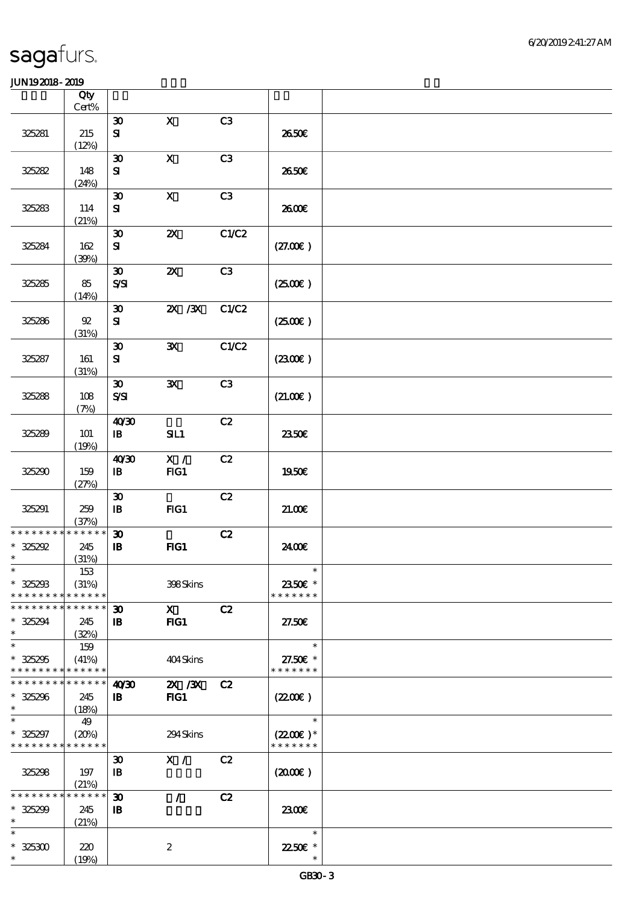# sagafurs.

JUN192018-2019

| | Qty Cert% | | | | | |
|---|---|---|---|---|---|---|
| 325281 | 215 (12%) | 30 SI | X | C3 | 26.50€ | |
| 325282 | 148 (24%) | 30 SI | X | C3 | 26.50€ | |
| 325283 | 114 (21%) | 30 SI | X | C3 | 26.00€ | |
| 325284 | 162 (39%) | 30 SI | 2X | C1/C2 | (27.00€) | |
| 325285 | 85 (14%) | 30 S/SI | 2X | C3 | (25.00€) | |
| 325286 | 92 (31%) | 30 SI | 2X /3X | C1/C2 | (25.00€) | |
| 325287 | 161 (31%) | 30 SI | 3X | C1/C2 | (23.00€) | |
| 325288 | 108 (7%) | 30 S/SI | 3X | C3 | (21.00€) | |
| 325289 | 101 (19%) | 40/30 IB | SIL1 | C2 | 23.50€ | |
| 325290 | 159 (27%) | 40/30 IB | X / FIG1 | C2 | 19.50€ | |
| 325291 | 259 (37%) | 30 IB | FIG1 | C2 | 21.00€ | |
| * 325292 * | 245 (31%) | 30 IB | FIG1 | C2 | 24.00€ | |
| * 325293 * | 153 (31%) | | 398 Skins | | 23.50€ * | |
| * 325294 * | 245 (32%) | 30 IB | X FIG1 | C2 | 27.50€ | |
| * 325295 * | 159 (41%) | | 404 Skins | | 27.50€ * | |
| * 325296 * | 245 (18%) | 40/30 IB | 2X /3X FIG1 | C2 | (22.00€) | |
| * 325297 * | 49 (20%) | | 294 Skins | | (22.00€)* | |
| 325298 | 197 (21%) | 30 IB | X / | C2 | (20.00€) | |
| * 325299 * | 245 (21%) | 30 IB | / | C2 | 23.00€ | |
| * 325300 * | 220 (19%) | | 2 | | 22.50€ * | |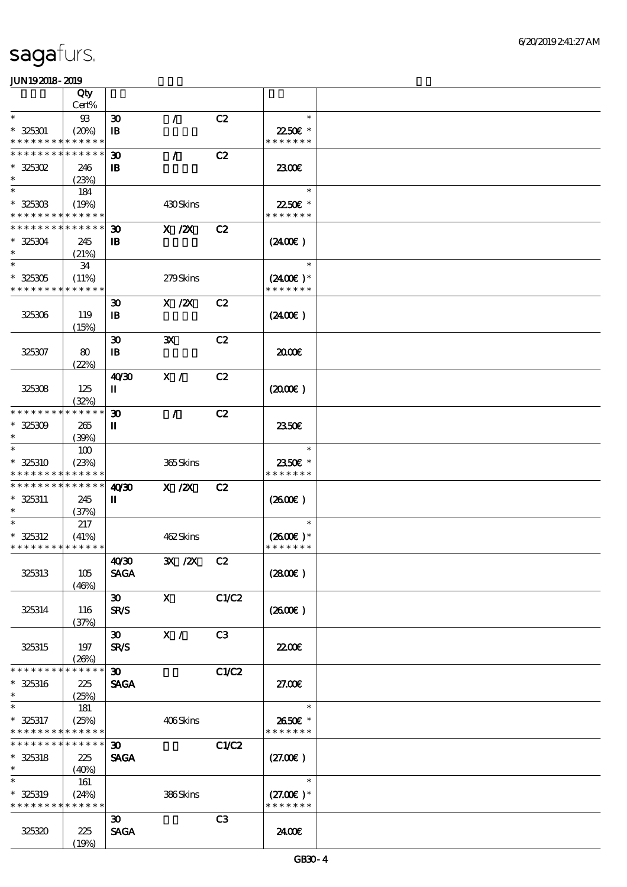| | Qty Cert% | | | | | |
|---|---|---|---|---|---|---|
| * * 325301 * * * * * * * * * * * * * | 93 (20%) | 30 IB | / | C2 | * 22.50€ * * * * * * * * | |
| * * * * * * * * * * * * * * 325302 * | 246 (23%) | 30 IB | / | C2 | 23.00€ | |
| * * 325303 * * * * * * * * * * * * * | 184 (19%) | | 430 Skins | | * 22.50€ * * * * * * * * | |
| * * * * * * * * * * * * * * 325304 * | 245 (21%) | 30 IB | X /2X | C2 | (24.00€) | |
| * * 325305 * * * * * * * * * * * * * | 34 (11%) | | 279 Skins | | * (24.00€) * * * * * * * * | |
| 325306 | 119 (15%) | 30 IB | X /2X | C2 | (24.00€) | |
| 325307 | 80 (22%) | 30 IB | 3X | C2 | 20.00€ | |
| 325308 | 125 (32%) | 40/30 II | X / | C2 | (20.00€) | |
| * * * * * * * * * * * * * * 325309 * | 265 (39%) | 30 II | / | C2 | 23.50€ | |
| * * 325310 * * * * * * * * * * * * * | 100 (23%) | | 365 Skins | | * 23.50€ * * * * * * * * | |
| * * * * * * * * * * * * * * 325311 * | 245 (37%) | 40/30 II | X /2X | C2 | (26.00€) | |
| * * 325312 * * * * * * * * * * * * * | 217 (41%) | | 462 Skins | | * (26.00€) * * * * * * * * | |
| 325313 | 105 (46%) | 40/30 SAGA | 3X /2X | C2 | (28.00€) | |
| 325314 | 116 (37%) | 30 SR/S | X | C1/C2 | (26.00€) | |
| 325315 | 197 (26%) | 30 SR/S | X / | C3 | 22.00€ | |
| * * * * * * * * * * * * * * 325316 * | 225 (25%) | 30 SAGA | | C1/C2 | 27.00€ | |
| * * 325317 * * * * * * * * * * * * * | 181 (25%) | | 406 Skins | | * 26.50€ * * * * * * * * | |
| * * * * * * * * * * * * * * 325318 * | 225 (40%) | 30 SAGA | | C1/C2 | (27.00€) | |
| * * 325319 * * * * * * * * * * * * * | 161 (24%) | | 386 Skins | | * (27.00€) * * * * * * * * | |
| 325320 | 225 (19%) | 30 SAGA | | C3 | 24.00€ | |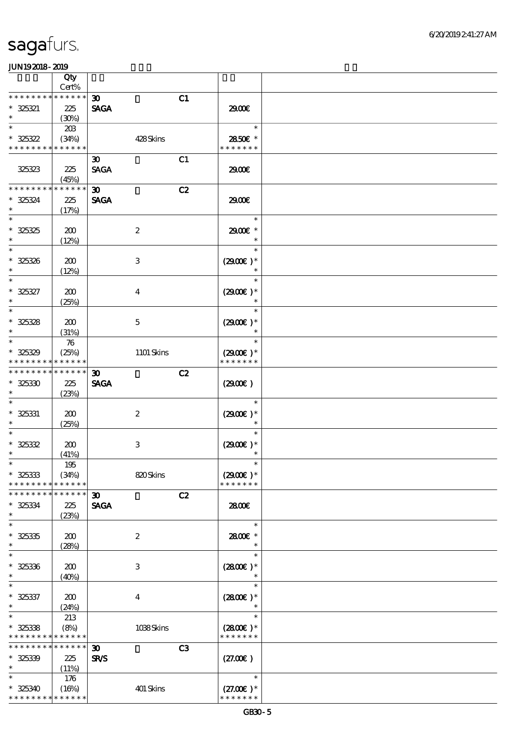| | Qty<br>Cert% | | | | | |
|---|---|---|---|---|---|---|
| * * * * * * * * * * * * * * | | 30 | | C1 | | |
| * 325321 | 225 | SAGA | | | 29.00€ | |
| * | (30%) | | | | | |
| * | 203 | | | | * | |
| * 325322 | (34%) | | 428 Skins | | 28.50€ * | |
| * * * * * * * * * * * * * * | | | | | * * * * * * * | |
| | | 30 | | C1 | | |
| 325323 | 225 | SAGA | | | 29.00€ | |
| | (45%) | | | | | |
| * * * * * * * * * * * * * * | | 30 | | C2 | | |
| * 325324 | 225 | SAGA | | | 29.00€ | |
| * | (17%) | | | | | |
| * | | | | | * | |
| * 325325 | 200 | | 2 | | 29.00€ * | |
| * | (12%) | | | | * | |
| * | | | | | * | |
| * 325326 | 200 | | 3 | | (29.00€ )* | |
| * | (12%) | | | | * | |
| * | | | | | * | |
| * 325327 | 200 | | 4 | | (29.00€ )* | |
| * | (25%) | | | | * | |
| * | | | | | * | |
| * 325328 | 200 | | 5 | | (29.00€ )* | |
| * | (31%) | | | | * | |
| * | 76 | | | | * | |
| * 325329 | (25%) | | 1101 Skins | | (29.00€ )* | |
| * * * * * * * * * * * * * * | | | | | * * * * * * * | |
| * * * * * * * * * * * * * * | | 30 | | C2 | | |
| * 325330 | 225 | SAGA | | | (29.00€ ) | |
| * | (23%) | | | | | |
| * | | | | | * | |
| * 325331 | 200 | | 2 | | (29.00€ )* | |
| * | (25%) | | | | * | |
| * | | | | | * | |
| * 325332 | 200 | | 3 | | (29.00€ )* | |
| * | (41%) | | | | * | |
| * | 195 | | | | * | |
| * 325333 | (34%) | | 820 Skins | | (29.00€ )* | |
| * * * * * * * * * * * * * * | | | | | * * * * * * * | |
| * * * * * * * * * * * * * * | | 30 | | C2 | | |
| * 325334 | 225 | SAGA | | | 28.00€ | |
| * | (23%) | | | | | |
| * | | | | | * | |
| * 325335 | 200 | | 2 | | 28.00€ * | |
| * | (28%) | | | | * | |
| * | | | | | * | |
| * 325336 | 200 | | 3 | | (28.00€ )* | |
| * | (40%) | | | | * | |
| * | | | | | * | |
| * 325337 | 200 | | 4 | | (28.00€ )* | |
| * | (24%) | | | | * | |
| * | 213 | | | | * | |
| * 325338 | (8%) | | 1038 Skins | | (28.00€ )* | |
| * * * * * * * * * * * * * * | | | | | * * * * * * * | |
| * * * * * * * * * * * * * * | | 30 | | C3 | | |
| * 325339 | 225 | SR/S | | | (27.00€ ) | |
| * | (11%) | | | | | |
| * | 176 | | | | * | |
| * 325340 | (16%) | | 401 Skins | | (27.00€ )* | |
| * * * * * * * * * * * * * * | | | | | * * * * * * * | |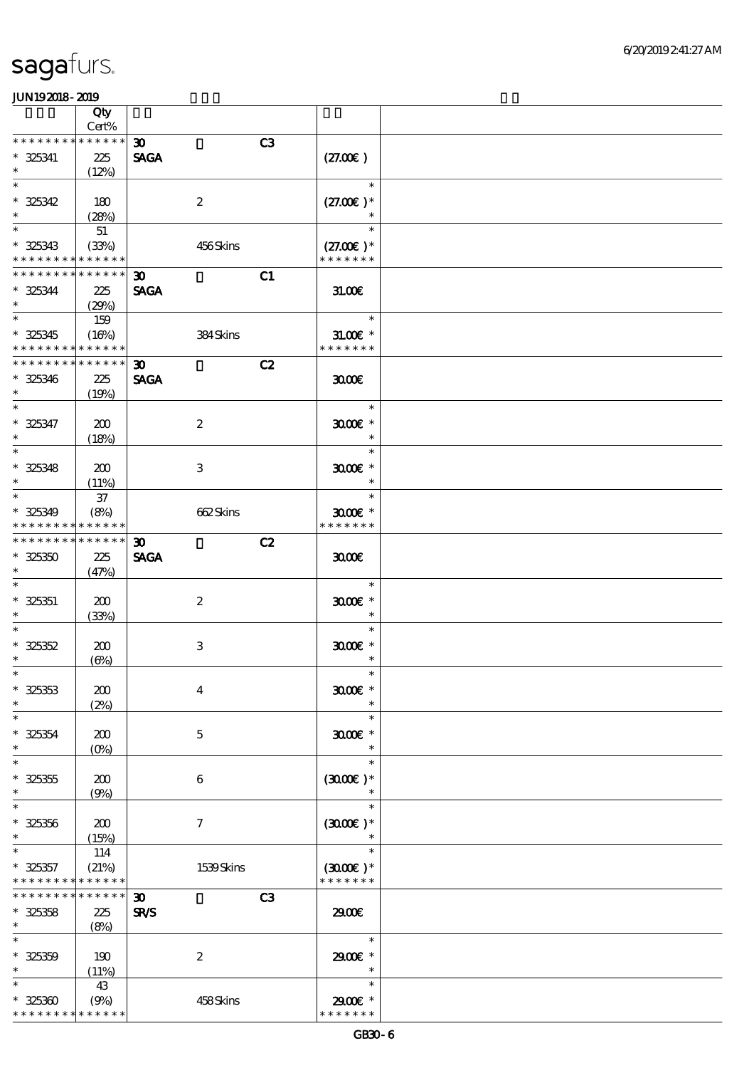| Lot | Qty Cert% | | | | | |
|---|---|---|---|---|---|---|
| * * * * * * * * * * * * * * | | 30 | | C3 | | |
| * 325341 | 225 | SAGA | | | (27.00€ ) | |
| * | (12%) | | | | | |
| * | | | | | * | |
| * 325342 | 180 | | 2 | | (27.00€ )* | |
| * | (28%) | | | | * | |
| * | 51 | | | | * | |
| * 325343 | (33%) | | 456 Skins | | (27.00€ )* | |
| * * * * * * * * * * * * * * | | | | | * * * * * * * | |
| * * * * * * * * * * * * * * | | 30 | | C1 | | |
| * 325344 | 225 | SAGA | | | 31.00€ | |
| * | (29%) | | | | | |
| * | 159 | | | | * | |
| * 325345 | (16%) | | 384 Skins | | 31.00€ * | |
| * * * * * * * * * * * * * * | | | | | * * * * * * * | |
| * * * * * * * * * * * * * * | | 30 | | C2 | | |
| * 325346 | 225 | SAGA | | | 30.00€ | |
| * | (19%) | | | | | |
| * | | | | | * | |
| * 325347 | 200 | | 2 | | 30.00€ * | |
| * | (18%) | | | | * | |
| * | | | | | * | |
| * 325348 | 200 | | 3 | | 30.00€ * | |
| * | (11%) | | | | * | |
| * | 37 | | | | * | |
| * 325349 | (8%) | | 662 Skins | | 30.00€ * | |
| * * * * * * * * * * * * * * | | | | | * * * * * * * | |
| * * * * * * * * * * * * * * | | 30 | | C2 | | |
| * 325350 | 225 | SAGA | | | 30.00€ | |
| * | (47%) | | | | | |
| * | | | | | * | |
| * 325351 | 200 | | 2 | | 30.00€ * | |
| * | (33%) | | | | * | |
| * | | | | | * | |
| * 325352 | 200 | | 3 | | 30.00€ * | |
| * | (6%) | | | | * | |
| * | | | | | * | |
| * 325353 | 200 | | 4 | | 30.00€ * | |
| * | (2%) | | | | * | |
| * | | | | | * | |
| * 325354 | 200 | | 5 | | 30.00€ * | |
| * | (0%) | | | | * | |
| * | | | | | * | |
| * 325355 | 200 | | 6 | | (30.00€ )* | |
| * | (9%) | | | | * | |
| * | | | | | * | |
| * 325356 | 200 | | 7 | | (30.00€ )* | |
| * | (15%) | | | | * | |
| * | 114 | | | | * | |
| * 325357 | (21%) | | 1539 Skins | | (30.00€ )* | |
| * * * * * * * * * * * * * * | | | | | * * * * * * * | |
| * * * * * * * * * * * * * * | | 30 | | C3 | | |
| * 325358 | 225 | SR/S | | | 29.00€ | |
| * | (8%) | | | | | |
| * | | | | | * | |
| * 325359 | 190 | | 2 | | 29.00€ * | |
| * | (11%) | | | | * | |
| * | 43 | | | | * | |
| * 325360 | (9%) | | 458 Skins | | 29.00€ * | |
| * * * * * * * * * * * * * * | | | | | * * * * * * * | |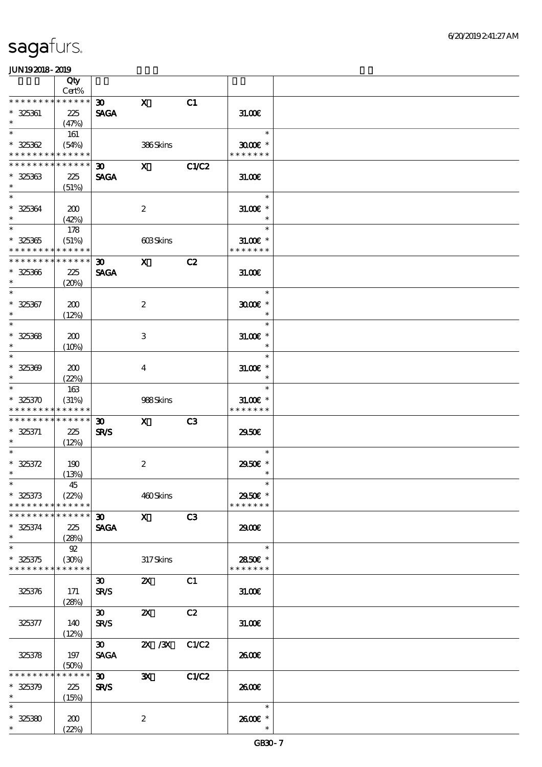sagafurs.

JUN192018-2019

| | Qty Cert% | | | | | |
|---|---|---|---|---|---|---|
| * * * * * * * * * * * * * * | | 30 | X | C1 | | |
| * 325361 | 225 | SAGA | | | 31.00€ | |
| * | (47%) | | | | | |
| * | 161 | | | | * | |
| * 325362 | (54%) | | 386 Skins | | 30.00€ * | |
| * * * * * * * * * * * * * * | | | | | * * * * * * * | |
| * * * * * * * * * * * * * * | | 30 | X | C1/C2 | | |
| * 325363 | 225 | SAGA | | | 31.00€ | |
| * | (51%) | | | | | |
| * | | | | | * | |
| * 325364 | 200 | | 2 | | 31.00€ * | |
| * | (42%) | | | | * | |
| * | 178 | | | | * | |
| * 325365 | (51%) | | 603 Skins | | 31.00€ * | |
| * * * * * * * * * * * * * * | | | | | * * * * * * * | |
| * * * * * * * * * * * * * * | | 30 | X | C2 | | |
| * 325366 | 225 | SAGA | | | 31.00€ | |
| * | (20%) | | | | | |
| * | | | | | * | |
| * 325367 | 200 | | 2 | | 30.00€ * | |
| * | (12%) | | | | * | |
| * | | | | | * | |
| * 325368 | 200 | | 3 | | 31.00€ * | |
| * | (10%) | | | | * | |
| * | | | | | * | |
| * 325369 | 200 | | 4 | | 31.00€ * | |
| * | (22%) | | | | * | |
| * | 163 | | | | * | |
| * 325370 | (31%) | | 988 Skins | | 31.00€ * | |
| * * * * * * * * * * * * * * | | | | | * * * * * * * | |
| * * * * * * * * * * * * * * | | 30 | X | C3 | | |
| * 325371 | 225 | SR/S | | | 29.50€ | |
| * | (12%) | | | | | |
| * | | | | | * | |
| * 325372 | 190 | | 2 | | 29.50€ * | |
| * | (13%) | | | | * | |
| * | 45 | | | | * | |
| * 325373 | (22%) | | 460 Skins | | 29.50€ * | |
| * * * * * * * * * * * * * * | | | | | * * * * * * * | |
| * * * * * * * * * * * * * * | | 30 | X | C3 | | |
| * 325374 | 225 | SAGA | | | 29.00€ | |
| * | (28%) | | | | | |
| * | 92 | | | | * | |
| * 325375 | (30%) | | 317 Skins | | 28.50€ * | |
| * * * * * * * * * * * * * * | | | | | * * * * * * * | |
| | | 30 | 2X | C1 | | |
| 325376 | 171 | SR/S | | | 31.00€ | |
| | (28%) | | | | | |
| | | 30 | 2X | C2 | | |
| 325377 | 140 | SR/S | | | 31.00€ | |
| | (12%) | | | | | |
| | | 30 | 2X /3X | C1/C2 | | |
| 325378 | 197 | SAGA | | | 26.00€ | |
| | (50%) | | | | | |
| * * * * * * * * * * * * * * | | 30 | 3X | C1/C2 | | |
| * 325379 | 225 | SR/S | | | 26.00€ | |
| * | (15%) | | | | | |
| * | | | | | * | |
| * 325380 | 200 | | 2 | | 26.00€ * | |
| * | (22%) | | | | * | |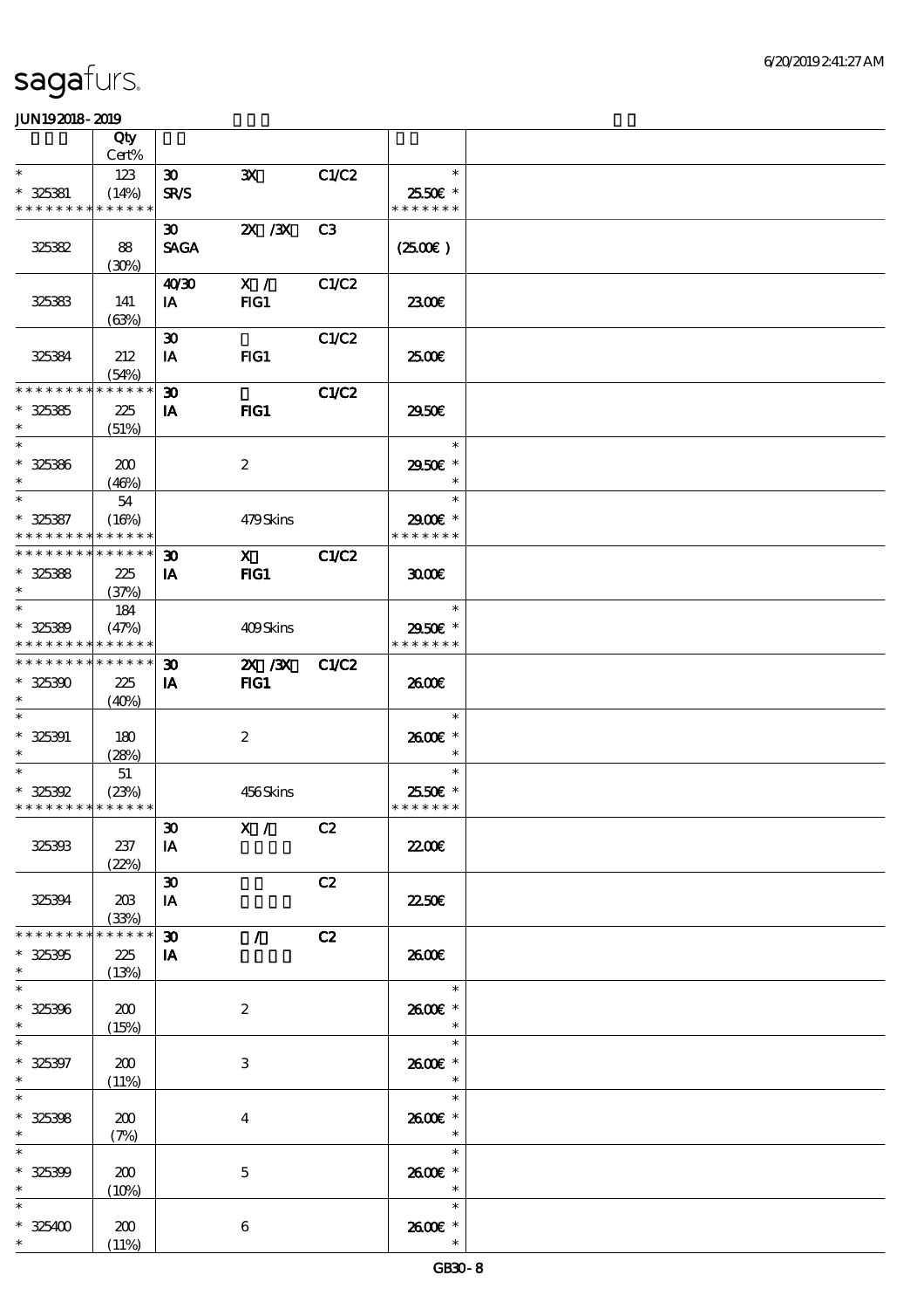sagafurs.

JUN19 2018 - 2019

| | Qty Cert% | | | | | |
|---|---|---|---|---|---|---|
| * | 123 | 30 | 3X | C1/C2 | * | |
| * 325381 | (14%) | SR/S | | | 25.50€ * | |
| * * * * * * * * * * * * * * | | | | | * * * * * * * | |
| | | 30 | 2X /3X | C3 | | |
| 325382 | 88 | SAGA | | | (25.00€ ) | |
| | (30%) | | | | | |
| | | 40/30 | X / | C1/C2 | | |
| 325383 | 141 | IA | FIG1 | | 23.00€ | |
| | (63%) | | | | | |
| | | 30 | | C1/C2 | | |
| 325384 | 212 | IA | FIG1 | | 25.00€ | |
| | (54%) | | | | | |
| * * * * * * * * * * * * * * | | 30 | | C1/C2 | | |
| * 325385 | 225 | IA | FIG1 | | 29.50€ | |
| * | (51%) | | | | | |
| * | | | | | * | |
| * 325386 | 200 | | 2 | | 29.50€ * | |
| * | (46%) | | | | * | |
| * | 54 | | | | * | |
| * 325387 | (16%) | | 479 Skins | | 29.00€ * | |
| * * * * * * * * * * * * * * | | | | | * * * * * * * | |
| * * * * * * * * * * * * * * | | 30 | X | C1/C2 | | |
| * 325388 | 225 | IA | FIG1 | | 30.00€ | |
| * | (37%) | | | | | |
| * | 184 | | | | * | |
| * 325389 | (47%) | | 409 Skins | | 29.50€ * | |
| * * * * * * * * * * * * * * | | | | | * * * * * * * | |
| * * * * * * * * * * * * * * | | 30 | 2X /3X | C1/C2 | | |
| * 325390 | 225 | IA | FIG1 | | 26.00€ | |
| * | (40%) | | | | | |
| * | | | | | * | |
| * 325391 | 180 | | 2 | | 26.00€ * | |
| * | (28%) | | | | * | |
| * | 51 | | | | * | |
| * 325392 | (23%) | | 456 Skins | | 25.50€ * | |
| * * * * * * * * * * * * * * | | | | | * * * * * * * | |
| | | 30 | X / | C2 | | |
| 325393 | 237 | IA | | | 22.00€ | |
| | (22%) | | | | | |
| | | 30 | | C2 | | |
| 325394 | 203 | IA | | | 22.50€ | |
| | (33%) | | | | | |
| * * * * * * * * * * * * * * | | 30 | / | C2 | | |
| * 325395 | 225 | IA | | | 26.00€ | |
| * | (13%) | | | | | |
| * | | | | | * | |
| * 325396 | 200 | | 2 | | 26.00€ * | |
| * | (15%) | | | | * | |
| * | | | | | * | |
| * 325397 | 200 | | 3 | | 26.00€ * | |
| * | (11%) | | | | * | |
| * | | | | | * | |
| * 325398 | 200 | | 4 | | 26.00€ * | |
| * | (7%) | | | | * | |
| * | | | | | * | |
| * 325399 | 200 | | 5 | | 26.00€ * | |
| * | (10%) | | | | * | |
| * | | | | | * | |
| * 325400 | 200 | | 6 | | 26.00€ * | |
| * | (11%) | | | | * | |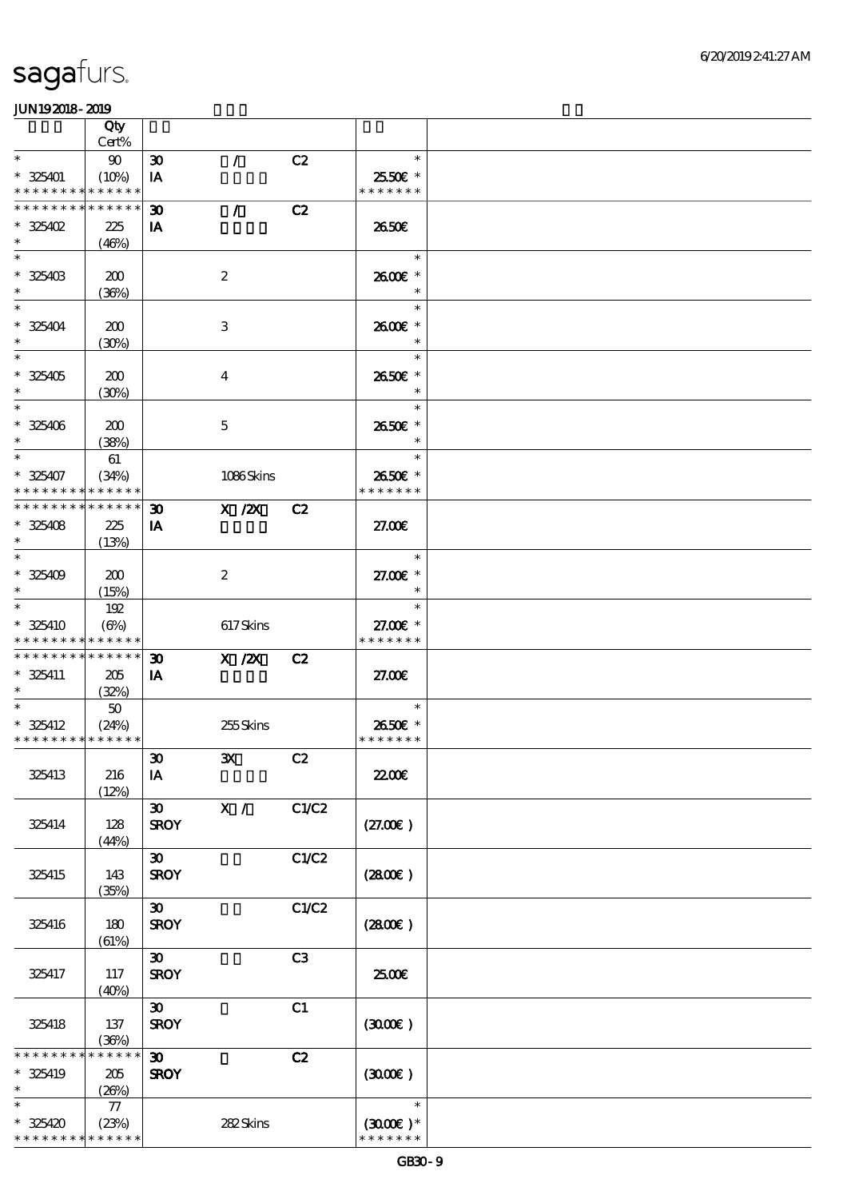JUN19 2018 - 2019

| | Qty Cert% | | | | |
|---|---|---|---|---|---|
| * * 325401 * * * * * * * * * * * * * * | 90 (10%) | 30 IA | / | C2 | * 25.50€ * * * * * * * * |
| * * * * * * * * * * * * * * * 325402 * | 225 (46%) | 30 IA | / | C2 | 26.50€ |
| * * 325403 * | 200 (36%) | | 2 | | * 26.00€ * * |
| * * 325404 * | 200 (30%) | | 3 | | * 26.00€ * * |
| * * 325405 * | 200 (30%) | | 4 | | * 26.50€ * * |
| * * 325406 * | 200 (38%) | | 5 | | * 26.50€ * * |
| * * 325407 * * * * * * * * * * * * * * | 61 (34%) | | 1086 Skins | | * 26.50€ * * * * * * * * |
| * * * * * * * * * * * * * * * 325408 * | 225 (13%) | 30 IA | X /2X | C2 | 27.00€ |
| * * 325409 * | 200 (15%) | | 2 | | * 27.00€ * * |
| * * 325410 * * * * * * * * * * * * * * | 192 (6%) | | 617 Skins | | * 27.00€ * * * * * * * * |
| * * * * * * * * * * * * * * * 325411 * | 205 (32%) | 30 IA | X /2X | C2 | 27.00€ |
| * * 325412 * * * * * * * * * * * * * * | 50 (24%) | | 255 Skins | | * 26.50€ * * * * * * * * |
| 325413 | 216 (12%) | 30 IA | 3X | C2 | 22.00€ |
| 325414 | 128 (44%) | 30 SROY | X / | C1/C2 | (27.00€ ) |
| 325415 | 143 (35%) | 30 SROY | | C1/C2 | (28.00€ ) |
| 325416 | 180 (61%) | 30 SROY | | C1/C2 | (28.00€ ) |
| 325417 | 117 (40%) | 30 SROY | | C3 | 25.00€ |
| 325418 | 137 (36%) | 30 SROY | | C1 | (30.00€ ) |
| * * * * * * * * * * * * * * * 325419 * | 205 (26%) | 30 SROY | | C2 | (30.00€ ) |
| * * 325420 * * * * * * * * * * * * * * | 77 (23%) | | 282 Skins | | * (30.00€ ) * * * * * * * * |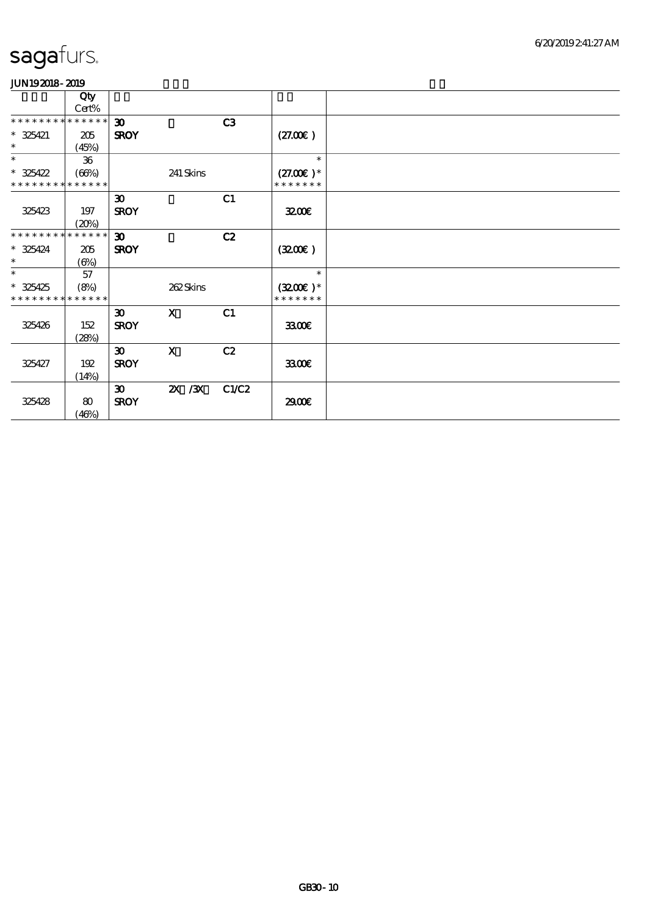sagafurs.

JUN192018-2019

| | Qty Cert% | | | | | |
|---|---|---|---|---|---|---|
| * * * * * * * * * * * * * * | | 30 | | C3 | | |
| * 325421 | 205 | SROY | | | (27.00€) | |
| * | (45%) | | | | | |
| * | 36 | | | | * | |
| * 325422 | (66%) | | 241 Skins | | (27.00€) * | |
| * * * * * * * * * * * * * * | | | | | * * * * * * * | |
| | | 30 | | C1 | | |
| 325423 | 197 | SROY | | | 32.00€ | |
| | (20%) | | | | | |
| * * * * * * * * * * * * * * | | 30 | | C2 | | |
| * 325424 | 205 | SROY | | | (32.00€) | |
| * | (6%) | | | | | |
| * | 57 | | | | * | |
| * 325425 | (8%) | | 262 Skins | | (32.00€) * | |
| * * * * * * * * * * * * * * | | | | | * * * * * * * | |
| | | 30 | X | C1 | | |
| 325426 | 152 | SROY | | | 33.00€ | |
| | (28%) | | | | | |
| | | 30 | X | C2 | | |
| 325427 | 192 | SROY | | | 33.00€ | |
| | (14%) | | | | | |
| | | 30 | 2X /3X | C1/C2 | | |
| 325428 | 80 | SROY | | | 29.00€ | |
| | (46%) | | | | | |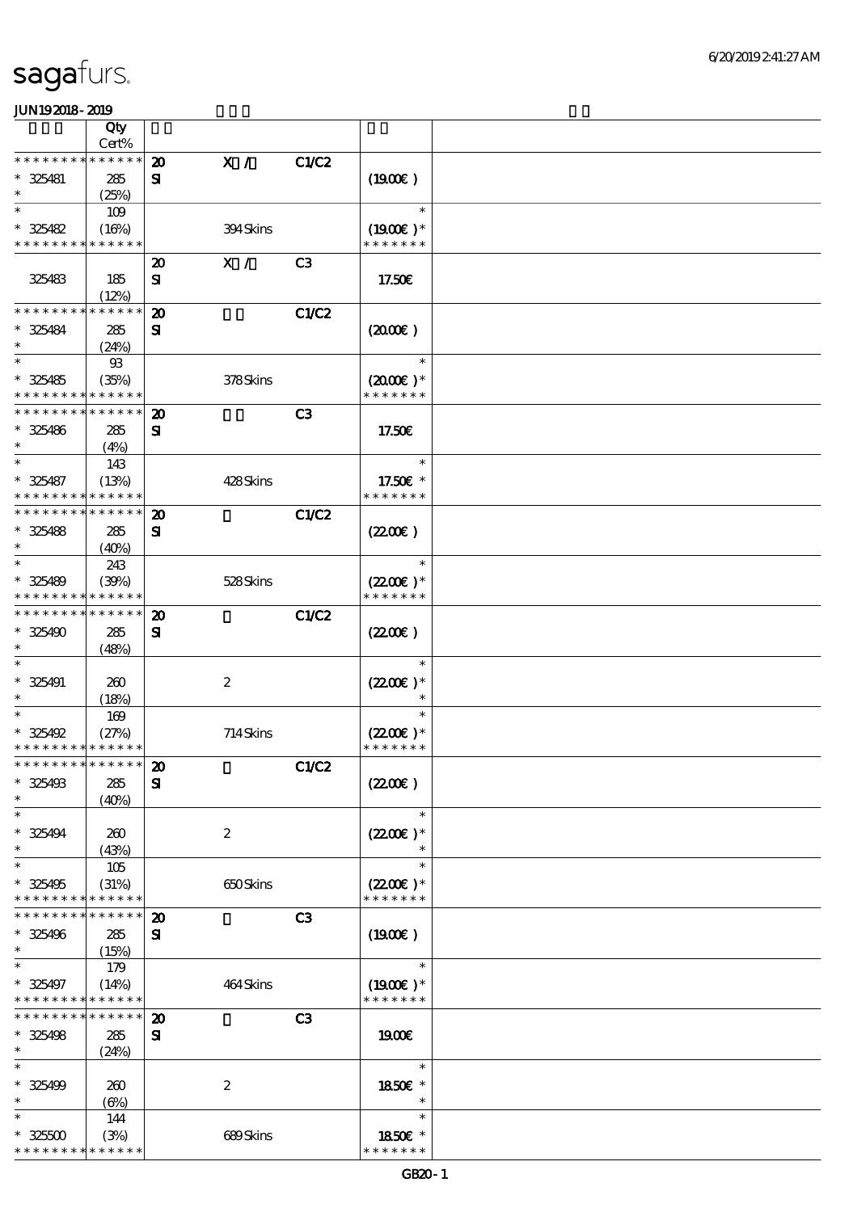| | Qty Cert% | | | | | |
|---|---|---|---|---|---|---|
| * * * * * * * * * * * * * * | 20 | X / | C1/C2 | | | |
| * 325481 | 285 | SI | | | (19.00€ ) | |
| * | (25%) | | | | | |
| * | 109 | | | | * | |
| * 325482 | (16%) | | 394 Skins | | (19.00€ ) * | |
| * * * * * * * * * * * * * * | | | | | * * * * * * * | |
| | | 20 | X / | C3 | | |
| 325483 | 185 | SI | | | 17.50€ | |
| | (12%) | | | | | |
| * * * * * * * * * * * * * * | | 20 | | C1/C2 | | |
| * 325484 | 285 | SI | | | (20.00€ ) | |
| * | (24%) | | | | | |
| * | 93 | | | | * | |
| * 325485 | (35%) | | 378 Skins | | (20.00€ ) * | |
| * * * * * * * * * * * * * * | | | | | * * * * * * * | |
| * * * * * * * * * * * * * * | | 20 | | C3 | | |
| * 325486 | 285 | SI | | | 17.50€ | |
| * | (4%) | | | | | |
| * | 143 | | | | * | |
| * 325487 | (13%) | | 428 Skins | | 17.50€ * | |
| * * * * * * * * * * * * * * | | | | | * * * * * * * | |
| * * * * * * * * * * * * * * | | 20 | | C1/C2 | | |
| * 325488 | 285 | SI | | | (22.00€ ) | |
| * | (40%) | | | | | |
| * | 243 | | | | * | |
| * 325489 | (39%) | | 528 Skins | | (22.00€ ) * | |
| * * * * * * * * * * * * * * | | | | | * * * * * * * | |
| * * * * * * * * * * * * * * | | 20 | | C1/C2 | | |
| * 325490 | 285 | SI | | | (22.00€ ) | |
| * | (48%) | | | | | |
| * | | | | | * | |
| * 325491 | 260 | | 2 | | (22.00€ ) * | |
| * | (18%) | | | | * | |
| * | 169 | | | | * | |
| * 325492 | (27%) | | 714 Skins | | (22.00€ ) * | |
| * * * * * * * * * * * * * * | | | | | * * * * * * * | |
| * * * * * * * * * * * * * * | | 20 | | C1/C2 | | |
| * 325493 | 285 | SI | | | (22.00€ ) | |
| * | (40%) | | | | | |
| * | | | | | * | |
| * 325494 | 260 | | 2 | | (22.00€ ) * | |
| * | (43%) | | | | * | |
| * | 105 | | | | * | |
| * 325495 | (31%) | | 650 Skins | | (22.00€ ) * | |
| * * * * * * * * * * * * * * | | | | | * * * * * * * | |
| * * * * * * * * * * * * * * | | 20 | | C3 | | |
| * 325496 | 285 | SI | | | (19.00€ ) | |
| * | (15%) | | | | | |
| * | 179 | | | | * | |
| * 325497 | (14%) | | 464 Skins | | (19.00€ ) * | |
| * * * * * * * * * * * * * * | | | | | * * * * * * * | |
| * * * * * * * * * * * * * * | | 20 | | C3 | | |
| * 325498 | 285 | SI | | | 19.00€ | |
| * | (24%) | | | | | |
| * | | | | | * | |
| * 325499 | 260 | | 2 | | 18.50€ * | |
| * | (6%) | | | | * | |
| * | 144 | | | | * | |
| * 325500 | (3%) | | 689 Skins | | 18.50€ * | |
| * * * * * * * * * * * * * * | | | | | * * * * * * * | |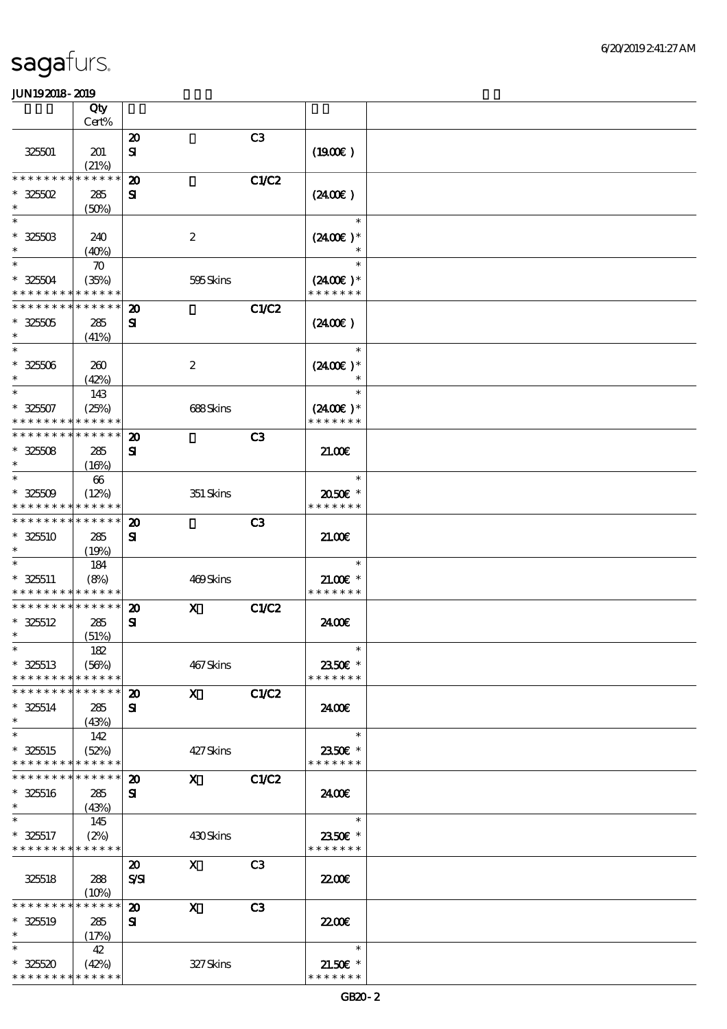sagafurs.

JUN192018-2019

| | Qty<br>Cert% | | | | | |
|---|---|---|---|---|---|---|
| 325501 | 201<br>(21%) | 20<br>SI | | C3 | (19.00€) | |
| ************** | | 20 | | C1/C2 | | |
| * 325502 | 285 | SI | | | (24.00€) | |
| * | (50%) | | | | | |
| * | | | | | * | |
| * 325503 | 240 | | 2 | | (24.00€)* | |
| * | (40%) | | | | * | |
| * | 70 | | | | * | |
| * 325504 | (35%) | | 595 Skins | | (24.00€)* | |
| ************** | | | | | ******* | |
| ************** | | 20 | | C1/C2 | | |
| * 325505 | 285 | SI | | | (24.00€) | |
| * | (41%) | | | | | |
| * | | | | | * | |
| * 325506 | 260 | | 2 | | (24.00€)* | |
| * | (42%) | | | | * | |
| * | 143 | | | | * | |
| * 325507 | (25%) | | 688 Skins | | (24.00€)* | |
| ************** | | | | | ******* | |
| ************** | | 20 | | C3 | | |
| * 325508 | 285 | SI | | | 21.00€ | |
| * | (16%) | | | | | |
| * | 66 | | | | * | |
| * 325509 | (12%) | | 351 Skins | | 20.50€ * | |
| ************** | | | | | ******* | |
| ************** | | 20 | | C3 | | |
| * 325510 | 285 | SI | | | 21.00€ | |
| * | (19%) | | | | | |
| * | 184 | | | | * | |
| * 325511 | (8%) | | 469 Skins | | 21.00€ * | |
| ************** | | | | | ******* | |
| ************** | | 20 | X | C1/C2 | | |
| * 325512 | 285 | SI | | | 24.00€ | |
| * | (51%) | | | | | |
| * | 182 | | | | * | |
| * 325513 | (56%) | | 467 Skins | | 23.50€ * | |
| ************** | | | | | ******* | |
| ************** | | 20 | X | C1/C2 | | |
| * 325514 | 285 | SI | | | 24.00€ | |
| * | (43%) | | | | | |
| * | 142 | | | | * | |
| * 325515 | (52%) | | 427 Skins | | 23.50€ * | |
| ************** | | | | | ******* | |
| ************** | | 20 | X | C1/C2 | | |
| * 325516 | 285 | SI | | | 24.00€ | |
| * | (43%) | | | | | |
| * | 145 | | | | * | |
| * 325517 | (2%) | | 430 Skins | | 23.50€ * | |
| ************** | | | | | ******* | |
| 325518 | 288<br>(10%) | 20<br>S/SI | X | C3 | 22.00€ | |
| ************** | | 20 | X | C3 | | |
| * 325519 | 285 | SI | | | 22.00€ | |
| * | (17%) | | | | | |
| * | 42 | | | | * | |
| * 325520 | (42%) | | 327 Skins | | 21.50€ * | |
| ************** | | | | | ******* | |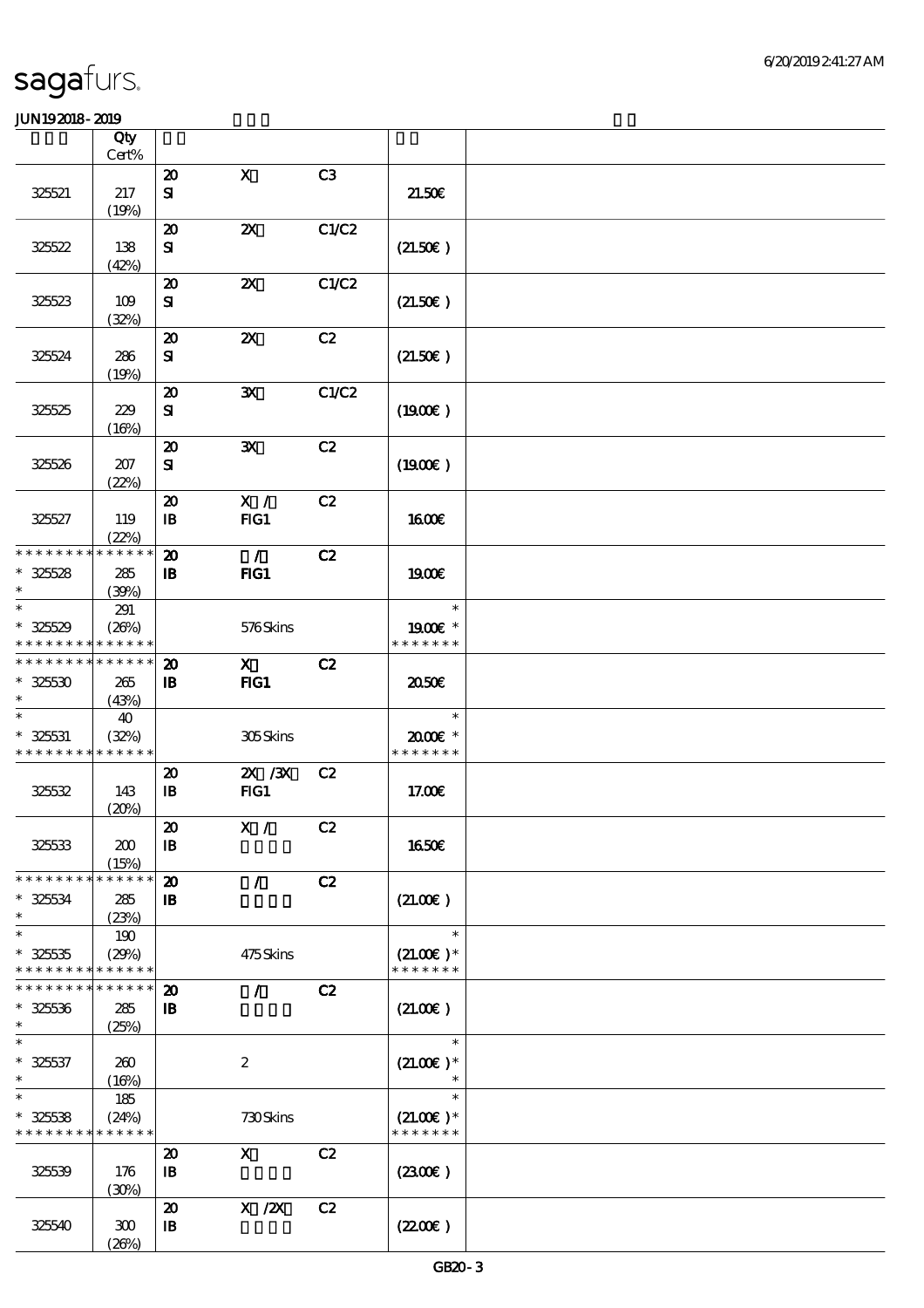# sagafurs.

JUN192018-2019

| | Qty Cert% | | | | | |
|---|---|---|---|---|---|---|
| 325521 | 217 (19%) | 20 SI | X | C3 | 21.50€ | |
| 325522 | 138 (42%) | 20 SI | 2X | C1/C2 | (21.50€) | |
| 325523 | 109 (32%) | 20 SI | 2X | C1/C2 | (21.50€) | |
| 325524 | 286 (19%) | 20 SI | 2X | C2 | (21.50€) | |
| 325525 | 229 (16%) | 20 SI | 3X | C1/C2 | (19.00€) | |
| 325526 | 207 (22%) | 20 SI | 3X | C2 | (19.00€) | |
| 325527 | 119 (22%) | 20 IB | X / FIG1 | C2 | 16.00€ | |
| * * * * * * * * * * * * * * * 325528 * | 285 (39%) | 20 IB | / FIG1 | C2 | 19.00€ | |
| * * 325529 * * * * * * * * * * * * * * | 291 (26%) | | 576 Skins | | * 19.00€ * * * * * * * * | |
| * * * * * * * * * * * * * * * 325530 * | 265 (43%) | 20 IB | X FIG1 | C2 | 20.50€ | |
| * * 325531 * * * * * * * * * * * * * * | 40 (32%) | | 305 Skins | | * 20.00€ * * * * * * * * | |
| 325532 | 143 (20%) | 20 IB | 2X /3X FIG1 | C2 | 17.00€ | |
| 325533 | 200 (15%) | 20 IB | X / | C2 | 16.50€ | |
| * * * * * * * * * * * * * * * 325534 * | 285 (23%) | 20 IB | / | C2 | (21.00€) | |
| * * 325535 * * * * * * * * * * * * * * | 190 (29%) | | 475 Skins | | * (21.00€) * * * * * * * * | |
| * * * * * * * * * * * * * * * 325536 * | 285 (25%) | 20 IB | / | C2 | (21.00€) | |
| * * 325537 * | 260 (16%) | | 2 | | * (21.00€) * * | |
| * * 325538 * * * * * * * * * * * * * * | 185 (24%) | | 730 Skins | | * (21.00€) * * * * * * * * | |
| 325539 | 176 (30%) | 20 IB | X | C2 | (23.00€) | |
| 325540 | 300 (26%) | 20 IB | X /2X | C2 | (22.00€) | |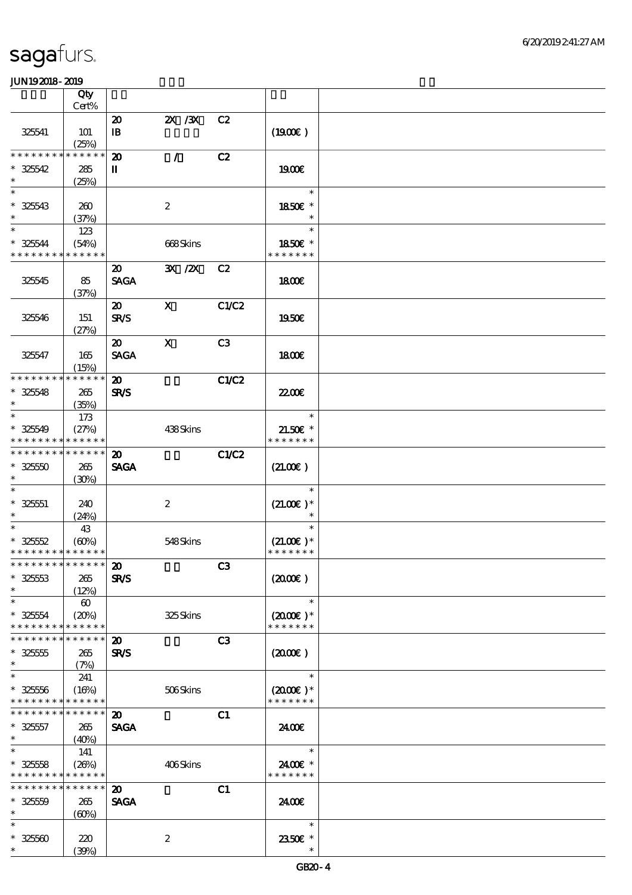# sagafurs.

JUN192018-2019

| | Qty Cert% | | | | | |
|---|---|---|---|---|---|---|
| 325541 | 101 (25%) | 20 IB | 2X /3X | C2 | (19.00€) | |
| * * * * * * * * * * * * * * 325542 * | 285 (25%) | 20 II | / | C2 | 19.00€ | |
| * * 325543 * | 260 (37%) | | 2 | | * 18.50€ * * | |
| * * 325544 * * * * * * * * * * * * * * | 123 (54%) | | 668 Skins | | * 18.50€ * * * * * * * * | |
| 325545 | 85 (37%) | 20 SAGA | 3X /2X | C2 | 18.00€ | |
| 325546 | 151 (27%) | 20 SR/S | X | C1/C2 | 19.50€ | |
| 325547 | 165 (15%) | 20 SAGA | X | C3 | 18.00€ | |
| * * * * * * * * * * * * * * 325548 * | 265 (35%) | 20 SR/S | | C1/C2 | 22.00€ | |
| * * 325549 * * * * * * * * * * * * * * | 173 (27%) | | 438 Skins | | * 21.50€ * * * * * * * * | |
| * * * * * * * * * * * * * * 325550 * | 265 (30%) | 20 SAGA | | C1/C2 | (21.00€) | |
| * * 325551 * | 240 (24%) | | 2 | | * (21.00€) * * | |
| * * 325552 * * * * * * * * * * * * * * | 43 (60%) | | 548 Skins | | * (21.00€) * * * * * * * * | |
| * * * * * * * * * * * * * * 325553 * | 265 (12%) | 20 SR/S | | C3 | (20.00€) | |
| * * 325554 * * * * * * * * * * * * * * | 60 (20%) | | 325 Skins | | * (20.00€) * * * * * * * * | |
| * * * * * * * * * * * * * * 325555 * | 265 (7%) | 20 SR/S | | C3 | (20.00€) | |
| * * 325556 * * * * * * * * * * * * * * | 241 (16%) | | 506 Skins | | * (20.00€) * * * * * * * * | |
| * * * * * * * * * * * * * * 325557 * | 265 (40%) | 20 SAGA | | C1 | 24.00€ | |
| * * 325558 * * * * * * * * * * * * * * | 141 (26%) | | 406 Skins | | * 24.00€ * * * * * * * * | |
| * * * * * * * * * * * * * * 325559 * | 265 (60%) | 20 SAGA | | C1 | 24.00€ | |
| * * 325560 * | 220 (39%) | | 2 | | * 23.50€ * * | |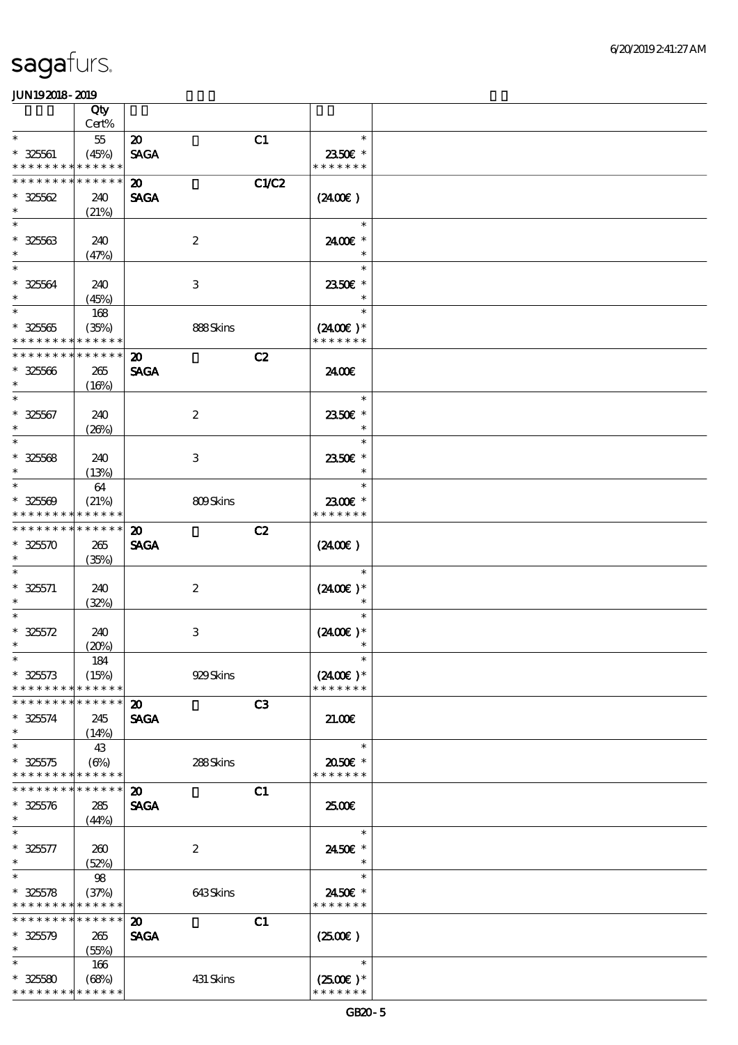**JUN19 2018 - 2019**

| | Qty Cert% | | | | |
|---|---|---|---|---|---|
| * 325561 * * * * * * * * * * * * * | 55 (45%) | 20 SAGA | | C1 | * 23.50€ * * * * * * * * |
| * * * * * * * * * * * * * * 325562 * | 240 (21%) | 20 SAGA | | C1/C2 | (24.00€) |
| * 325563 * | 240 (47%) | | 2 | | * 24.00€ * * |
| * 325564 * | 240 (45%) | | 3 | | * 23.50€ * * |
| * 325565 * * * * * * * * * * * * * | 168 (35%) | | 888 Skins | | * (24.00€) * * * * * * * * |
| * * * * * * * * * * * * * * 325566 * | 265 (16%) | 20 SAGA | | C2 | 24.00€ |
| * 325567 * | 240 (26%) | | 2 | | * 23.50€ * * |
| * 325568 * | 240 (13%) | | 3 | | * 23.50€ * * |
| * 325569 * * * * * * * * * * * * * | 64 (21%) | | 809 Skins | | * 23.00€ * * * * * * * * |
| * * * * * * * * * * * * * * 325570 * | 265 (35%) | 20 SAGA | | C2 | (24.00€) |
| * 325571 * | 240 (32%) | | 2 | | * (24.00€) * * |
| * 325572 * | 240 (20%) | | 3 | | * (24.00€) * * |
| * 325573 * * * * * * * * * * * * * | 184 (15%) | | 929 Skins | | * (24.00€) * * * * * * * * |
| * * * * * * * * * * * * * * 325574 * | 245 (14%) | 20 SAGA | | C3 | 21.00€ |
| * 325575 * * * * * * * * * * * * * | 43 (6%) | | 288 Skins | | * 20.50€ * * * * * * * * |
| * * * * * * * * * * * * * * 325576 * | 285 (44%) | 20 SAGA | | C1 | 25.00€ |
| * 325577 * | 260 (52%) | | 2 | | * 24.50€ * * |
| * 325578 * * * * * * * * * * * * * | 98 (37%) | | 643 Skins | | * 24.50€ * * * * * * * * |
| * * * * * * * * * * * * * * 325579 * | 265 (55%) | 20 SAGA | | C1 | (25.00€) |
| * 325580 * * * * * * * * * * * * * | 166 (68%) | | 431 Skins | | * (25.00€) * * * * * * * * |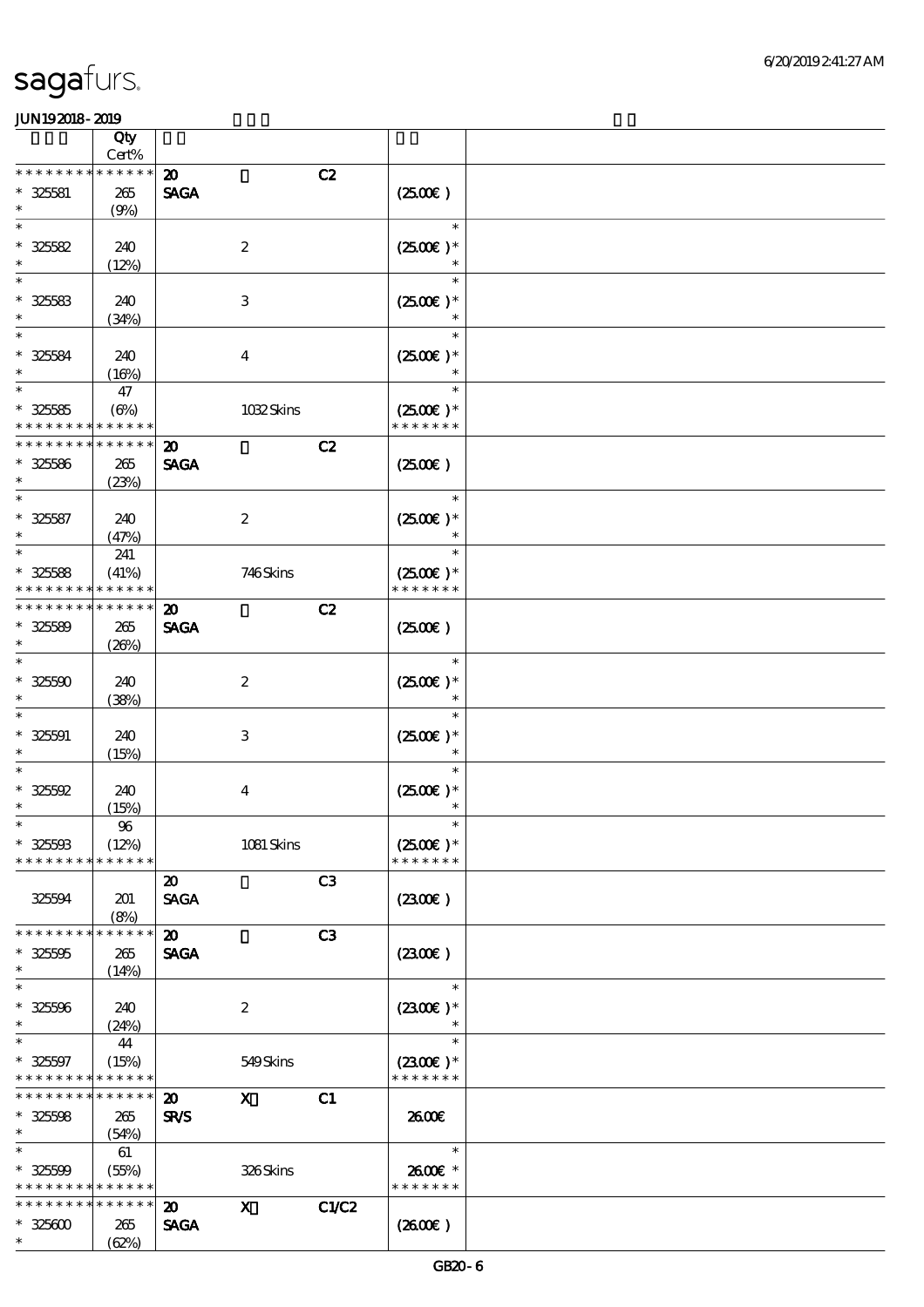| | Qty Cert% | | | | | |
|---|---|---|---|---|---|---|
| * * * * * * * * * * * * * * | | 20 | | C2 | | |
| * 325581 | 265 | SAGA | | | (25.00€) | |
| * | (9%) | | | | | |
| * | | | | | * | |
| * 325582 | 240 | | 2 | | (25.00€)* | |
| * | (12%) | | | | * | |
| * | | | | | * | |
| * 325583 | 240 | | 3 | | (25.00€)* | |
| * | (34%) | | | | * | |
| * | | | | | * | |
| * 325584 | 240 | | 4 | | (25.00€)* | |
| * | (16%) | | | | * | |
| * | 47 | | | | * | |
| * 325585 | (6%) | | 1032 Skins | | (25.00€)* | |
| * * * * * * * * * * * * * * | | | | | * * * * * * * | |
| * * * * * * * * * * * * * * | | 20 | | C2 | | |
| * 325586 | 265 | SAGA | | | (25.00€) | |
| * | (23%) | | | | | |
| * | | | | | * | |
| * 325587 | 240 | | 2 | | (25.00€)* | |
| * | (47%) | | | | * | |
| * | 241 | | | | * | |
| * 325588 | (41%) | | 746 Skins | | (25.00€)* | |
| * * * * * * * * * * * * * * | | | | | * * * * * * * | |
| * * * * * * * * * * * * * * | | 20 | | C2 | | |
| * 325589 | 265 | SAGA | | | (25.00€) | |
| * | (26%) | | | | | |
| * | | | | | * | |
| * 325590 | 240 | | 2 | | (25.00€)* | |
| * | (38%) | | | | * | |
| * | | | | | * | |
| * 325591 | 240 | | 3 | | (25.00€)* | |
| * | (15%) | | | | * | |
| * | | | | | * | |
| * 325592 | 240 | | 4 | | (25.00€)* | |
| * | (15%) | | | | * | |
| * | 96 | | | | * | |
| * 325593 | (12%) | | 1081 Skins | | (25.00€)* | |
| * * * * * * * * * * * * * * | | | | | * * * * * * * | |
| | | 20 | | C3 | | |
| 325594 | 201 | SAGA | | | (23.00€) | |
| | (8%) | | | | | |
| * * * * * * * * * * * * * * | | 20 | | C3 | | |
| * 325595 | 265 | SAGA | | | (23.00€) | |
| * | (14%) | | | | | |
| * | | | | | * | |
| * 325596 | 240 | | 2 | | (23.00€)* | |
| * | (24%) | | | | * | |
| * | 44 | | | | * | |
| * 325597 | (15%) | | 549 Skins | | (23.00€)* | |
| * * * * * * * * * * * * * * | | | | | * * * * * * * | |
| * * * * * * * * * * * * * * | | 20 | X | C1 | | |
| * 325598 | 265 | SR/S | | | 26.00€ | |
| * | (54%) | | | | | |
| * | 61 | | | | * | |
| * 325599 | (55%) | | 326 Skins | | 26.00€ * | |
| * * * * * * * * * * * * * * | | | | | * * * * * * * | |
| * * * * * * * * * * * * * * | | 20 | X | C1/C2 | | |
| * 325600 | 265 | SAGA | | | (26.00€) | |
| * | (62%) | | | | | |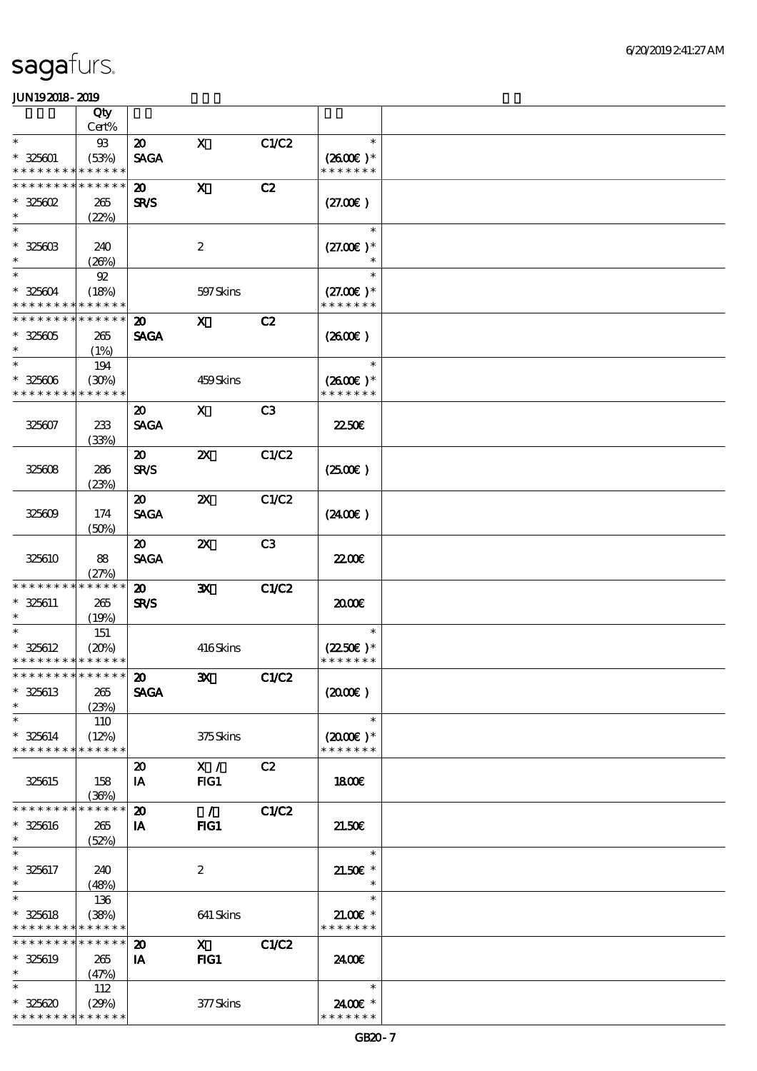# sagafurs.

JUN19 2018 - 2019

| | Qty Cert% | | | | | |
|---|---|---|---|---|---|---|
| * | 93 | 20 | X | C1/C2 | * | |
| * 325601 | (53%) | SAGA | | | (26.00€)* | |
| * * * * * * * * * * * * * * | | | | | * * * * * * * | |
| * * * * * * * * * * * * * * | | 20 | X | C2 | | |
| * 325602 | 265 | SR/S | | | (27.00€) | |
| * | (22%) | | | | | |
| * | | | | | * | |
| * 325603 | 240 | | 2 | | (27.00€)* | |
| * | (26%) | | | | * | |
| * | 92 | | | | * | |
| * 325604 | (18%) | | 597 Skins | | (27.00€)* | |
| * * * * * * * * * * * * * * | | | | | * * * * * * * | |
| * * * * * * * * * * * * * * | | 20 | X | C2 | | |
| * 325605 | 265 | SAGA | | | (26.00€) | |
| * | (1%) | | | | | |
| * | 194 | | | | * | |
| * 325606 | (30%) | | 459 Skins | | (26.00€)* | |
| * * * * * * * * * * * * * * | | | | | * * * * * * * | |
| | | 20 | X | C3 | | |
| 325607 | 233 (33%) | SAGA | | | 22.50€ | |
| | | 20 | 2X | C1/C2 | | |
| 325608 | 286 (23%) | SR/S | | | (25.00€) | |
| | | 20 | 2X | C1/C2 | | |
| 325609 | 174 (50%) | SAGA | | | (24.00€) | |
| | | 20 | 2X | C3 | | |
| 325610 | 88 (27%) | SAGA | | | 22.00€ | |
| * * * * * * * * * * * * * * | | 20 | 3X | C1/C2 | | |
| * 325611 | 265 | SR/S | | | 20.00€ | |
| * | (19%) | | | | | |
| * | 151 | | | | * | |
| * 325612 | (20%) | | 416 Skins | | (22.50€)* | |
| * * * * * * * * * * * * * * | | | | | * * * * * * * | |
| * * * * * * * * * * * * * * | | 20 | 3X | C1/C2 | | |
| * 325613 | 265 | SAGA | | | (20.00€) | |
| * | (23%) | | | | | |
| * | 110 | | | | * | |
| * 325614 | (12%) | | 375 Skins | | (20.00€)* | |
| * * * * * * * * * * * * * * | | | | | * * * * * * * | |
| | | 20 | X / | C2 | | |
| 325615 | 158 (36%) | IA | FIG1 | | 18.00€ | |
| * * * * * * * * * * * * * * | | 20 | / | C1/C2 | | |
| * 325616 | 265 | IA | FIG1 | | 21.50€ | |
| * | (52%) | | | | | |
| * | | | | | * | |
| * 325617 | 240 | | 2 | | 21.50€ * | |
| * | (48%) | | | | * | |
| * | 136 | | | | * | |
| * 325618 | (38%) | | 641 Skins | | 21.00€ * | |
| * * * * * * * * * * * * * * | | | | | * * * * * * * | |
| * * * * * * * * * * * * * * | | 20 | X | C1/C2 | | |
| * 325619 | 265 | IA | FIG1 | | 24.00€ | |
| * | (47%) | | | | | |
| * | 112 | | | | * | |
| * 325620 | (29%) | | 377 Skins | | 24.00€ * | |
| * * * * * * * * * * * * * * | | | | | * * * * * * * | |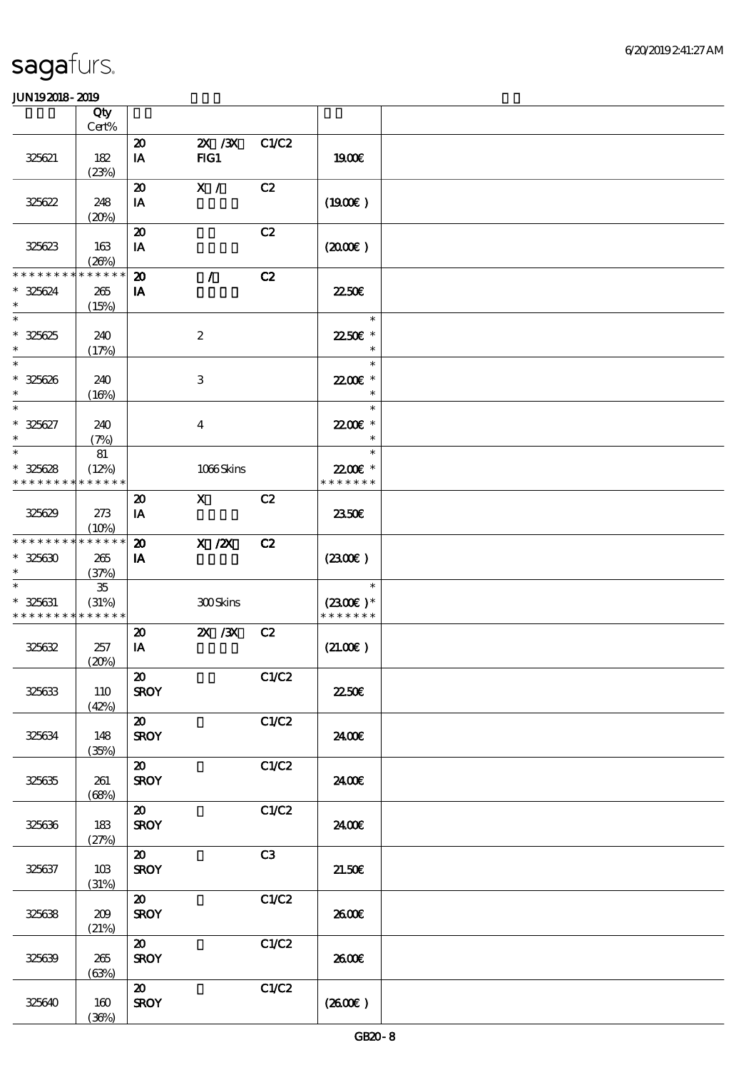sagafurs.

JUN192018 - 2019

| | Qty Cert% | | | | | |
|---|---|---|---|---|---|---|
| 325621 | 182 (23%) | 20 IA | 2X /3X FIG1 | C1/C2 | 19.00€ | |
| 325622 | 248 (20%) | 20 IA | X / | C2 | (19.00€ ) | |
| 325623 | 163 (26%) | 20 IA | | C2 | (20.00€ ) | |
| * * * * * * * * * * * * * * 325624 * | 265 (15%) | 20 IA | / | C2 | 22.50€ | |
| * * 325625 * | 240 (17%) | | 2 | | * 22.50€ * * | |
| * * 325626 * | 240 (16%) | | 3 | | * 22.00€ * * | |
| * * 325627 * | 240 (7%) | | 4 | | * 22.00€ * * | |
| * * 325628 * * * * * * * * * * * * * | 81 (12%) | | 1066 Skins | | * 22.00€ * * * * * * * * | |
| 325629 | 273 (10%) | 20 IA | X | C2 | 23.50€ | |
| * * * * * * * * * * * * * * 325630 * | 265 (37%) | 20 IA | X /2X | C2 | (23.00€ ) | |
| * * 325631 * * * * * * * * * * * * * | 35 (31%) | | 300 Skins | | * (23.00€ ) * * * * * * * * | |
| 325632 | 257 (20%) | 20 IA | 2X /3X | C2 | (21.00€ ) | |
| 325633 | 110 (42%) | 20 SROY | | C1/C2 | 22.50€ | |
| 325634 | 148 (35%) | 20 SROY | | C1/C2 | 24.00€ | |
| 325635 | 261 (68%) | 20 SROY | | C1/C2 | 24.00€ | |
| 325636 | 183 (27%) | 20 SROY | | C1/C2 | 24.00€ | |
| 325637 | 103 (31%) | 20 SROY | | C3 | 21.50€ | |
| 325638 | 209 (21%) | 20 SROY | | C1/C2 | 26.00€ | |
| 325639 | 265 (63%) | 20 SROY | | C1/C2 | 26.00€ | |
| 325640 | 160 (36%) | 20 SROY | | C1/C2 | (26.00€ ) | |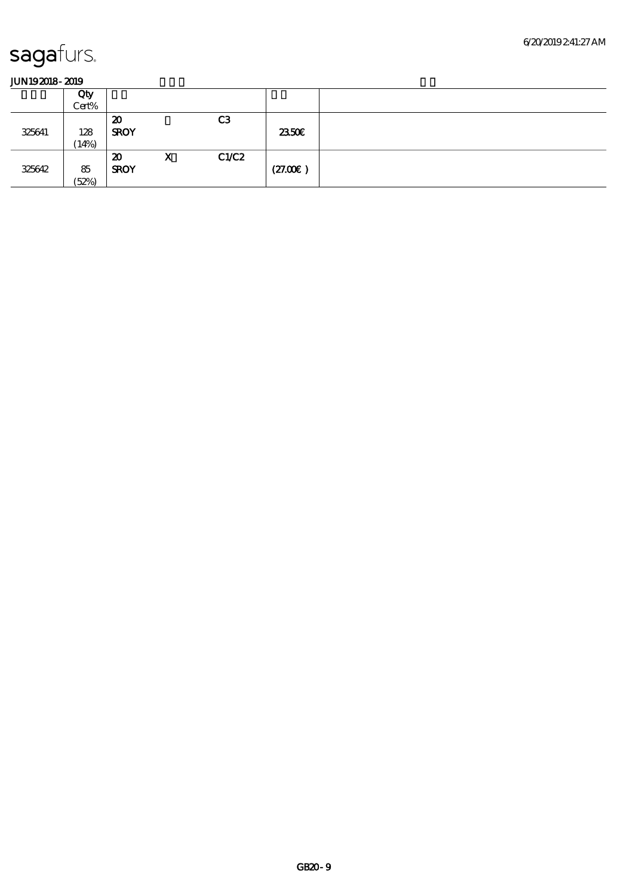# sagafurs.

JUN19 2018 - 2019

| | Qty Cert% | | | | | |
|---|---|---|---|---|---|---|
| 325641 | 128 (14%) | 20 SROY | | C3 | 23.50€ | |
| 325642 | 85 (52%) | 20 SROY | X | C1/C2 | (27.00€ ) | |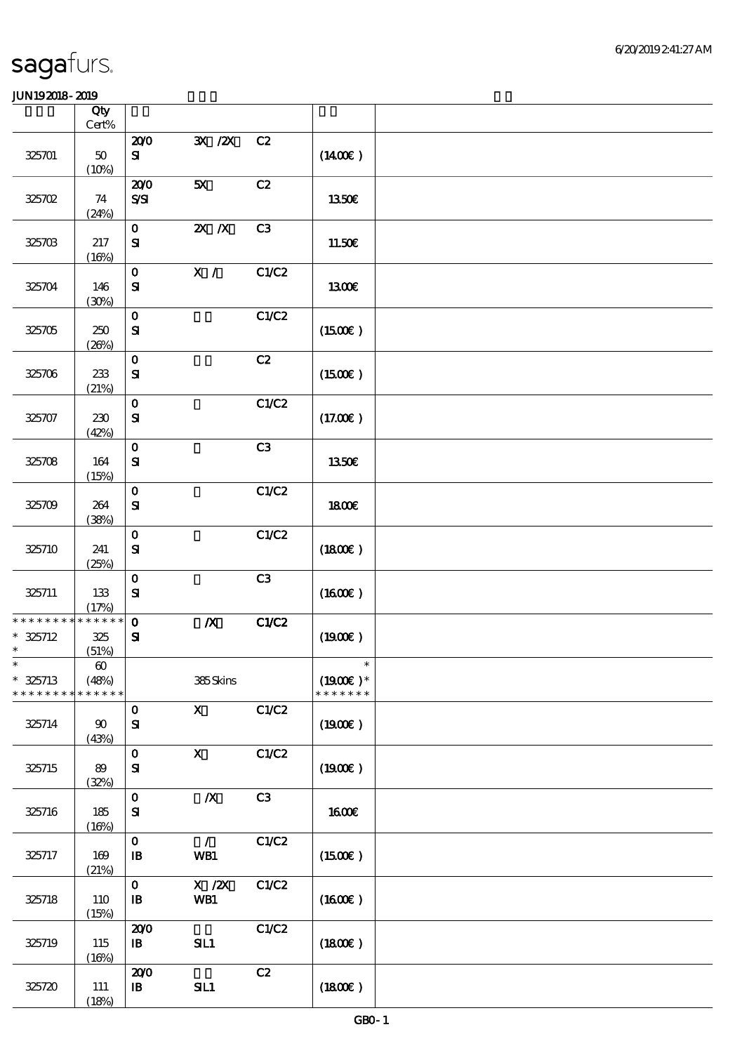# sagafurs.

JUN192018-2019

| | Qty Cert% | | | | | |
|---|---|---|---|---|---|---|
| 325701 | 50 (10%) | 20/0 SI | 3X /2X | C2 | (14.00€) | |
| 325702 | 74 (24%) | 20/0 S/SI | 5X | C2 | 13.50€ | |
| 325703 | 217 (16%) | 0 SI | 2X /X | C3 | 11.50€ | |
| 325704 | 146 (30%) | 0 SI | X / | C1/C2 | 13.00€ | |
| 325705 | 250 (26%) | 0 SI | | C1/C2 | (15.00€) | |
| 325706 | 233 (21%) | 0 SI | | C2 | (15.00€) | |
| 325707 | 230 (42%) | 0 SI | | C1/C2 | (17.00€) | |
| 325708 | 164 (15%) | 0 SI | | C3 | 13.50€ | |
| 325709 | 264 (38%) | 0 SI | | C1/C2 | 18.00€ | |
| 325710 | 241 (25%) | 0 SI | | C1/C2 | (18.00€) | |
| 325711 | 133 (17%) | 0 SI | | C3 | (16.00€) | |
| * * * * * * * * * * * * * * 325712 * | 325 (51%) | 0 SI | /X | C1/C2 | (19.00€) | |
| * * 325713 * * * * * * * * * * * * * * | 60 (48%) | | 385 Skins | | * (19.00€) * * * * * * * * | |
| 325714 | 90 (43%) | 0 SI | X | C1/C2 | (19.00€) | |
| 325715 | 89 (32%) | 0 SI | X | C1/C2 | (19.00€) | |
| 325716 | 185 (16%) | 0 SI | /X | C3 | 16.00€ | |
| 325717 | 169 (21%) | 0 IB | / WB1 | C1/C2 | (15.00€) | |
| 325718 | 110 (15%) | 0 IB | X /2X WB1 | C1/C2 | (16.00€) | |
| 325719 | 115 (16%) | 20/0 IB | SIL1 | C1/C2 | (18.00€) | |
| 325720 | 111 (18%) | 20/0 IB | SIL1 | C2 | (18.00€) | |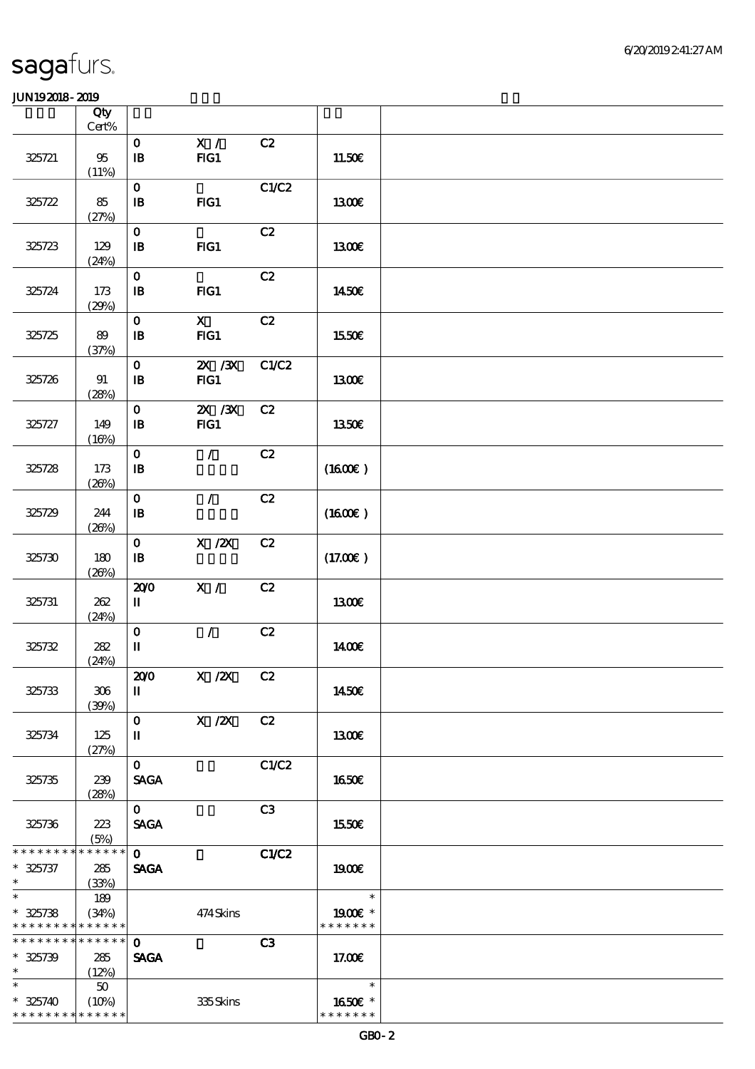# sagafurs.

JUN192018-2019

| | Qty Cert% | | | | | |
|---|---|---|---|---|---|---|
| 325721 | 95 (11%) | 0 IB | X / FIG1 | C2 | 11.50€ | |
| 325722 | 85 (27%) | 0 IB | FIG1 | C1/C2 | 13.00€ | |
| 325723 | 129 (24%) | 0 IB | FIG1 | C2 | 13.00€ | |
| 325724 | 173 (29%) | 0 IB | FIG1 | C2 | 14.50€ | |
| 325725 | 89 (37%) | 0 IB | X FIG1 | C2 | 15.50€ | |
| 325726 | 91 (28%) | 0 IB | 2X /3X FIG1 | C1/C2 | 13.00€ | |
| 325727 | 149 (16%) | 0 IB | 2X /3X FIG1 | C2 | 13.50€ | |
| 325728 | 173 (26%) | 0 IB | / | C2 | (16.00€ ) | |
| 325729 | 244 (26%) | 0 IB | / | C2 | (16.00€ ) | |
| 325730 | 180 (26%) | 0 IB | X /2X | C2 | (17.00€ ) | |
| 325731 | 262 (24%) | 20/0 II | X / | C2 | 13.00€ | |
| 325732 | 282 (24%) | 0 II | / | C2 | 14.00€ | |
| 325733 | 306 (39%) | 20/0 II | X /2X | C2 | 14.50€ | |
| 325734 | 125 (27%) | 0 II | X /2X | C2 | 13.00€ | |
| 325735 | 239 (28%) | 0 SAGA | | C1/C2 | 16.50€ | |
| 325736 | 223 (5%) | 0 SAGA | | C3 | 15.50€ | |
| * 325737 * | 285 (33%) | 0 SAGA | | C1/C2 | 19.00€ | |
| * 325738 * | 189 (34%) | | 474 Skins | | 19.00€ * | |
| * 325739 * | 285 (12%) | 0 SAGA | | C3 | 17.00€ | |
| * 325740 * | 50 (10%) | | 335 Skins | | 16.50€ * | |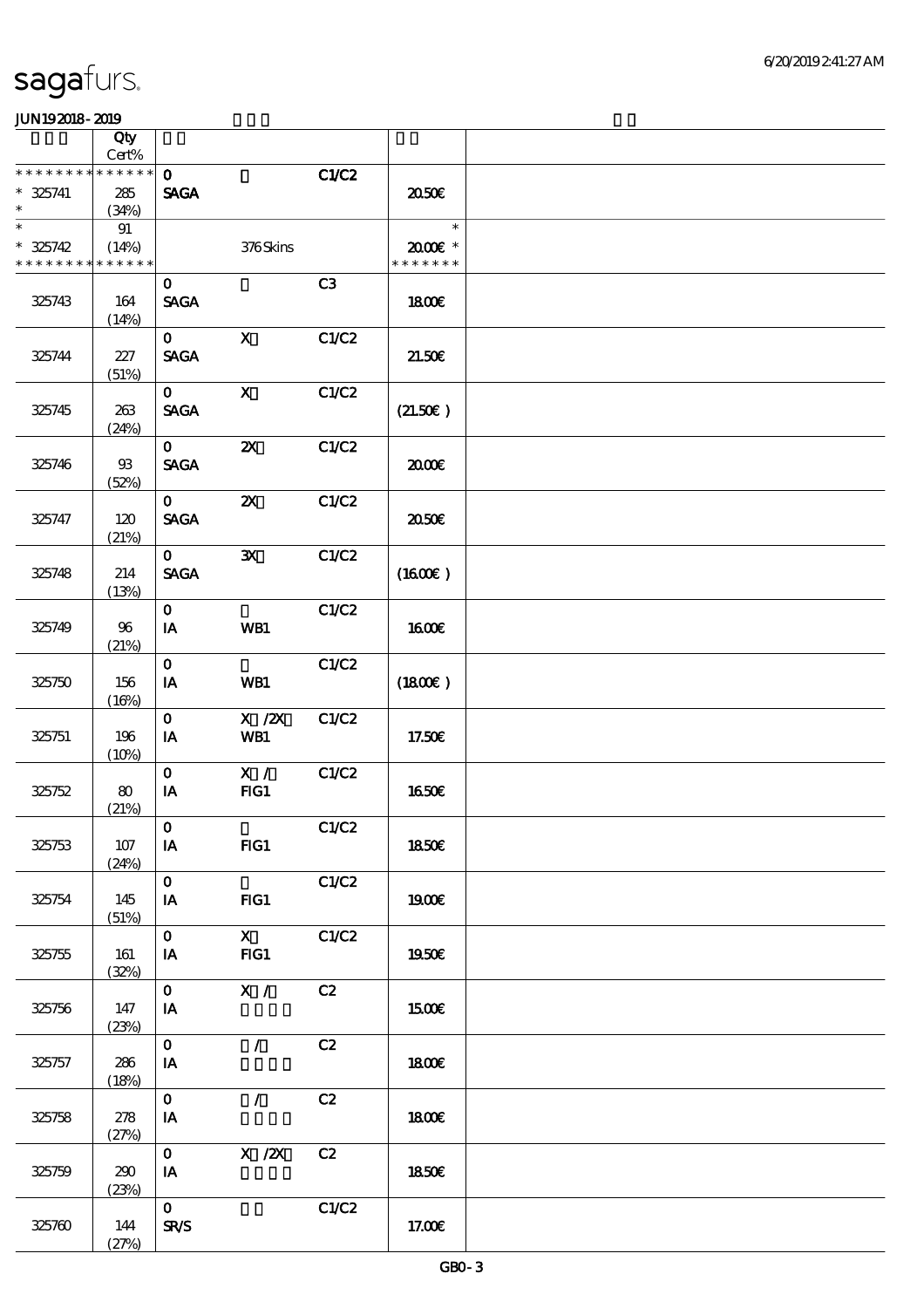# sagafurs.

JUN19 2018 - 2019

| | Qty Cert% | | | | | |
|---|---|---|---|---|---|---|
| * * * * * * * * * * * * * * | 0 | | C1/C2 | | | |
| * 325741 | 285 | SAGA | | | 20.50€ | |
| * | (34%) | | | | | |
| * | 91 | | | | * | |
| * 325742 | (14%) | | 376 Skins | | 20.00€ * | |
| * * * * * * * * * * * * * * | | | | | * * * * * * * | |
| 325743 | 164 (14%) | 0 SAGA | | C3 | 18.00€ | |
| 325744 | 227 (51%) | 0 SAGA | X | C1/C2 | 21.50€ | |
| 325745 | 263 (24%) | 0 SAGA | X | C1/C2 | (21.50€ ) | |
| 325746 | 93 (52%) | 0 SAGA | 2X | C1/C2 | 20.00€ | |
| 325747 | 120 (21%) | 0 SAGA | 2X | C1/C2 | 20.50€ | |
| 325748 | 214 (13%) | 0 SAGA | 3X | C1/C2 | (16.00€ ) | |
| 325749 | 96 (21%) | 0 IA | WB1 | C1/C2 | 16.00€ | |
| 325750 | 156 (16%) | 0 IA | WB1 | C1/C2 | (18.00€ ) | |
| 325751 | 196 (10%) | 0 IA | X /2X WB1 | C1/C2 | 17.50€ | |
| 325752 | 80 (21%) | 0 IA | X / FIG1 | C1/C2 | 16.50€ | |
| 325753 | 107 (24%) | 0 IA | FIG1 | C1/C2 | 18.50€ | |
| 325754 | 145 (51%) | 0 IA | FIG1 | C1/C2 | 19.00€ | |
| 325755 | 161 (32%) | 0 IA | X FIG1 | C1/C2 | 19.50€ | |
| 325756 | 147 (23%) | 0 IA | X / | C2 | 15.00€ | |
| 325757 | 286 (18%) | 0 IA | / | C2 | 18.00€ | |
| 325758 | 278 (27%) | 0 IA | / | C2 | 18.00€ | |
| 325759 | 290 (23%) | 0 IA | X /2X | C2 | 18.50€ | |
| 325760 | 144 (27%) | 0 SR/S | | C1/C2 | 17.00€ | |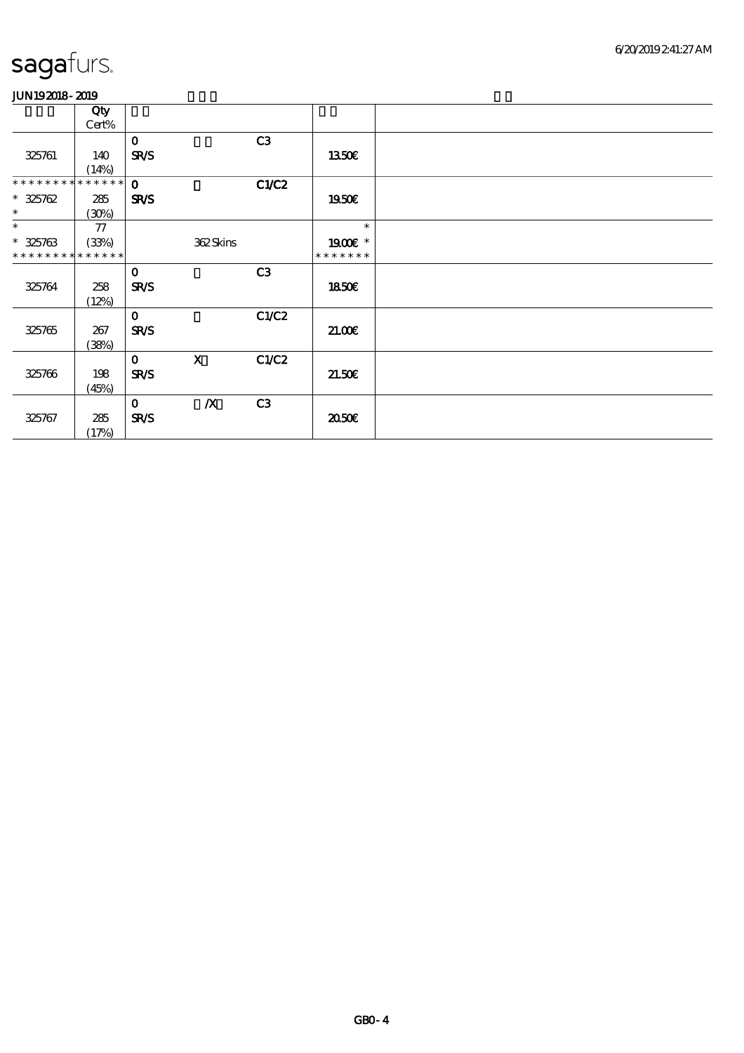sagafurs.

JUN19 2018 - 2019

| | Qty Cert% | | | | | |
|---|---|---|---|---|---|---|
| 325761 | 140 (14%) | 0 SR/S | | C3 | 13.50€ | |
| * * * * * * * * * * * * * * 325762 * | 285 (30%) | 0 SR/S | | C1/C2 | 19.50€ | |
| * * 325763 * * * * * * * * * * * * * * | 77 (33%) | | 362 Skins | | * 19.00€ * * * * * * * * | |
| 325764 | 258 (12%) | 0 SR/S | | C3 | 18.50€ | |
| 325765 | 267 (38%) | 0 SR/S | | C1/C2 | 21.00€ | |
| 325766 | 198 (45%) | 0 SR/S | X | C1/C2 | 21.50€ | |
| 325767 | 285 (17%) | 0 SR/S | /X | C3 | 20.50€ | |

GB0 - 4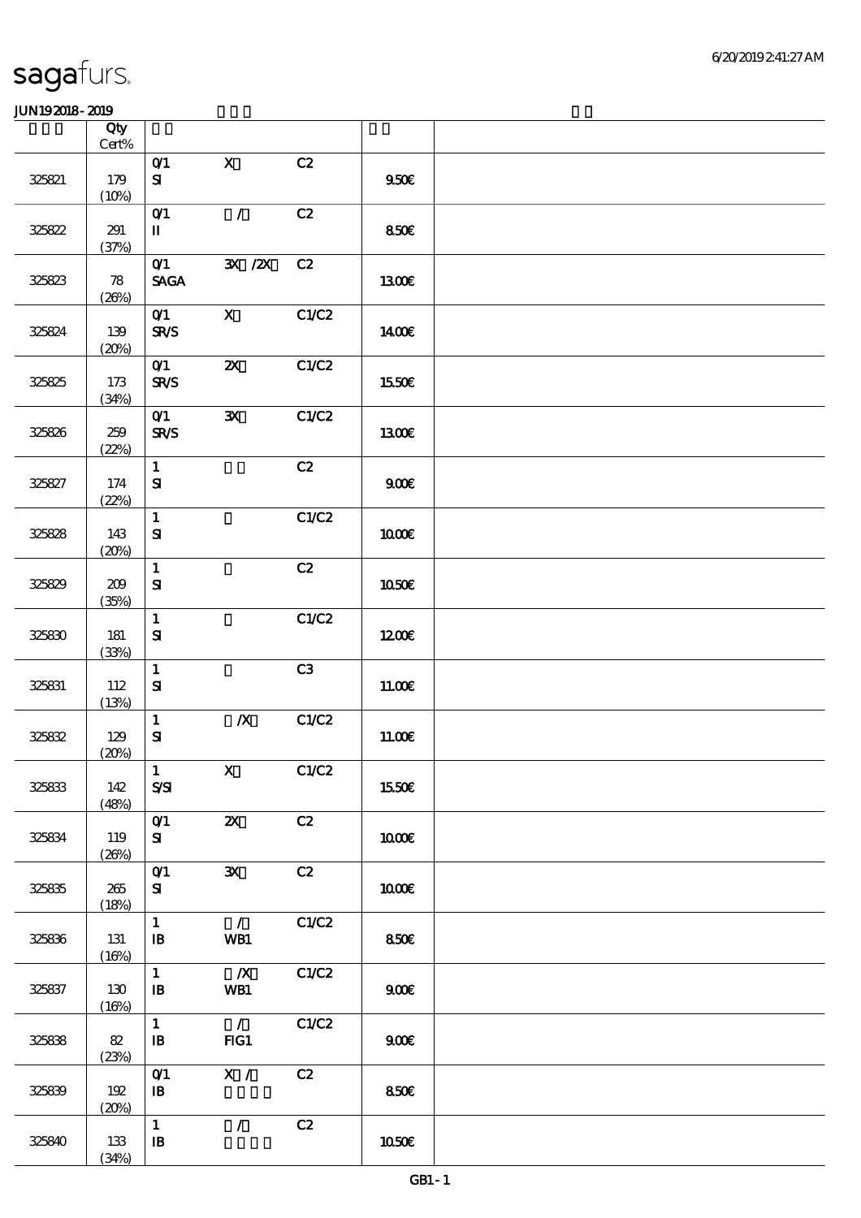| | Qty Cert% | | | | | |
|---|---|---|---|---|---|---|
| 325821 | 179 (10%) | 0/1 SI | X | C2 | 9.50€ | |
| 325822 | 291 (37%) | 0/1 II | / | C2 | 8.50€ | |
| 325823 | 78 (26%) | 0/1 SAGA | 3X /2X | C2 | 13.00€ | |
| 325824 | 139 (20%) | 0/1 SR/S | X | C1/C2 | 14.00€ | |
| 325825 | 173 (34%) | 0/1 SR/S | 2X | C1/C2 | 15.50€ | |
| 325826 | 259 (22%) | 0/1 SR/S | 3X | C1/C2 | 13.00€ | |
| 325827 | 174 (22%) | 1 SI | | C2 | 9.00€ | |
| 325828 | 143 (20%) | 1 SI | | C1/C2 | 10.00€ | |
| 325829 | 209 (35%) | 1 SI | | C2 | 10.50€ | |
| 325830 | 181 (33%) | 1 SI | | C1/C2 | 12.00€ | |
| 325831 | 112 (13%) | 1 SI | | C3 | 11.00€ | |
| 325832 | 129 (20%) | 1 SI | /X | C1/C2 | 11.00€ | |
| 325833 | 142 (48%) | 1 S/SI | X | C1/C2 | 15.50€ | |
| 325834 | 119 (26%) | 0/1 SI | 2X | C2 | 10.00€ | |
| 325835 | 265 (18%) | 0/1 SI | 3X | C2 | 10.00€ | |
| 325836 | 131 (16%) | 1 IB | / WB1 | C1/C2 | 8.50€ | |
| 325837 | 130 (16%) | 1 IB | /X WB1 | C1/C2 | 9.00€ | |
| 325838 | 82 (23%) | 1 IB | / FIG1 | C1/C2 | 9.00€ | |
| 325839 | 192 (20%) | 0/1 IB | X / | C2 | 8.50€ | |
| 325840 | 133 (34%) | 1 IB | / | C2 | 10.50€ | |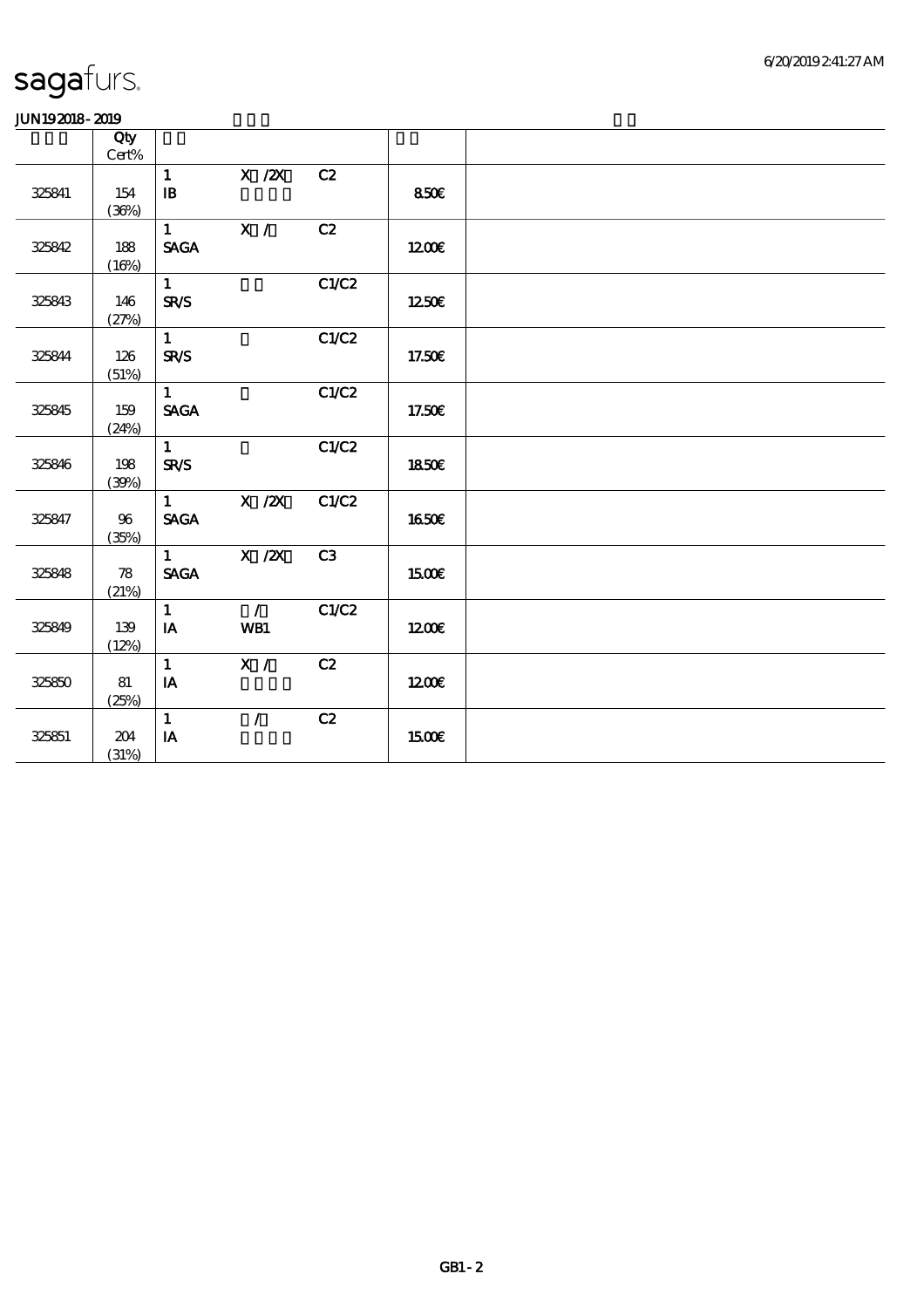sagafurs.

JUN19 2018 - 2019

| | Qty Cert% | | | | | |
|---|---|---|---|---|---|---|
| 325841 | 154 (36%) | 1 IB | X /2X | C2 | 8.50€ | |
| 325842 | 188 (16%) | 1 SAGA | X / | C2 | 12.00€ | |
| 325843 | 146 (27%) | 1 SR/S | | C1/C2 | 12.50€ | |
| 325844 | 126 (51%) | 1 SR/S | | C1/C2 | 17.50€ | |
| 325845 | 159 (24%) | 1 SAGA | | C1/C2 | 17.50€ | |
| 325846 | 198 (39%) | 1 SR/S | | C1/C2 | 18.50€ | |
| 325847 | 96 (35%) | 1 SAGA | X /2X | C1/C2 | 16.50€ | |
| 325848 | 78 (21%) | 1 SAGA | X /2X | C3 | 15.00€ | |
| 325849 | 139 (12%) | 1 IA | / WB1 | C1/C2 | 12.00€ | |
| 325850 | 81 (25%) | 1 IA | X / | C2 | 12.00€ | |
| 325851 | 204 (31%) | 1 IA | / | C2 | 15.00€ | |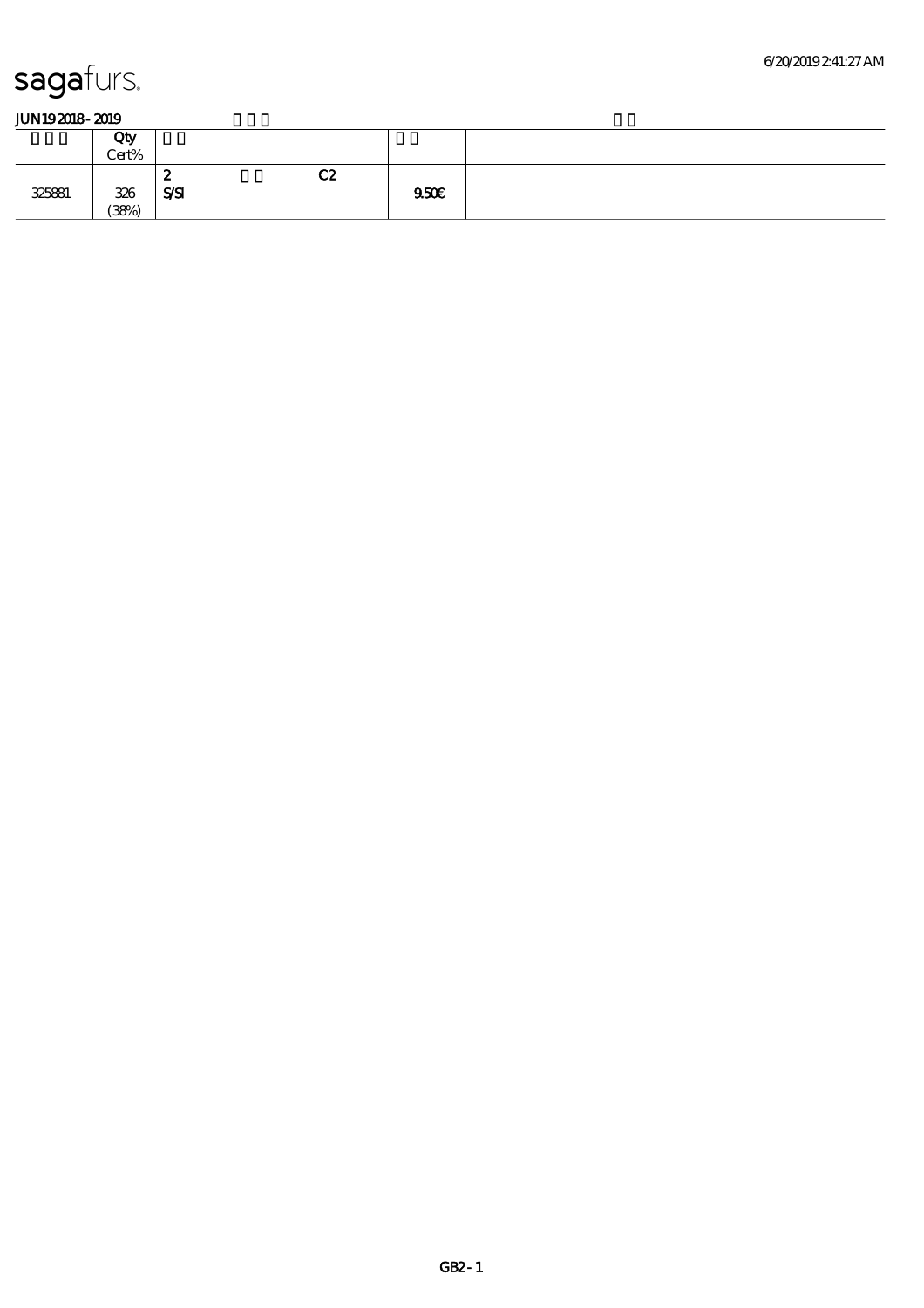**JUN19 2018 - 2019**

| | Qty<br>Cert% | | |
|---|---|---|---|
| 325881 | 326<br>(38%) | 2 C2<br>S/SI | 9.50€ |

GB2 - 1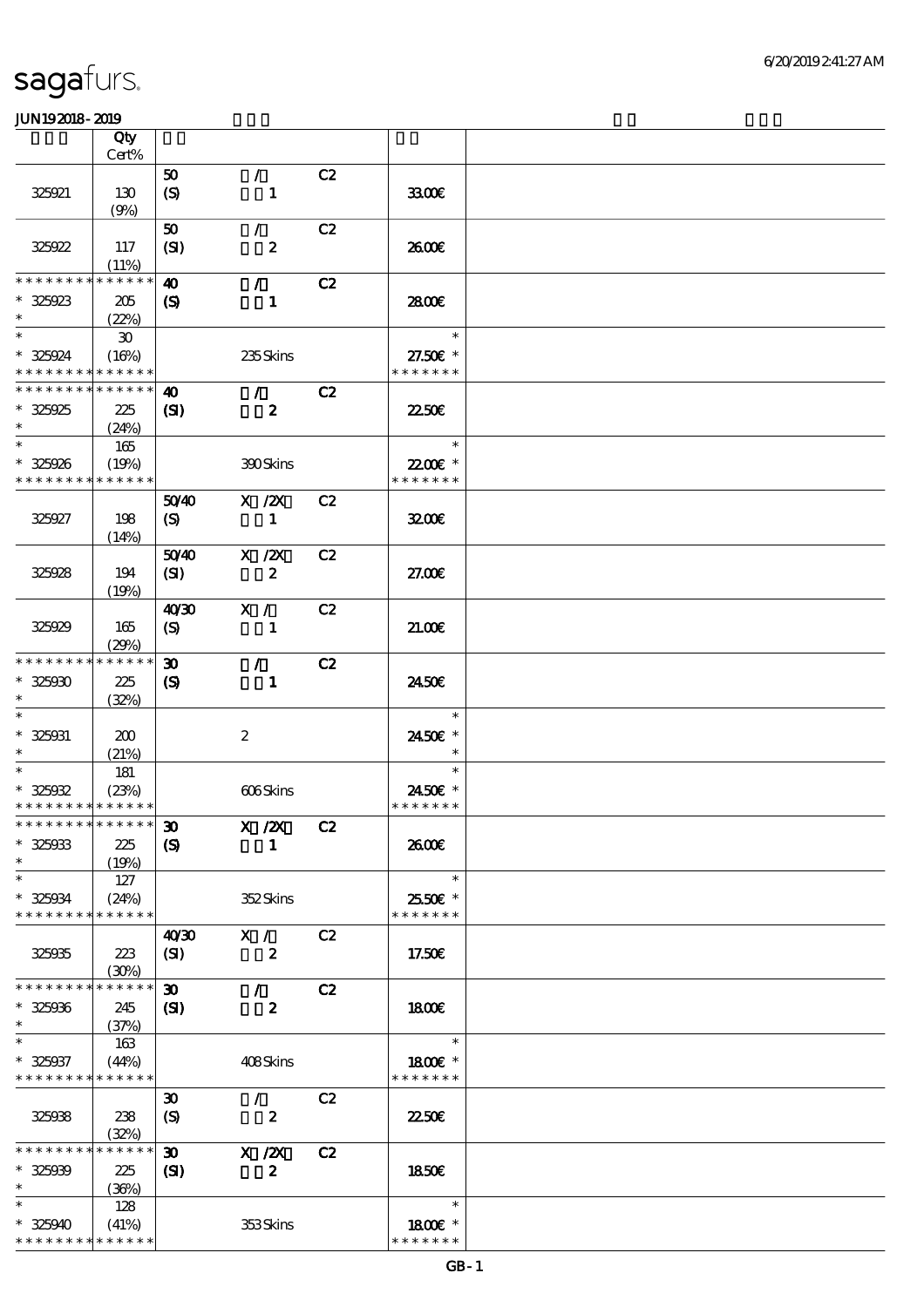| | Qty Cert% | | | | | |
|---|---|---|---|---|---|---|
| 325921 | 130 (9%) | 50 (S) | / 1 | C2 | 33.00€ | |
| 325922 | 117 (11%) | 50 (SI) | / 2 | C2 | 26.00€ | |
| * * * * * * * * * * * * * * 325923 * | 205 (22%) | 40 (S) | / 1 | C2 | 28.00€ | |
| * * 325924 * * * * * * * * * * * * * | 30 (16%) | | 235 Skins | | * 27.50€ * * * * * * * * | |
| * * * * * * * * * * * * * * 325925 * | 225 (24%) | 40 (SI) | / 2 | C2 | 22.50€ | |
| * * 325926 * * * * * * * * * * * * * | 165 (19%) | | 390 Skins | | * 22.00€ * * * * * * * * | |
| 325927 | 198 (14%) | 50/40 (S) | X /2X 1 | C2 | 32.00€ | |
| 325928 | 194 (19%) | 50/40 (SI) | X /2X 2 | C2 | 27.00€ | |
| 325929 | 165 (29%) | 40/30 (S) | X / 1 | C2 | 21.00€ | |
| * * * * * * * * * * * * * * 325930 * | 225 (32%) | 30 (S) | / 1 | C2 | 24.50€ | |
| * * 325931 * | 200 (21%) | | 2 | | * 24.50€ * * | |
| * * 325932 * * * * * * * * * * * * * | 181 (23%) | | 606 Skins | | * 24.50€ * * * * * * * * | |
| * * * * * * * * * * * * * * 325933 * | 225 (19%) | 30 (S) | X /2X 1 | C2 | 26.00€ | |
| * * 325934 * * * * * * * * * * * * * | 127 (24%) | | 352 Skins | | * 25.50€ * * * * * * * * | |
| 325935 | 223 (30%) | 40/30 (SI) | X / 2 | C2 | 17.50€ | |
| * * * * * * * * * * * * * * 325936 * | 245 (37%) | 30 (SI) | / 2 | C2 | 18.00€ | |
| * * 325937 * * * * * * * * * * * * * | 163 (44%) | | 408 Skins | | * 18.00€ * * * * * * * * | |
| 325938 | 238 (32%) | 30 (S) | / 2 | C2 | 22.50€ | |
| * * * * * * * * * * * * * * 325939 * | 225 (36%) | 30 (SI) | X /2X 2 | C2 | 18.50€ | |
| * * 325940 * * * * * * * * * * * * * | 128 (41%) | | 353 Skins | | * 18.00€ * * * * * * * * | |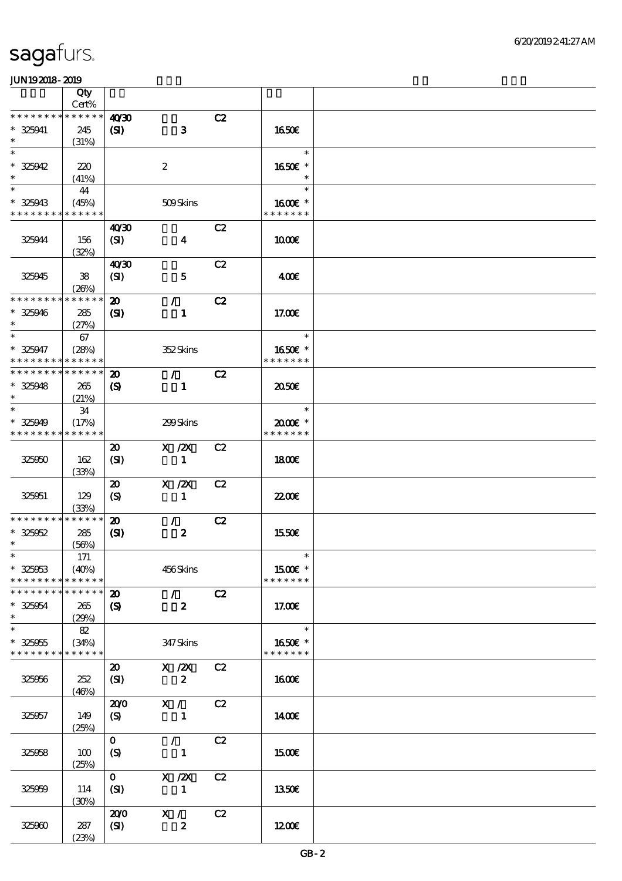# sagafurs.

JUN192018 - 2019

| | Qty Cert% | | | | | |
|---|---|---|---|---|---|---|
| * * * * * * * * * * * * * * | 40/30 | | C2 | | | |
| * 325941 | 245 | (SI) | 3 | | 16.50€ | |
| * | (31%) | | | | | |
| * | | | | | * | |
| * 325942 | 220 | | 2 | | 16.50€ * | |
| * | (41%) | | | | * | |
| * | 44 | | | | * | |
| * 325943 | (45%) | | 509 Skins | | 16.00€ * | |
| * * * * * * * * * * * * * * | | | | | * * * * * * * | |
| | | 40/30 | | C2 | | |
| 325944 | 156 | (SI) | 4 | | 10.00€ | |
| | (32%) | | | | | |
| | | 40/30 | | C2 | | |
| 325945 | 38 | (SI) | 5 | | 4.00€ | |
| | (26%) | | | | | |
| * * * * * * * * * * * * * * | | 20 | / | C2 | | |
| * 325946 | 285 | (SI) | 1 | | 17.00€ | |
| * | (27%) | | | | | |
| * | 67 | | | | * | |
| * 325947 | (28%) | | 352 Skins | | 16.50€ * | |
| * * * * * * * * * * * * * * | | | | | * * * * * * * | |
| * * * * * * * * * * * * * * | | 20 | / | C2 | | |
| * 325948 | 265 | (S) | 1 | | 20.50€ | |
| * | (21%) | | | | | |
| * | 34 | | | | * | |
| * 325949 | (17%) | | 299 Skins | | 20.00€ * | |
| * * * * * * * * * * * * * * | | | | | * * * * * * * | |
| | | 20 | X /2X | C2 | | |
| 325950 | 162 | (SI) | 1 | | 18.00€ | |
| | (33%) | | | | | |
| | | 20 | X /2X | C2 | | |
| 325951 | 129 | (S) | 1 | | 22.00€ | |
| | (33%) | | | | | |
| * * * * * * * * * * * * * * | | 20 | / | C2 | | |
| * 325952 | 285 | (SI) | 2 | | 15.50€ | |
| * | (56%) | | | | | |
| * | 171 | | | | * | |
| * 325953 | (40%) | | 456 Skins | | 15.00€ * | |
| * * * * * * * * * * * * * * | | | | | * * * * * * * | |
| * * * * * * * * * * * * * * | | 20 | / | C2 | | |
| * 325954 | 265 | (S) | 2 | | 17.00€ | |
| * | (29%) | | | | | |
| * | 82 | | | | * | |
| * 325955 | (34%) | | 347 Skins | | 16.50€ * | |
| * * * * * * * * * * * * * * | | | | | * * * * * * * | |
| | | 20 | X /2X | C2 | | |
| 325956 | 252 | (SI) | 2 | | 16.00€ | |
| | (46%) | | | | | |
| | | 20/0 | X / | C2 | | |
| 325957 | 149 | (S) | 1 | | 14.00€ | |
| | (25%) | | | | | |
| | | 0 | / | C2 | | |
| 325958 | 100 | (S) | 1 | | 15.00€ | |
| | (25%) | | | | | |
| | | 0 | X /2X | C2 | | |
| 325959 | 114 | (SI) | 1 | | 13.50€ | |
| | (30%) | | | | | |
| | | 20/0 | X / | C2 | | |
| 325960 | 287 | (SI) | 2 | | 12.00€ | |
| | (23%) | | | | | |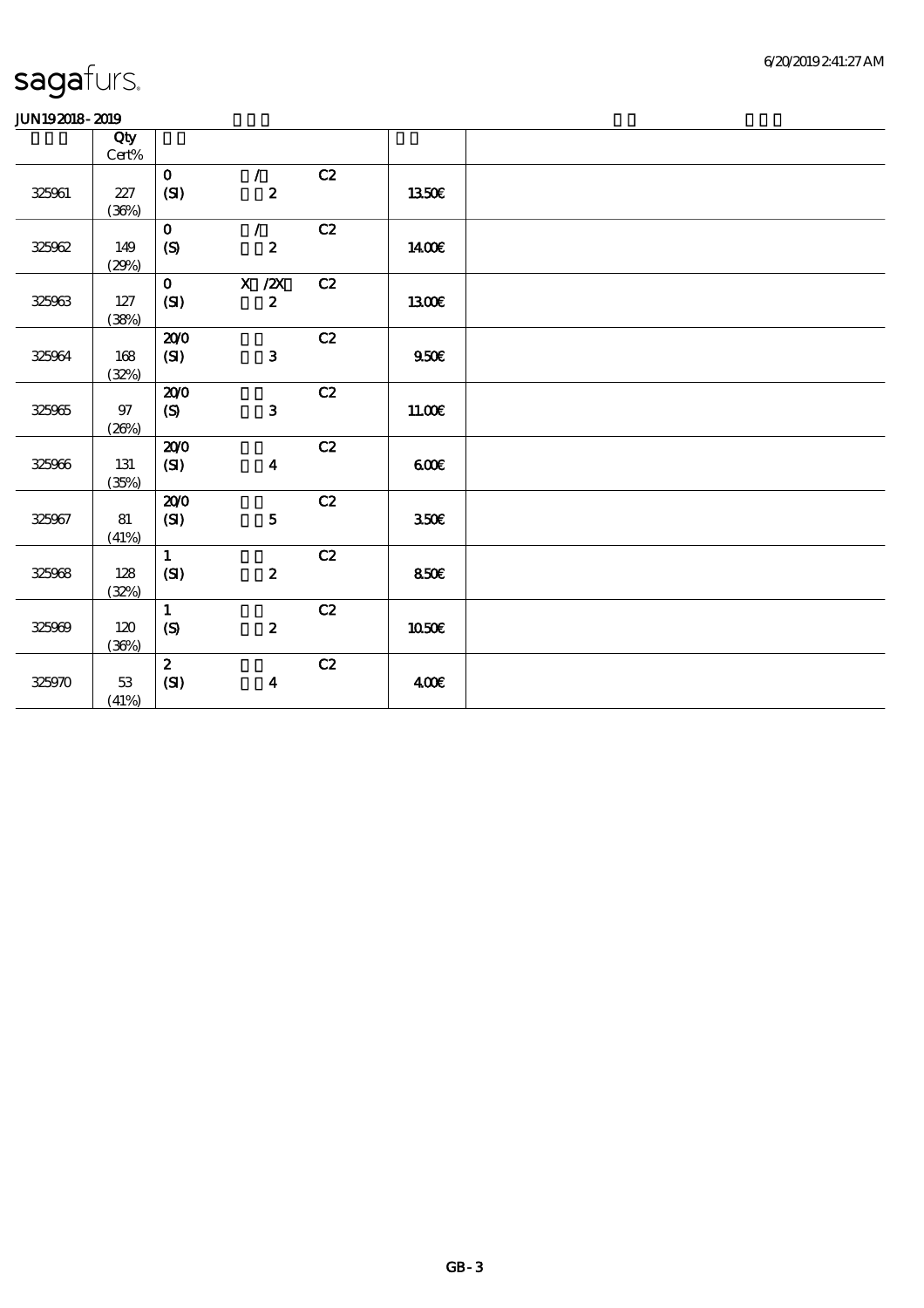sagafurs.

JUN19 2018 - 2019

| | Qty Cert% | | | | | |
|---|---|---|---|---|---|---|
| 325961 | 227 (36%) | 0 (SI) | / 2 | C2 | 13.50€ | |
| 325962 | 149 (29%) | 0 (S) | / 2 | C2 | 14.00€ | |
| 325963 | 127 (38%) | 0 (SI) | X /2X 2 | C2 | 13.00€ | |
| 325964 | 168 (32%) | 20/0 (SI) | 3 | C2 | 9.50€ | |
| 325965 | 97 (26%) | 20/0 (S) | 3 | C2 | 11.00€ | |
| 325966 | 131 (35%) | 20/0 (SI) | 4 | C2 | 6.00€ | |
| 325967 | 81 (41%) | 20/0 (SI) | 5 | C2 | 3.50€ | |
| 325968 | 128 (32%) | 1 (SI) | 2 | C2 | 8.50€ | |
| 325969 | 120 (36%) | 1 (S) | 2 | C2 | 10.50€ | |
| 325970 | 53 (41%) | 2 (SI) | 4 | C2 | 4.00€ | |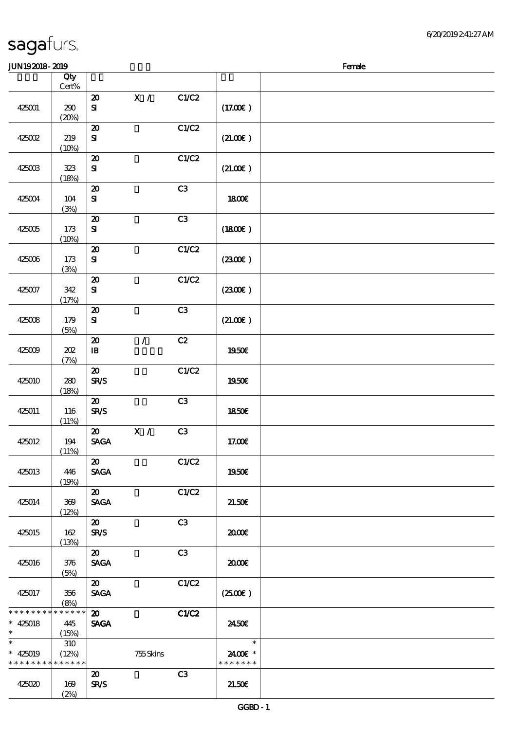# sagafurs.

JUN19 2018 - 2019 Female

| | Qty Cert% | | | | | |
|---|---|---|---|---|---|---|
| 425001 | 290 (20%) | 20 SI | X / | C1/C2 | (17.00€ ) | |
| 425002 | 219 (10%) | 20 SI | | C1/C2 | (21.00€ ) | |
| 425003 | 323 (18%) | 20 SI | | C1/C2 | (21.00€ ) | |
| 425004 | 104 (3%) | 20 SI | | C3 | 18.00€ | |
| 425005 | 173 (10%) | 20 SI | | C3 | (18.00€ ) | |
| 425006 | 173 (3%) | 20 SI | | C1/C2 | (23.00€ ) | |
| 425007 | 342 (17%) | 20 SI | | C1/C2 | (23.00€ ) | |
| 425008 | 179 (5%) | 20 SI | | C3 | (21.00€ ) | |
| 425009 | 202 (7%) | 20 IB | / | C2 | 19.50€ | |
| 425010 | 280 (18%) | 20 SR/S | | C1/C2 | 19.50€ | |
| 425011 | 116 (11%) | 20 SR/S | | C3 | 18.50€ | |
| 425012 | 194 (11%) | 20 SAGA | X / | C3 | 17.00€ | |
| 425013 | 446 (19%) | 20 SAGA | | C1/C2 | 19.50€ | |
| 425014 | 369 (12%) | 20 SAGA | | C1/C2 | 21.50€ | |
| 425015 | 162 (13%) | 20 SR/S | | C3 | 20.00€ | |
| 425016 | 376 (5%) | 20 SAGA | | C3 | 20.00€ | |
| 425017 | 356 (8%) | 20 SAGA | | C1/C2 | (25.00€ ) | |
| * 425018 * | 445 (15%) | 20 SAGA | | C1/C2 | 24.50€ | |
| * 425019 * | 310 (12%) | | 755 Skins | | 24.00€ * | |
| 425020 | 169 (2%) | 20 SR/S | | C3 | 21.50€ | |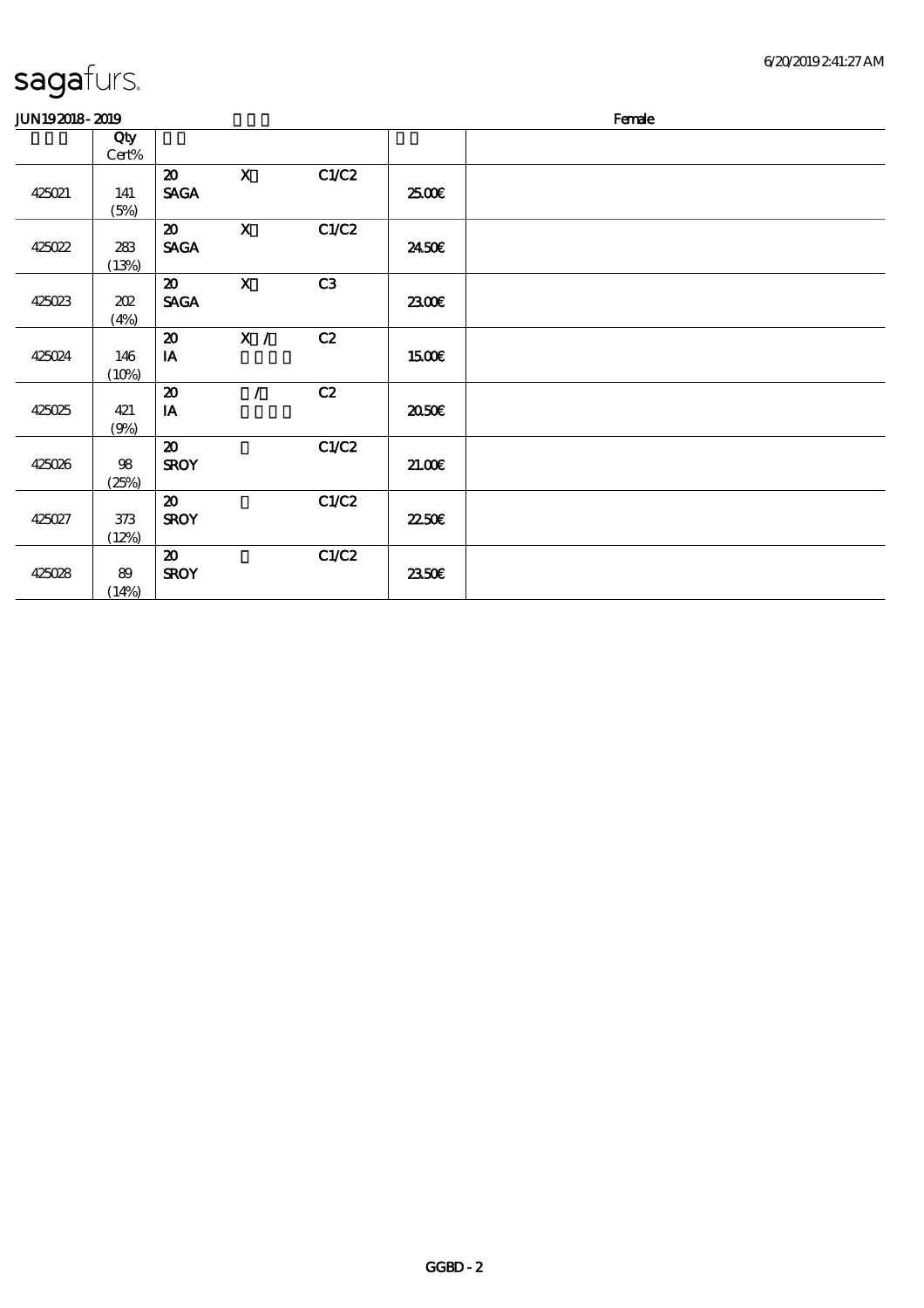# sagafurs.

JUN19 2018 - 2019 　　　　　　　　　　　　　　　　　　Female

| | Qty Cert% | | | | | |
|---|---|---|---|---|---|---|
| 425021 | 141 (5%) | 20 SAGA | X | C1/C2 | 25.00€ | |
| 425022 | 283 (13%) | 20 SAGA | X | C1/C2 | 24.50€ | |
| 425023 | 202 (4%) | 20 SAGA | X | C3 | 23.00€ | |
| 425024 | 146 (10%) | 20 IA | X / | C2 | 15.00€ | |
| 425025 | 421 (9%) | 20 IA | / | C2 | 20.50€ | |
| 425026 | 98 (25%) | 20 SROY | | C1/C2 | 21.00€ | |
| 425027 | 373 (12%) | 20 SROY | | C1/C2 | 22.50€ | |
| 425028 | 89 (14%) | 20 SROY | | C1/C2 | 23.50€ | |

GGBD - 2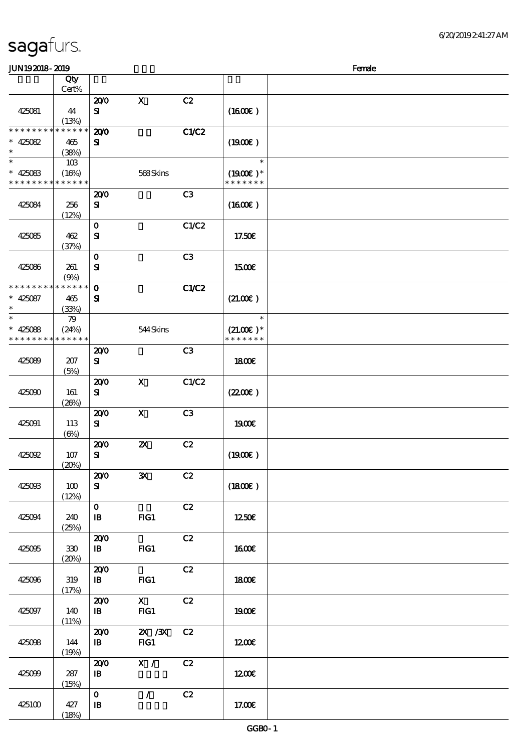# sagafurs.

6/20/2019 2:41:27 AM

JUN19 2018 - 2019 Female

| | Qty Cert% | | | | | |
|---|---|---|---|---|---|---|
| 425081 | 44 (13%) | 20/0 SI | X | C2 | (16.00€) | |
| * * * * * * * * * * * * * * 425082 * | 465 (38%) | 20/0 SI | | C1/C2 | (19.00€) | |
| * * 425083 * * * * * * * * * * * * * * | 103 (16%) | | 568 Skins | | * (19.00€) * * * * * * * * | |
| 425084 | 256 (12%) | 20/0 SI | | C3 | (16.00€) | |
| 425085 | 462 (37%) | 0 SI | | C1/C2 | 17.50€ | |
| 425086 | 261 (9%) | 0 SI | | C3 | 15.00€ | |
| * * * * * * * * * * * * * * 425087 * | 465 (33%) | 0 SI | | C1/C2 | (21.00€) | |
| * * 425088 * * * * * * * * * * * * * * | 79 (24%) | | 544 Skins | | * (21.00€) * * * * * * * * | |
| 425089 | 207 (5%) | 20/0 SI | | C3 | 18.00€ | |
| 425090 | 161 (26%) | 20/0 SI | X | C1/C2 | (22.00€) | |
| 425091 | 113 (6%) | 20/0 SI | X | C3 | 19.00€ | |
| 425092 | 107 (20%) | 20/0 SI | 2X | C2 | (19.00€) | |
| 425093 | 100 (12%) | 20/0 SI | 3X | C2 | (18.00€) | |
| 425094 | 240 (25%) | 0 IB | FIG1 | C2 | 12.50€ | |
| 425095 | 330 (20%) | 20/0 IB | FIG1 | C2 | 16.00€ | |
| 425096 | 319 (17%) | 20/0 IB | FIG1 | C2 | 18.00€ | |
| 425097 | 140 (11%) | 20/0 IB | X FIG1 | C2 | 19.00€ | |
| 425098 | 144 (19%) | 20/0 IB | 2X /3X FIG1 | C2 | 12.00€ | |
| 425099 | 287 (15%) | 20/0 IB | X / | C2 | 12.00€ | |
| 425100 | 427 (18%) | 0 IB | / | C2 | 17.00€ | |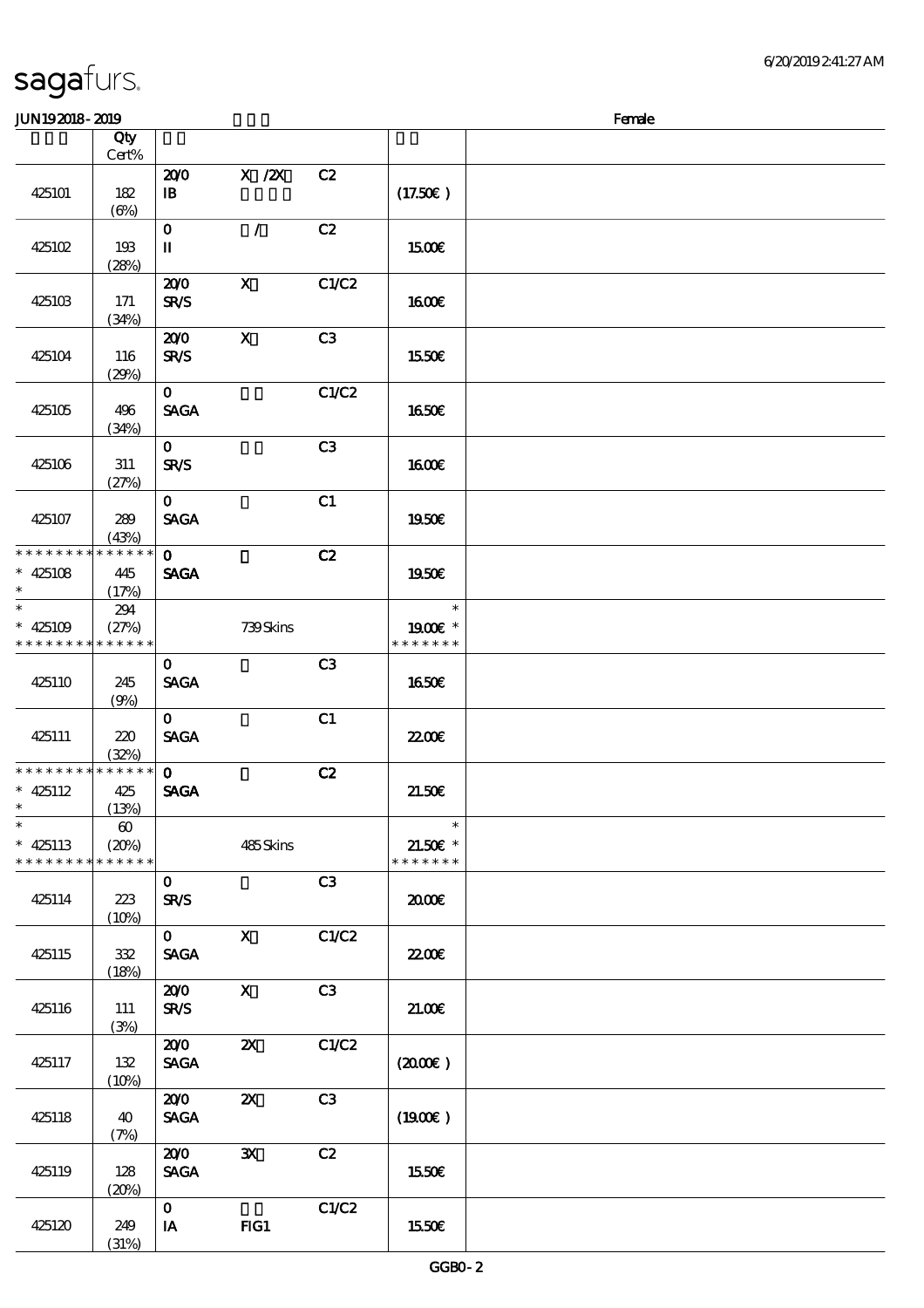sagafurs.

JUN19 2018 - 2019 Female

| | Qty Cert% | | | | |
|---|---|---|---|---|---|
| 425101 | 182 (6%) | 20/0 IB | X /2X | C2 | (17.50€) |
| 425102 | 193 (28%) | 0 II | / | C2 | 15.00€ |
| 425103 | 171 (34%) | 20/0 SR/S | X | C1/C2 | 16.00€ |
| 425104 | 116 (29%) | 20/0 SR/S | X | C3 | 15.50€ |
| 425105 | 496 (34%) | 0 SAGA | | C1/C2 | 16.50€ |
| 425106 | 311 (27%) | 0 SR/S | | C3 | 16.00€ |
| 425107 | 289 (43%) | 0 SAGA | | C1 | 19.50€ |
| * 425108 * | 445 (17%) | 0 SAGA | | C2 | 19.50€ |
| * 425109 * | 294 (27%) | | 739 Skins | | * 19.00€ * |
| 425110 | 245 (9%) | 0 SAGA | | C3 | 16.50€ |
| 425111 | 220 (32%) | 0 SAGA | | C1 | 22.00€ |
| * 425112 * | 425 (13%) | 0 SAGA | | C2 | 21.50€ |
| * 425113 * | 60 (20%) | | 485 Skins | | * 21.50€ * |
| 425114 | 223 (10%) | 0 SR/S | | C3 | 20.00€ |
| 425115 | 332 (18%) | 0 SAGA | X | C1/C2 | 22.00€ |
| 425116 | 111 (3%) | 20/0 SR/S | X | C3 | 21.00€ |
| 425117 | 132 (10%) | 20/0 SAGA | 2X | C1/C2 | (20.00€) |
| 425118 | 40 (7%) | 20/0 SAGA | 2X | C3 | (19.00€) |
| 425119 | 128 (20%) | 20/0 SAGA | 3X | C2 | 15.50€ |
| 425120 | 249 (31%) | 0 IA | FIG1 | C1/C2 | 15.50€ |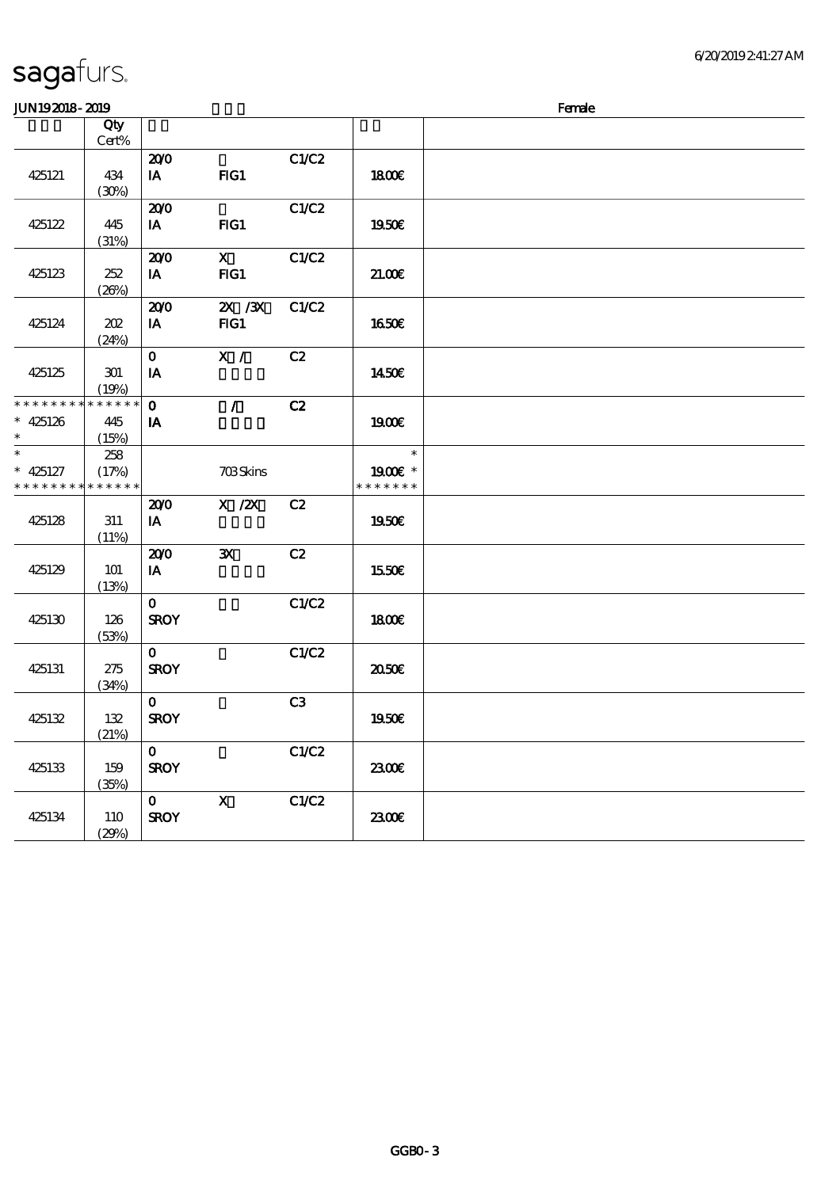# sagafurs.

JUN19 2018 - 2019 　　　　　　　　　　　　　　　　　　　　　　　　Female

| | Qty Cert% | | | | | |
|---|---|---|---|---|---|---|
| 425121 | 434 (30%) | 20/0 IA | FIG1 | C1/C2 | 18.00€ | |
| 425122 | 445 (31%) | 20/0 IA | FIG1 | C1/C2 | 19.50€ | |
| 425123 | 252 (26%) | 20/0 IA | X FIG1 | C1/C2 | 21.00€ | |
| 425124 | 202 (24%) | 20/0 IA | 2X /3X FIG1 | C1/C2 | 16.50€ | |
| 425125 | 301 (19%) | 0 IA | X / | C2 | 14.50€ | |
| * * * * * * * * * * * * * * * 425126 * | 445 (15%) | 0 IA | / | C2 | 19.00€ | |
| * * 425127 * * * * * * * * * * * * * * | 258 (17%) | | 703 Skins | | * 19.00€ * * * * * * * * | |
| 425128 | 311 (11%) | 20/0 IA | X /2X | C2 | 19.50€ | |
| 425129 | 101 (13%) | 20/0 IA | 3X | C2 | 15.50€ | |
| 425130 | 126 (53%) | 0 SROY | | C1/C2 | 18.00€ | |
| 425131 | 275 (34%) | 0 SROY | | C1/C2 | 20.50€ | |
| 425132 | 132 (21%) | 0 SROY | | C3 | 19.50€ | |
| 425133 | 159 (35%) | 0 SROY | | C1/C2 | 23.00€ | |
| 425134 | 110 (29%) | 0 SROY | X | C1/C2 | 23.00€ | |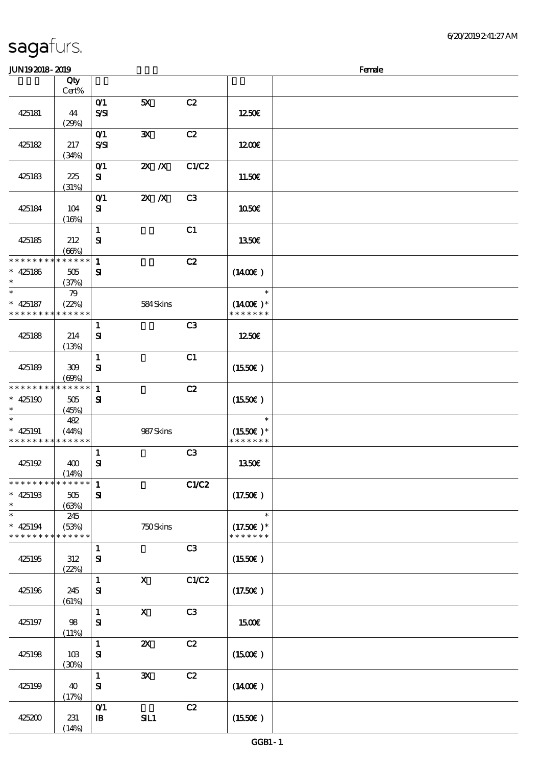sagafurs.

JUN192018-2019 Female

| | Qty Cert% | | | | | |
|---|---|---|---|---|---|---|
| 425181 | 44 (29%) | 0/1 S/SI | 5X | C2 | 12.50€ | |
| 425182 | 217 (34%) | 0/1 S/SI | 3X | C2 | 12.00€ | |
| 425183 | 225 (31%) | 0/1 SI | 2X /X | C1/C2 | 11.50€ | |
| 425184 | 104 (16%) | 0/1 SI | 2X /X | C3 | 10.50€ | |
| 425185 | 212 (66%) | 1 SI | | C1 | 13.50€ | |
| * * * * * * * * * * * * * * 425186 * | 505 (37%) | 1 SI | | C2 | (14.00€ ) | |
| * * 425187 * * * * * * * * * * * * * | 79 (22%) | | 584 Skins | | * (14.00€ )* * * * * * * * | |
| 425188 | 214 (13%) | 1 SI | | C3 | 12.50€ | |
| 425189 | 309 (69%) | 1 SI | | C1 | (15.50€ ) | |
| * * * * * * * * * * * * * * 425190 * | 505 (45%) | 1 SI | | C2 | (15.50€ ) | |
| * * 425191 * * * * * * * * * * * * * | 482 (44%) | | 987 Skins | | * (15.50€ )* * * * * * * * | |
| 425192 | 400 (14%) | 1 SI | | C3 | 13.50€ | |
| * * * * * * * * * * * * * * 425193 * | 505 (63%) | 1 SI | | C1/C2 | (17.50€ ) | |
| * * 425194 * * * * * * * * * * * * * | 245 (53%) | | 750 Skins | | * (17.50€ )* * * * * * * * | |
| 425195 | 312 (22%) | 1 SI | | C3 | (15.50€ ) | |
| 425196 | 245 (61%) | 1 SI | X | C1/C2 | (17.50€ ) | |
| 425197 | 98 (11%) | 1 SI | X | C3 | 15.00€ | |
| 425198 | 103 (30%) | 1 SI | 2X | C2 | (15.00€ ) | |
| 425199 | 40 (17%) | 1 SI | 3X | C2 | (14.00€ ) | |
| 425200 | 231 (14%) | 0/1 IB | SIL1 | C2 | (15.50€ ) | |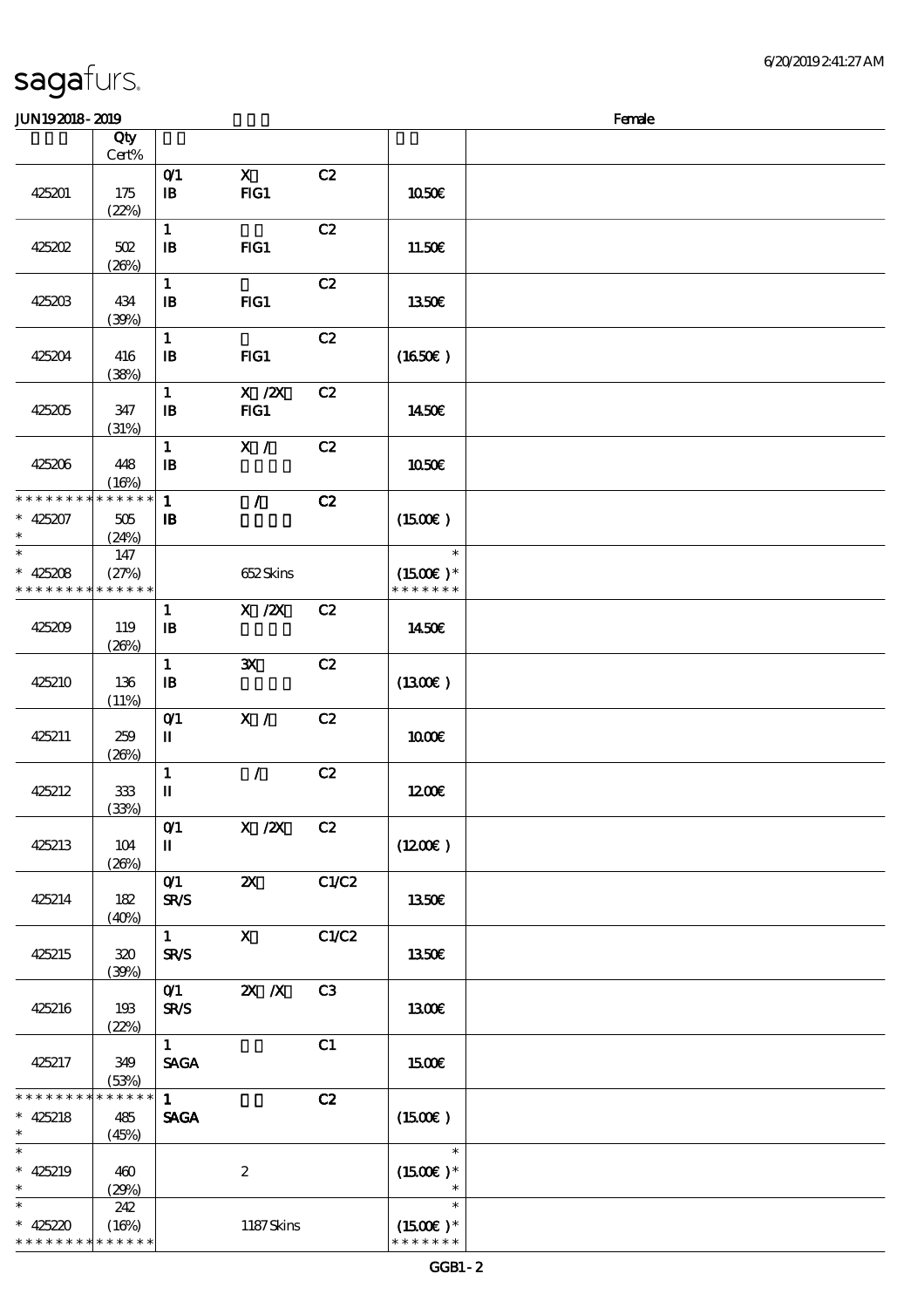| | Qty Cert% | | | | | |
|---|---|---|---|---|---|---|
| 425201 | 175 (22%) | 0/1 IB | X FIG1 | C2 | 10.50€ | |
| 425202 | 502 (26%) | 1 IB | FIG1 | C2 | 11.50€ | |
| 425203 | 434 (39%) | 1 IB | FIG1 | C2 | 13.50€ | |
| 425204 | 416 (38%) | 1 IB | FIG1 | C2 | (16.50€) | |
| 425205 | 347 (31%) | 1 IB | X /2X FIG1 | C2 | 14.50€ | |
| 425206 | 448 (16%) | 1 IB | X / | C2 | 10.50€ | |
| * * * * * * * * * * * * * * * 425207 * | 505 (24%) | 1 IB | / | C2 | (15.00€) | |
| * * 425208 * * * * * * * * * * * * * | 147 (27%) | | 652 Skins | | * (15.00€) * * * * * * * * | |
| 425209 | 119 (26%) | 1 IB | X /2X | C2 | 14.50€ | |
| 425210 | 136 (11%) | 1 IB | 3X | C2 | (13.00€) | |
| 425211 | 259 (26%) | 0/1 II | X / | C2 | 10.00€ | |
| 425212 | 333 (33%) | 1 II | / | C2 | 12.00€ | |
| 425213 | 104 (26%) | 0/1 II | X /2X | C2 | (12.00€) | |
| 425214 | 182 (40%) | 0/1 SR/S | 2X | C1/C2 | 13.50€ | |
| 425215 | 320 (39%) | 1 SR/S | X | C1/C2 | 13.50€ | |
| 425216 | 193 (22%) | 0/1 SR/S | 2X /X | C3 | 13.00€ | |
| 425217 | 349 (53%) | 1 SAGA | | C1 | 15.00€ | |
| * * * * * * * * * * * * * * * 425218 * | 485 (45%) | 1 SAGA | | C2 | (15.00€) | |
| * * 425219 * | 460 (29%) | | 2 | | * (15.00€) * * | |
| * * 425220 * * * * * * * * * * * * * | 242 (16%) | | 1187 Skins | | * (15.00€) * * * * * * * * | |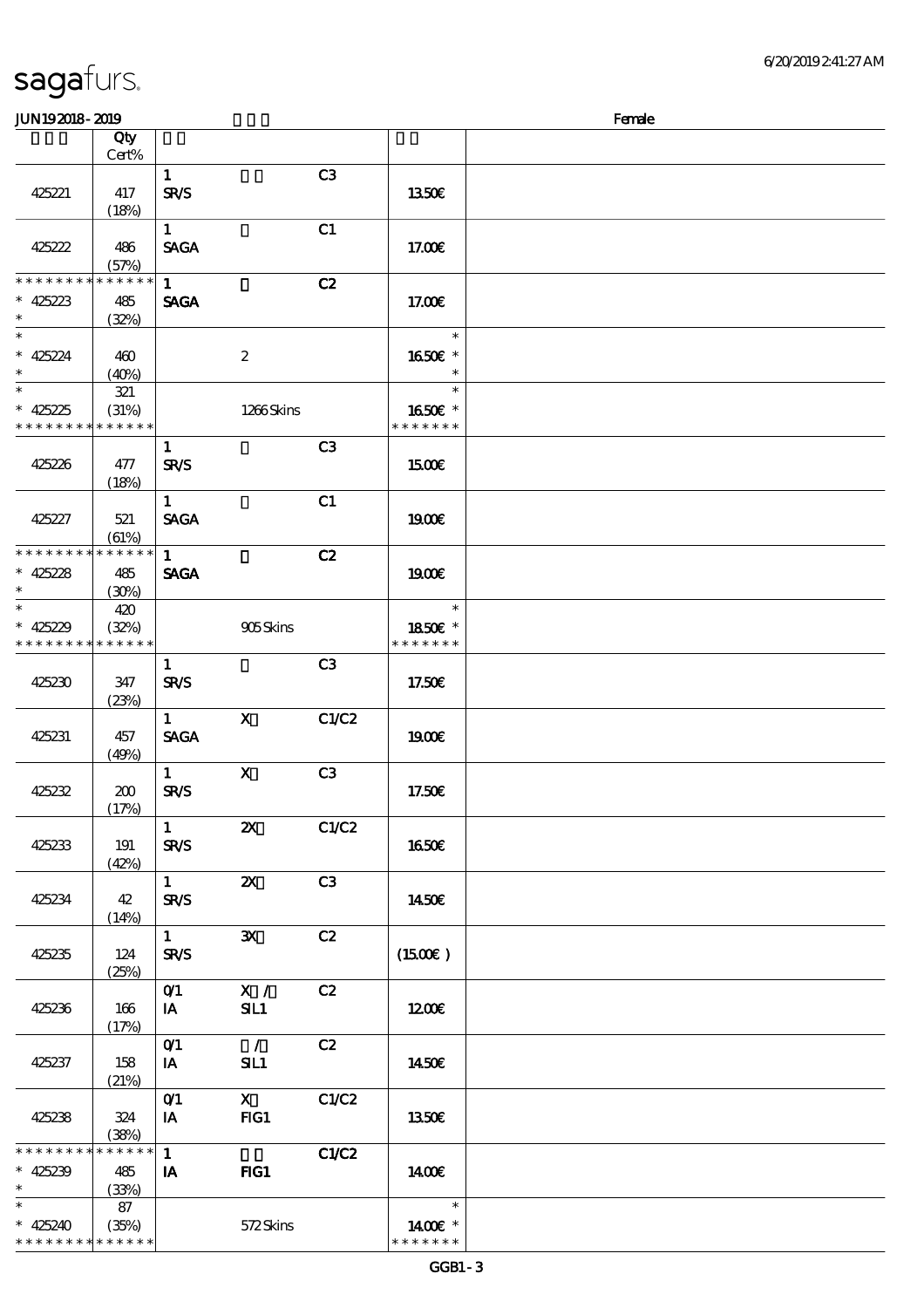sagafurs.

JUN19 2018 - 2019 Female

| | Qty Cert% | | | | | |
|---|---|---|---|---|---|---|
| 425221 | 417 (18%) | 1 SR/S | | C3 | 13.50€ | |
| 425222 | 486 (57%) | 1 SAGA | | C1 | 17.00€ | |
| * * * * * * * * * * * * * * 425223 * | 485 (32%) | 1 SAGA | | C2 | 17.00€ | |
| * * 425224 * | 460 (40%) | | 2 | | * 16.50€ * * | |
| * * 425225 * * * * * * * * * * * * * | 321 (31%) | | 1266 Skins | | * 16.50€ * * * * * * * * | |
| 425226 | 477 (18%) | 1 SR/S | | C3 | 15.00€ | |
| 425227 | 521 (61%) | 1 SAGA | | C1 | 19.00€ | |
| * * * * * * * * * * * * * * 425228 * | 485 (30%) | 1 SAGA | | C2 | 19.00€ | |
| * * 425229 * * * * * * * * * * * * * | 420 (32%) | | 905 Skins | | * 18.50€ * * * * * * * * | |
| 425230 | 347 (23%) | 1 SR/S | | C3 | 17.50€ | |
| 425231 | 457 (49%) | 1 SAGA | X | C1/C2 | 19.00€ | |
| 425232 | 200 (17%) | 1 SR/S | X | C3 | 17.50€ | |
| 425233 | 191 (42%) | 1 SR/S | 2X | C1/C2 | 16.50€ | |
| 425234 | 42 (14%) | 1 SR/S | 2X | C3 | 14.50€ | |
| 425235 | 124 (25%) | 1 SR/S | 3X | C2 | (15.00€ ) | |
| 425236 | 166 (17%) | 0/1 IA | X / SIL1 | C2 | 12.00€ | |
| 425237 | 158 (21%) | 0/1 IA | / SIL1 | C2 | 14.50€ | |
| 425238 | 324 (38%) | 0/1 IA | X FIG1 | C1/C2 | 13.50€ | |
| * * * * * * * * * * * * * * 425239 * | 485 (33%) | 1 IA | FIG1 | C1/C2 | 14.00€ | |
| * * 425240 * * * * * * * * * * * * * | 87 (35%) | | 572 Skins | | * 14.00€ * * * * * * * * | |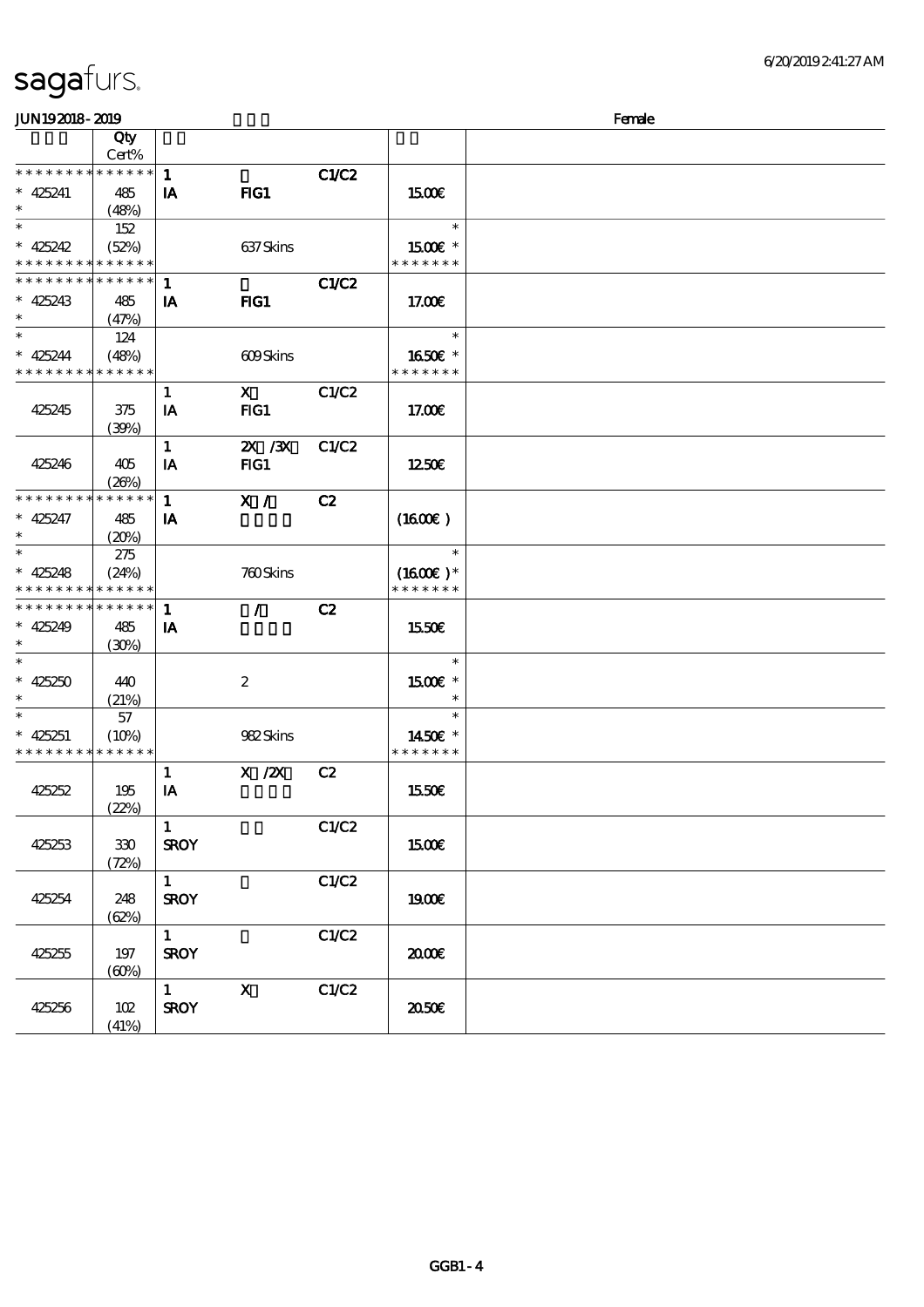**JUN19 2018 - 2019** Female

| | Qty Cert% | | | | | |
|---|---|---|---|---|---|---|
| * * * * * * * * * * * * * * | | 1 | | C1/C2 | | |
| * 425241 | 485 | IA | FIG1 | | 15.00€ | |
| * | (48%) | | | | | |
| * | 152 | | | | * | |
| * 425242 | (52%) | | 637 Skins | | 15.00€ * | |
| * * * * * * * * * * * * * * | | | | | * * * * * * * | |
| * * * * * * * * * * * * * * | | 1 | | C1/C2 | | |
| * 425243 | 485 | IA | FIG1 | | 17.00€ | |
| * | (47%) | | | | | |
| * | 124 | | | | * | |
| * 425244 | (48%) | | 609 Skins | | 16.50€ * | |
| * * * * * * * * * * * * * * | | | | | * * * * * * * | |
| | | 1 | X | C1/C2 | | |
| 425245 | 375 | IA | FIG1 | | 17.00€ | |
| | (39%) | | | | | |
| | | 1 | 2X /3X | C1/C2 | | |
| 425246 | 405 | IA | FIG1 | | 12.50€ | |
| | (26%) | | | | | |
| * * * * * * * * * * * * * * | | 1 | X / | C2 | | |
| * 425247 | 485 | IA | | | (16.00€ ) | |
| * | (20%) | | | | | |
| * | 275 | | | | * | |
| * 425248 | (24%) | | 760 Skins | | (16.00€ )* | |
| * * * * * * * * * * * * * * | | | | | * * * * * * * | |
| * * * * * * * * * * * * * * | | 1 | / | C2 | | |
| * 425249 | 485 | IA | | | 15.50€ | |
| * | (30%) | | | | | |
| * | | | | | * | |
| * 425250 | 440 | | 2 | | 15.00€ * | |
| * | (21%) | | | | * | |
| * | 57 | | | | * | |
| * 425251 | (10%) | | 982 Skins | | 14.50€ * | |
| * * * * * * * * * * * * * * | | | | | * * * * * * * | |
| | | 1 | X /2X | C2 | | |
| 425252 | 195 | IA | | | 15.50€ | |
| | (22%) | | | | | |
| | | 1 | | C1/C2 | | |
| 425253 | 330 | SROY | | | 15.00€ | |
| | (72%) | | | | | |
| | | 1 | | C1/C2 | | |
| 425254 | 248 | SROY | | | 19.00€ | |
| | (62%) | | | | | |
| | | 1 | | C1/C2 | | |
| 425255 | 197 | SROY | | | 20.00€ | |
| | (60%) | | | | | |
| | | 1 | X | C1/C2 | | |
| 425256 | 102 | SROY | | | 20.50€ | |
| | (41%) | | | | | |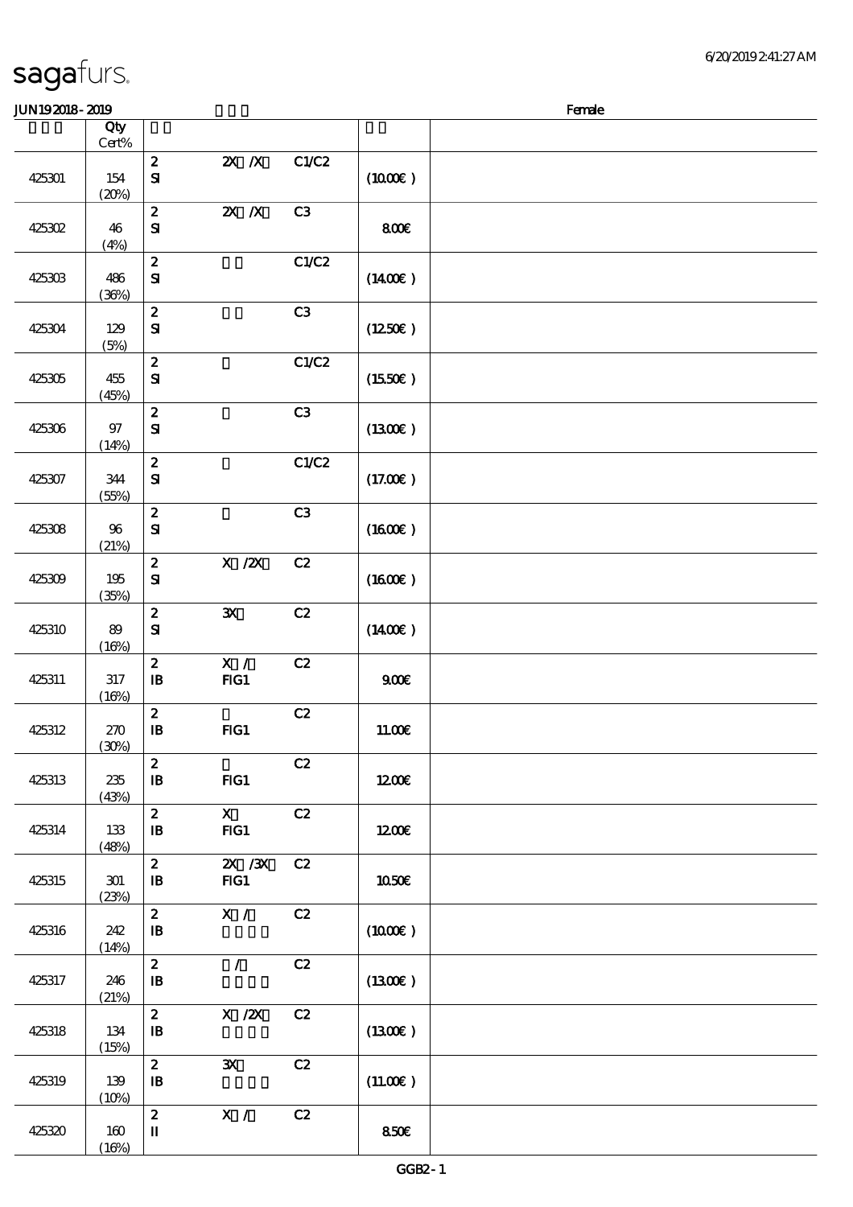sagafurs.

JUN19 2018 - 2019 Female

| | Qty Cert% | | | | | |
|---|---|---|---|---|---|---|
| 425301 | 154 (20%) | 2 SI | 2X /X | C1/C2 | (10.00€) | |
| 425302 | 46 (4%) | 2 SI | 2X /X | C3 | 8.00€ | |
| 425303 | 486 (36%) | 2 SI | | C1/C2 | (14.00€) | |
| 425304 | 129 (5%) | 2 SI | | C3 | (12.50€) | |
| 425305 | 455 (45%) | 2 SI | | C1/C2 | (15.50€) | |
| 425306 | 97 (14%) | 2 SI | | C3 | (13.00€) | |
| 425307 | 344 (55%) | 2 SI | | C1/C2 | (17.00€) | |
| 425308 | 96 (21%) | 2 SI | | C3 | (16.00€) | |
| 425309 | 195 (35%) | 2 SI | X /2X | C2 | (16.00€) | |
| 425310 | 89 (16%) | 2 SI | 3X | C2 | (14.00€) | |
| 425311 | 317 (16%) | 2 IB | X / FIG1 | C2 | 9.00€ | |
| 425312 | 270 (30%) | 2 IB | FIG1 | C2 | 11.00€ | |
| 425313 | 235 (43%) | 2 IB | FIG1 | C2 | 12.00€ | |
| 425314 | 133 (48%) | 2 IB | X FIG1 | C2 | 12.00€ | |
| 425315 | 301 (23%) | 2 IB | 2X /3X FIG1 | C2 | 10.50€ | |
| 425316 | 242 (14%) | 2 IB | X / | C2 | (10.00€) | |
| 425317 | 246 (21%) | 2 IB | / | C2 | (13.00€) | |
| 425318 | 134 (15%) | 2 IB | X /2X | C2 | (13.00€) | |
| 425319 | 139 (10%) | 2 IB | 3X | C2 | (11.00€) | |
| 425320 | 160 (16%) | 2 II | X / | C2 | 8.50€ | |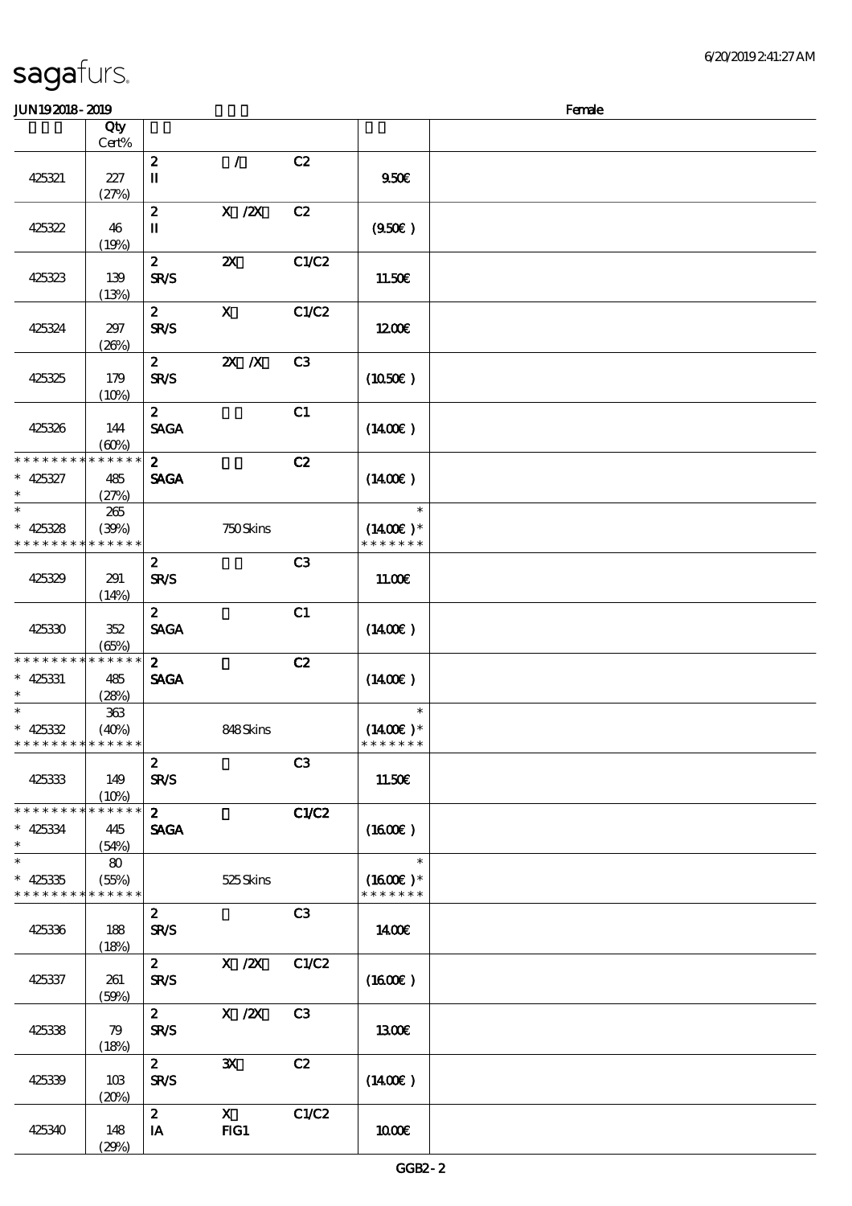sagafurs.

JUN19 2018 - 2019 Female

| | Qty Cert% | | | | | |
|---|---|---|---|---|---|---|
| 425321 | 227 (27%) | 2 II | / | C2 | 9.50€ | |
| 425322 | 46 (19%) | 2 II | X /2X | C2 | (9.50€ ) | |
| 425323 | 139 (13%) | 2 SR/S | 2X | C1/C2 | 11.50€ | |
| 425324 | 297 (26%) | 2 SR/S | X | C1/C2 | 12.00€ | |
| 425325 | 179 (10%) | 2 SR/S | 2X /X | C3 | (10.50€ ) | |
| 425326 | 144 (60%) | 2 SAGA | | C1 | (14.00€ ) | |
| * * * * * * * * * * * * * * 425327 * | 485 (27%) | 2 SAGA | | C2 | (14.00€ ) | |
| * * 425328 * * * * * * * * * * * * * | 265 (39%) | | 750 Skins | | * (14.00€ )* * * * * * * * | |
| 425329 | 291 (14%) | 2 SR/S | | C3 | 11.00€ | |
| 425330 | 352 (65%) | 2 SAGA | | C1 | (14.00€ ) | |
| * * * * * * * * * * * * * * 425331 * | 485 (28%) | 2 SAGA | | C2 | (14.00€ ) | |
| * * 425332 * * * * * * * * * * * * * | 363 (40%) | | 848 Skins | | * (14.00€ )* * * * * * * * | |
| 425333 | 149 (10%) | 2 SR/S | | C3 | 11.50€ | |
| * * * * * * * * * * * * * * 425334 * | 445 (54%) | 2 SAGA | | C1/C2 | (16.00€ ) | |
| * * 425335 * * * * * * * * * * * * * | 80 (55%) | | 525 Skins | | * (16.00€ )* * * * * * * * | |
| 425336 | 188 (18%) | 2 SR/S | | C3 | 14.00€ | |
| 425337 | 261 (59%) | 2 SR/S | X /2X | C1/C2 | (16.00€ ) | |
| 425338 | 79 (18%) | 2 SR/S | X /2X | C3 | 13.00€ | |
| 425339 | 103 (20%) | 2 SR/S | 3X | C2 | (14.00€ ) | |
| 425340 | 148 (29%) | 2 IA | X FIG1 | C1/C2 | 10.00€ | |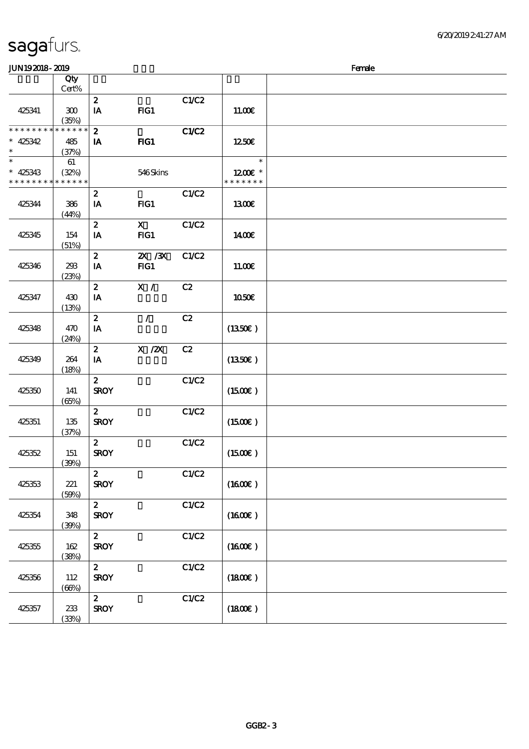sagafurs.

JUN192018-2019 Female

| | Qty Cert% | | | | | |
|---|---|---|---|---|---|---|
| 425341 | 300 (35%) | 2 IA | FIG1 | C1/C2 | 11.00€ | |
| * * * * * * * * * * * * * * * 425342 * | 485 (37%) | 2 IA | FIG1 | C1/C2 | 12.50€ | |
| * * 425343 * * * * * * * * * * * * * * | 61 (32%) | | 546 Skins | | * 12.00€ * * * * * * * * | |
| 425344 | 386 (44%) | 2 IA | FIG1 | C1/C2 | 13.00€ | |
| 425345 | 154 (51%) | 2 IA | X FIG1 | C1/C2 | 14.00€ | |
| 425346 | 293 (23%) | 2 IA | 2X /3X FIG1 | C1/C2 | 11.00€ | |
| 425347 | 430 (13%) | 2 IA | X / | C2 | 10.50€ | |
| 425348 | 470 (24%) | 2 IA | / | C2 | (13.50€) | |
| 425349 | 264 (18%) | 2 IA | X /2X | C2 | (13.50€) | |
| 425350 | 141 (65%) | 2 SROY | | C1/C2 | (15.00€) | |
| 425351 | 135 (37%) | 2 SROY | | C1/C2 | (15.00€) | |
| 425352 | 151 (39%) | 2 SROY | | C1/C2 | (15.00€) | |
| 425353 | 221 (59%) | 2 SROY | | C1/C2 | (16.00€) | |
| 425354 | 348 (39%) | 2 SROY | | C1/C2 | (16.00€) | |
| 425355 | 162 (38%) | 2 SROY | | C1/C2 | (16.00€) | |
| 425356 | 112 (66%) | 2 SROY | | C1/C2 | (18.00€) | |
| 425357 | 233 (33%) | 2 SROY | | C1/C2 | (18.00€) | |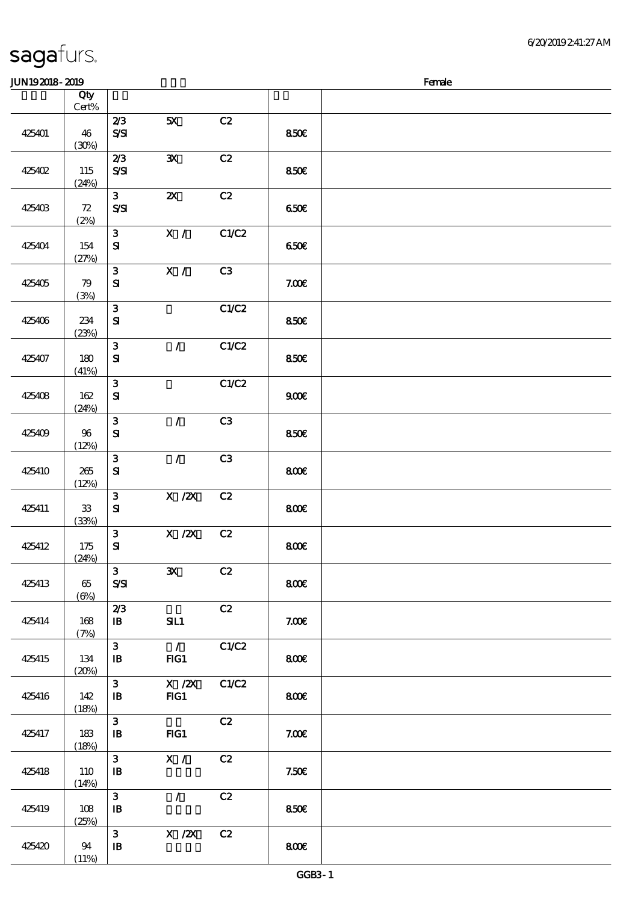sagafurs.

JUN19 2018 - 2019 Female

| | Qty Cert% | | | | | |
|---|---|---|---|---|---|---|
| 425401 | 46 (30%) | 2/3 S/SI | 5X | C2 | 8.50€ | |
| 425402 | 115 (24%) | 2/3 S/SI | 3X | C2 | 8.50€ | |
| 425403 | 72 (2%) | 3 S/SI | 2X | C2 | 6.50€ | |
| 425404 | 154 (27%) | 3 SI | X / | C1/C2 | 6.50€ | |
| 425405 | 79 (3%) | 3 SI | X / | C3 | 7.00€ | |
| 425406 | 234 (23%) | 3 SI | | C1/C2 | 8.50€ | |
| 425407 | 180 (41%) | 3 SI | / | C1/C2 | 8.50€ | |
| 425408 | 162 (24%) | 3 SI | | C1/C2 | 9.00€ | |
| 425409 | 96 (12%) | 3 SI | / | C3 | 8.50€ | |
| 425410 | 265 (12%) | 3 SI | / | C3 | 8.00€ | |
| 425411 | 33 (33%) | 3 SI | X /2X | C2 | 8.00€ | |
| 425412 | 175 (24%) | 3 SI | X /2X | C2 | 8.00€ | |
| 425413 | 65 (6%) | 3 S/SI | 3X | C2 | 8.00€ | |
| 425414 | 168 (7%) | 2/3 IB | SIL1 | C2 | 7.00€ | |
| 425415 | 134 (20%) | 3 IB | / FIG1 | C1/C2 | 8.00€ | |
| 425416 | 142 (18%) | 3 IB | X /2X FIG1 | C1/C2 | 8.00€ | |
| 425417 | 183 (18%) | 3 IB | FIG1 | C2 | 7.00€ | |
| 425418 | 110 (14%) | 3 IB | X / | C2 | 7.50€ | |
| 425419 | 108 (25%) | 3 IB | / | C2 | 8.50€ | |
| 425420 | 94 (11%) | 3 IB | X /2X | C2 | 8.00€ | |

GGB3 - 1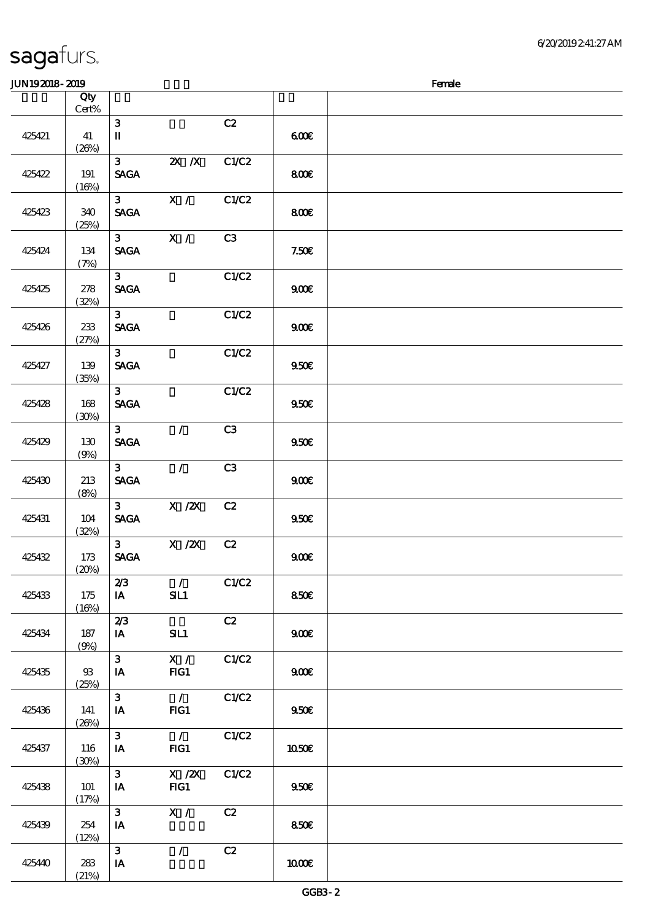**JUN192018-2019** 　　　　　　　　　　　　　　　　　　　　　　　　　　Female

| | Qty Cert% | | | | | |
|---|---|---|---|---|---|---|
| 425421 | 41 (26%) | 3 II | | C2 | 6.00€ | |
| 425422 | 191 (16%) | 3 SAGA | 2X /X | C1/C2 | 8.00€ | |
| 425423 | 340 (25%) | 3 SAGA | X / | C1/C2 | 8.00€ | |
| 425424 | 134 (7%) | 3 SAGA | X / | C3 | 7.50€ | |
| 425425 | 278 (32%) | 3 SAGA | | C1/C2 | 9.00€ | |
| 425426 | 233 (27%) | 3 SAGA | | C1/C2 | 9.00€ | |
| 425427 | 139 (35%) | 3 SAGA | | C1/C2 | 9.50€ | |
| 425428 | 168 (30%) | 3 SAGA | | C1/C2 | 9.50€ | |
| 425429 | 130 (9%) | 3 SAGA | / | C3 | 9.50€ | |
| 425430 | 213 (8%) | 3 SAGA | / | C3 | 9.00€ | |
| 425431 | 104 (32%) | 3 SAGA | X /2X | C2 | 9.50€ | |
| 425432 | 173 (20%) | 3 SAGA | X /2X | C2 | 9.00€ | |
| 425433 | 175 (16%) | 2/3 IA | / SIL1 | C1/C2 | 8.50€ | |
| 425434 | 187 (9%) | 2/3 IA | SIL1 | C2 | 9.00€ | |
| 425435 | 93 (25%) | 3 IA | X / FIG1 | C1/C2 | 9.00€ | |
| 425436 | 141 (26%) | 3 IA | / FIG1 | C1/C2 | 9.50€ | |
| 425437 | 116 (30%) | 3 IA | / FIG1 | C1/C2 | 10.50€ | |
| 425438 | 101 (17%) | 3 IA | X /2X FIG1 | C1/C2 | 9.50€ | |
| 425439 | 254 (12%) | 3 IA | X / | C2 | 8.50€ | |
| 425440 | 283 (21%) | 3 IA | / | C2 | 10.00€ | |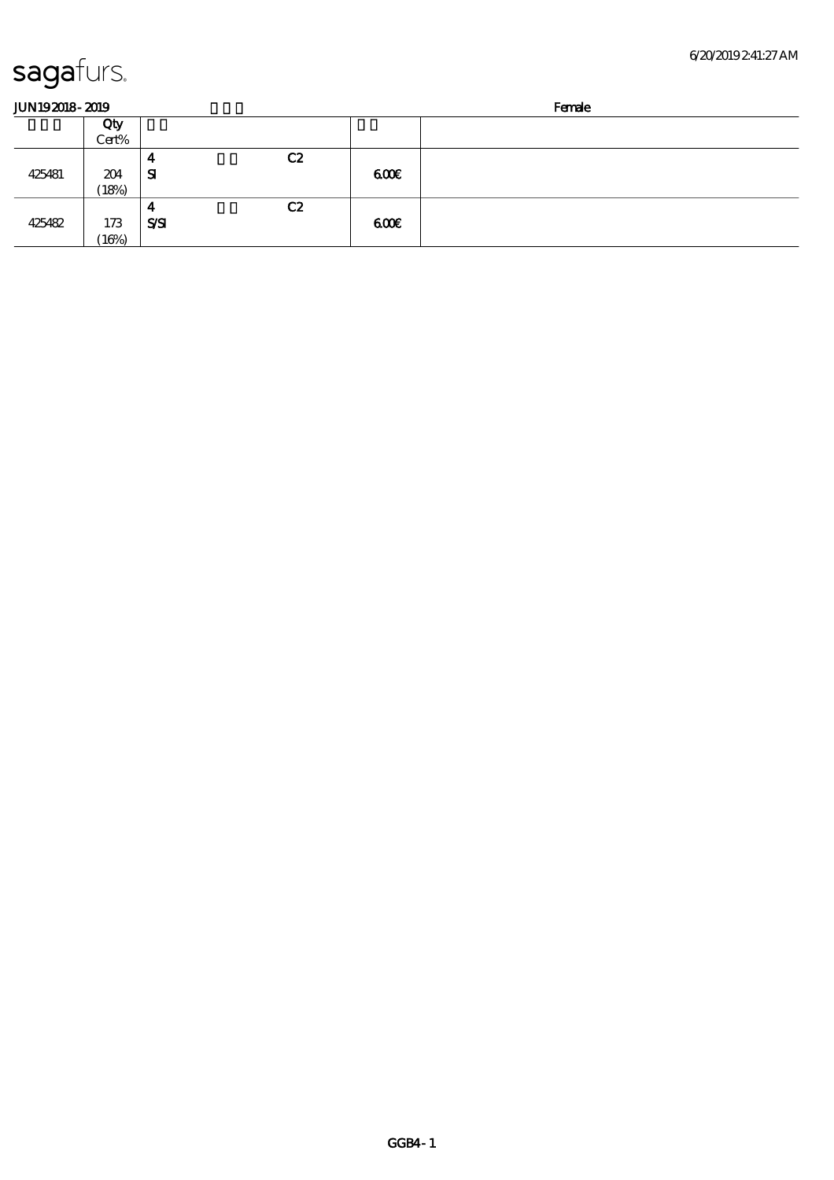**sagafurs.**

**JUN19 2018 - 2019** | **Female**

| | Qty<br>Cert% | | | | |
|---|---|---|---|---|---|
| 425481 | 204<br>(18%) | 4<br>SI | C2 | 6.00€ | |
| 425482 | 173<br>(16%) | 4<br>S/SI | C2 | 6.00€ | |

GGB4 - 1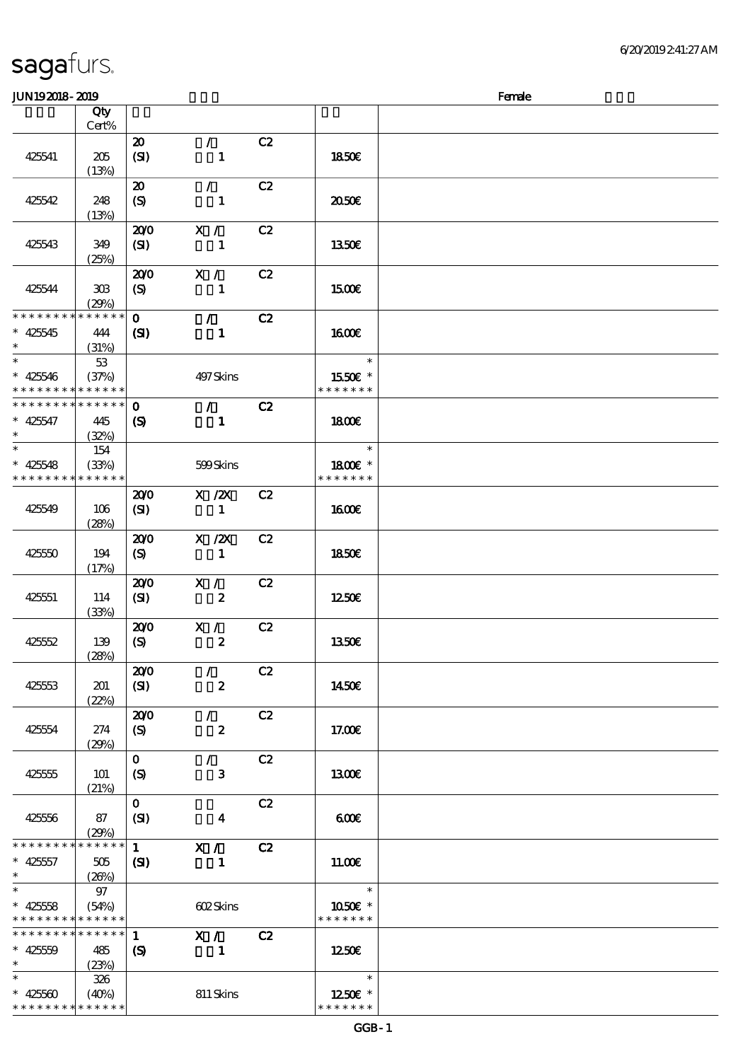sagafurs.

6/20/2019 2:41:27 AM

JUN19 2018 - 2019 Female

| | Qty Cert% | | | | | |
|---|---|---|---|---|---|---|
| 425541 | 205 (13%) | 20 (SI) | / 1 | C2 | 18.50€ | |
| 425542 | 248 (13%) | 20 (S) | / 1 | C2 | 20.50€ | |
| 425543 | 349 (25%) | 20/0 (SI) | X / 1 | C2 | 13.50€ | |
| 425544 | 303 (29%) | 20/0 (S) | X / 1 | C2 | 15.00€ | |
| * * * * * * * * * * * * * * * 425545 * | 444 (31%) | 0 (SI) | / 1 | C2 | 16.00€ | |
| * * 425546 * * * * * * * * * * * * * * | 53 (37%) | | 497 Skins | | * 15.50€ * * * * * * * * | |
| * * * * * * * * * * * * * * * 425547 * | 445 (32%) | 0 (S) | / 1 | C2 | 18.00€ | |
| * * 425548 * * * * * * * * * * * * * * | 154 (33%) | | 599 Skins | | * 18.00€ * * * * * * * * | |
| 425549 | 106 (28%) | 20/0 (SI) | X /2X 1 | C2 | 16.00€ | |
| 425550 | 194 (17%) | 20/0 (S) | X /2X 1 | C2 | 18.50€ | |
| 425551 | 114 (33%) | 20/0 (SI) | X / 2 | C2 | 12.50€ | |
| 425552 | 139 (28%) | 20/0 (S) | X / 2 | C2 | 13.50€ | |
| 425553 | 201 (22%) | 20/0 (SI) | / 2 | C2 | 14.50€ | |
| 425554 | 274 (29%) | 20/0 (S) | / 2 | C2 | 17.00€ | |
| 425555 | 101 (21%) | 0 (S) | / 3 | C2 | 13.00€ | |
| 425556 | 87 (29%) | 0 (SI) | 4 | C2 | 6.00€ | |
| * * * * * * * * * * * * * * * 425557 * | 505 (26%) | 1 (SI) | X / 1 | C2 | 11.00€ | |
| * * 425558 * * * * * * * * * * * * * * | 97 (54%) | | 602 Skins | | * 10.50€ * * * * * * * * | |
| * * * * * * * * * * * * * * * 425559 * | 485 (23%) | 1 (S) | X / 1 | C2 | 12.50€ | |
| * * 425560 * * * * * * * * * * * * * * | 326 (40%) | | 811 Skins | | * 12.50€ * * * * * * * * | |

GGB - 1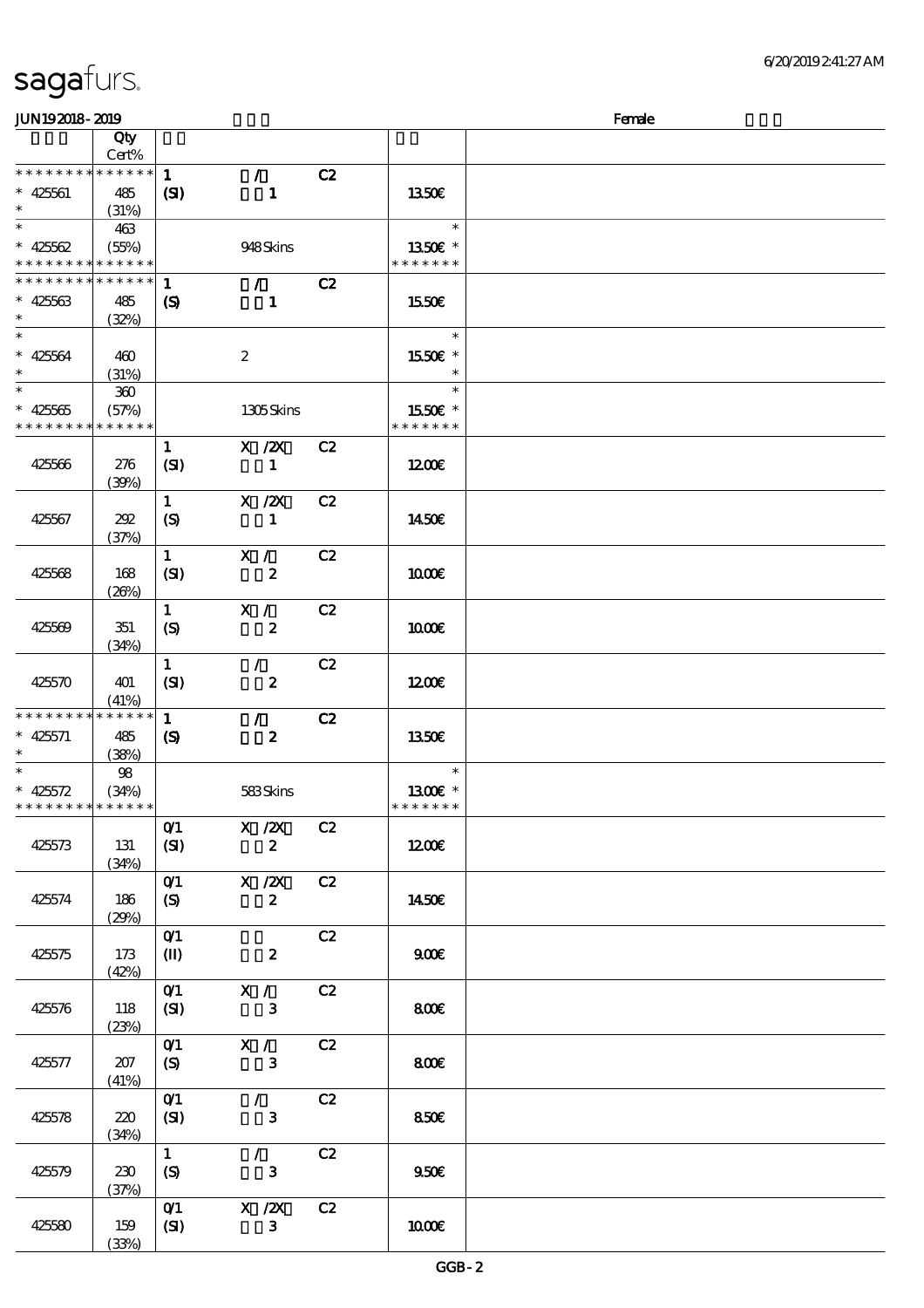| | Qty Cert% | | | | | |
|---|---|---|---|---|---|---|
| * * * * * * * * * * * * * * | | 1 | / | C2 | | |
| * 425561 | 485 | (SI) | 1 | | 13.50€ | |
| * | (31%) | | | | | |
| * | 463 | | | | * | |
| * 425562 | (55%) | | 948 Skins | | 13.50€ * | |
| * * * * * * * * * * * * * * | | | | | * * * * * * * | |
| * * * * * * * * * * * * * * | | 1 | / | C2 | | |
| * 425563 | 485 | (S) | 1 | | 15.50€ | |
| * | (32%) | | | | | |
| * | | | | | * | |
| * 425564 | 460 | | 2 | | 15.50€ * | |
| * | (31%) | | | | * | |
| * | 360 | | | | * | |
| * 425565 | (57%) | | 1305 Skins | | 15.50€ * | |
| * * * * * * * * * * * * * * | | | | | * * * * * * * | |
| 425566 | 276 (39%) | 1 (SI) | X /2X 1 | C2 | 12.00€ | |
| 425567 | 292 (37%) | 1 (S) | X /2X 1 | C2 | 14.50€ | |
| 425568 | 168 (26%) | 1 (SI) | X / 2 | C2 | 10.00€ | |
| 425569 | 351 (34%) | 1 (S) | X / 2 | C2 | 10.00€ | |
| 425570 | 401 (41%) | 1 (SI) | / 2 | C2 | 12.00€ | |
| * * * * * * * * * * * * * * | | 1 | / | C2 | | |
| * 425571 | 485 | (S) | 2 | | 13.50€ | |
| * | (38%) | | | | | |
| * | 98 | | | | * | |
| * 425572 | (34%) | | 583 Skins | | 13.00€ * | |
| * * * * * * * * * * * * * * | | | | | * * * * * * * | |
| 425573 | 131 (34%) | 0/1 (SI) | X /2X 2 | C2 | 12.00€ | |
| 425574 | 186 (29%) | 0/1 (S) | X /2X 2 | C2 | 14.50€ | |
| 425575 | 173 (42%) | 0/1 (II) | 2 | C2 | 9.00€ | |
| 425576 | 118 (23%) | 0/1 (SI) | X / 3 | C2 | 8.00€ | |
| 425577 | 207 (41%) | 0/1 (S) | X / 3 | C2 | 8.00€ | |
| 425578 | 220 (34%) | 0/1 (SI) | / 3 | C2 | 8.50€ | |
| 425579 | 230 (37%) | 1 (S) | / 3 | C2 | 9.50€ | |
| 425580 | 159 (33%) | 0/1 (SI) | X /2X 3 | C2 | 10.00€ | |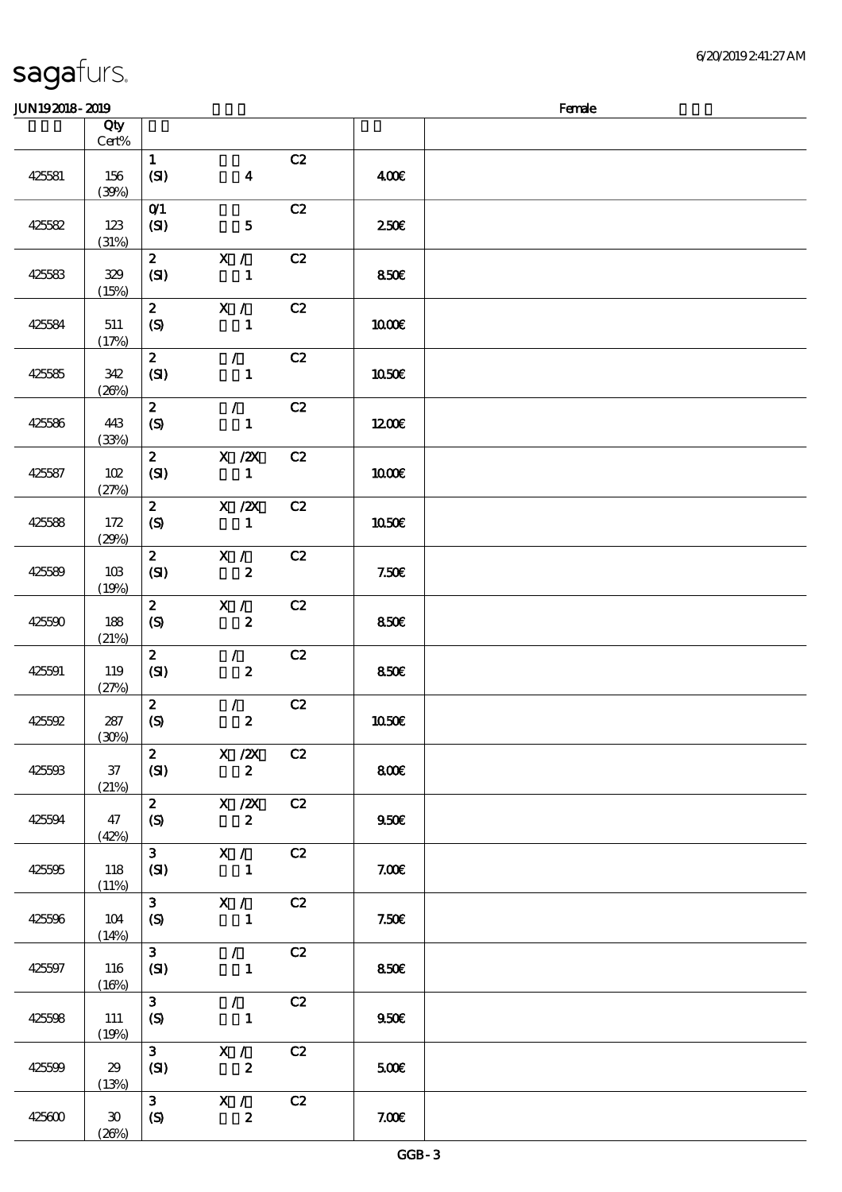sagafurs.

6/20/2019 2:41:27 AM

JUN19 2018 - 2019 Female

| | Qty Cert% | | | |
|---|---|---|---|---|
| 425581 | 156 (39%) | 1 (SI) 4 C2 | 4.00€ | |
| 425582 | 123 (31%) | 0/1 (SI) 5 C2 | 2.50€ | |
| 425583 | 329 (15%) | 2 X / (SI) 1 C2 | 8.50€ | |
| 425584 | 511 (17%) | 2 X / (S) 1 C2 | 10.00€ | |
| 425585 | 342 (26%) | 2 / (SI) 1 C2 | 10.50€ | |
| 425586 | 443 (33%) | 2 / (S) 1 C2 | 12.00€ | |
| 425587 | 102 (27%) | 2 X /2X (SI) 1 C2 | 10.00€ | |
| 425588 | 172 (29%) | 2 X /2X (S) 1 C2 | 10.50€ | |
| 425589 | 103 (19%) | 2 X / (SI) 2 C2 | 7.50€ | |
| 425590 | 188 (21%) | 2 X / (S) 2 C2 | 8.50€ | |
| 425591 | 119 (27%) | 2 / (SI) 2 C2 | 8.50€ | |
| 425592 | 287 (30%) | 2 / (S) 2 C2 | 10.50€ | |
| 425593 | 37 (21%) | 2 X /2X (SI) 2 C2 | 8.00€ | |
| 425594 | 47 (42%) | 2 X /2X (S) 2 C2 | 9.50€ | |
| 425595 | 118 (11%) | 3 X / (SI) 1 C2 | 7.00€ | |
| 425596 | 104 (14%) | 3 X / (S) 1 C2 | 7.50€ | |
| 425597 | 116 (16%) | 3 / (SI) 1 C2 | 8.50€ | |
| 425598 | 111 (19%) | 3 / (S) 1 C2 | 9.50€ | |
| 425599 | 29 (13%) | 3 X / (SI) 2 C2 | 5.00€ | |
| 425600 | 30 (26%) | 3 X / (S) 2 C2 | 7.00€ | |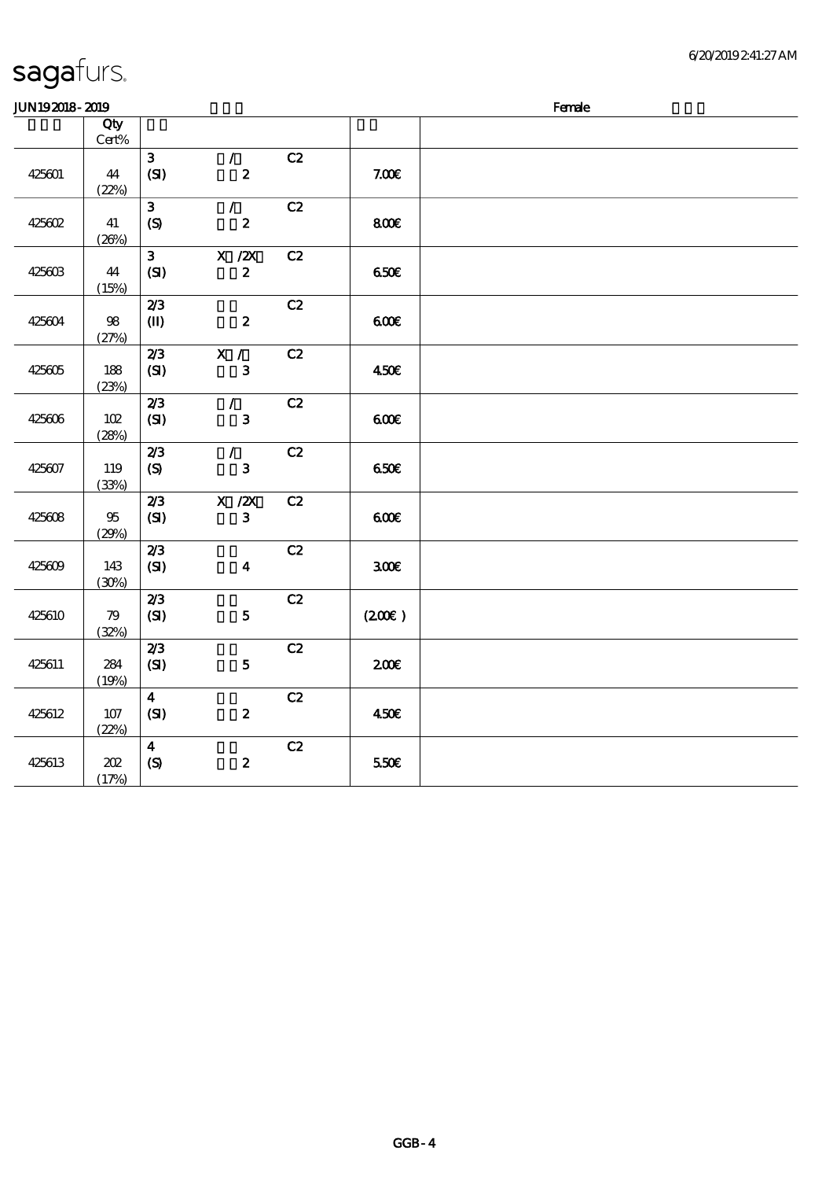sagafurs.

6/20/2019 2:41:27 AM

JUN19 2018 - 2019 | Female

| | Qty Cert% | | | | | |
|---|---|---|---|---|---|---|
| 425601 | 44 (22%) | 3 (SI) | / 2 | C2 | 7.00€ | |
| 425602 | 41 (26%) | 3 (S) | / 2 | C2 | 8.00€ | |
| 425603 | 44 (15%) | 3 (SI) | X /2X 2 | C2 | 6.50€ | |
| 425604 | 98 (27%) | 2/3 (II) | 2 | C2 | 6.00€ | |
| 425605 | 188 (23%) | 2/3 (SI) | X / 3 | C2 | 4.50€ | |
| 425606 | 102 (28%) | 2/3 (SI) | / 3 | C2 | 6.00€ | |
| 425607 | 119 (33%) | 2/3 (S) | / 3 | C2 | 6.50€ | |
| 425608 | 95 (29%) | 2/3 (SI) | X /2X 3 | C2 | 6.00€ | |
| 425609 | 143 (30%) | 2/3 (SI) | 4 | C2 | 3.00€ | |
| 425610 | 79 (32%) | 2/3 (SI) | 5 | C2 | (2.00€ ) | |
| 425611 | 284 (19%) | 2/3 (SI) | 5 | C2 | 2.00€ | |
| 425612 | 107 (22%) | 4 (SI) | 2 | C2 | 4.50€ | |
| 425613 | 202 (17%) | 4 (S) | 2 | C2 | 5.50€ | |